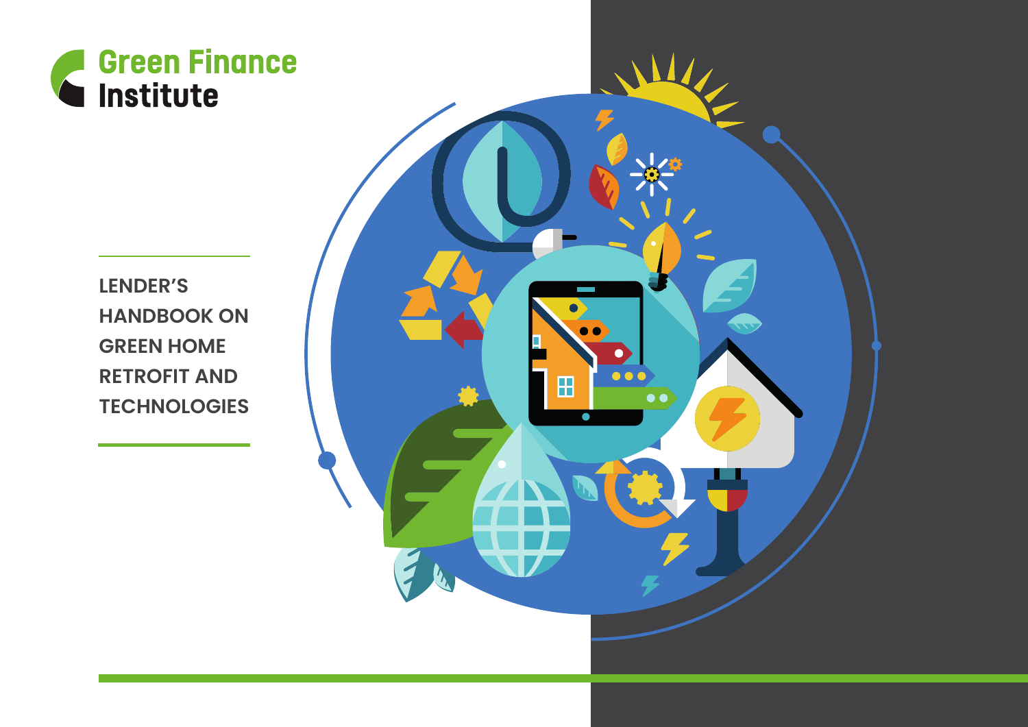Green Finance Institute

# LENDER'S HANDBOOK ON GREEN HOME RETROFIT AND TECHNOLOGIES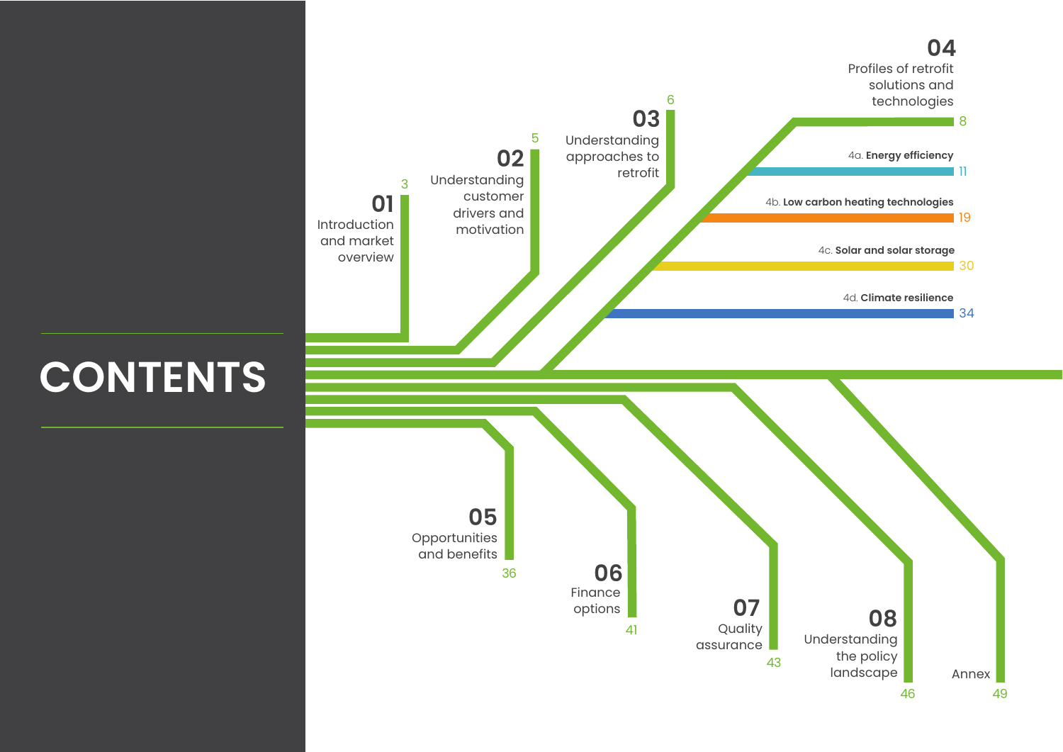# CONTENTS

**01** Introduction and market overview — 3

**02** Understanding customer drivers and motivation — 5

**03** Understanding approaches to retrofit — 6

**04** Profiles of retrofit solutions and technologies — 8

- 4a. **Energy efficiency** — 11
- 4b. **Low carbon heating technologies** — 19
- 4c. **Solar and solar storage** — 30
- 4d. **Climate resilience** — 34

**05** Opportunities and benefits — 36

**06** Finance options — 41

**07** Quality assurance — 43

**08** Understanding the policy landscape — 46

Annex — 49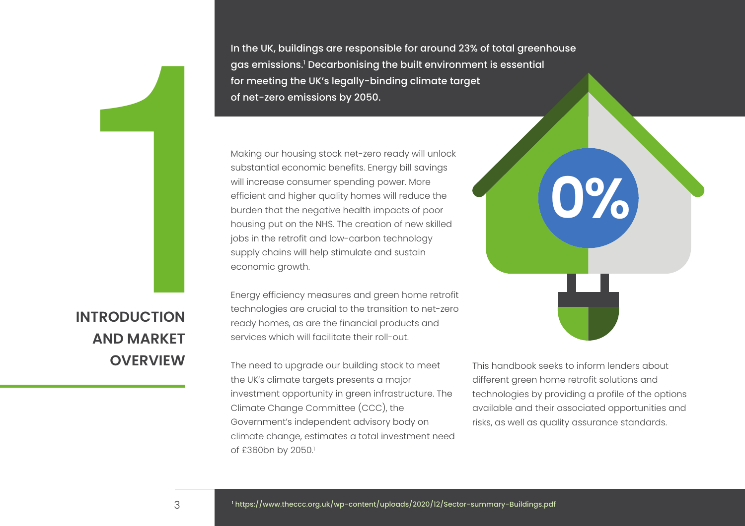# 1 INTRODUCTION AND MARKET OVERVIEW

**In the UK, buildings are responsible for around 23% of total greenhouse gas emissions.[1] Decarbonising the built environment is essential for meeting the UK's legally-binding climate target of net-zero emissions by 2050.**

Making our housing stock net-zero ready will unlock substantial economic benefits. Energy bill savings will increase consumer spending power. More efficient and higher quality homes will reduce the burden that the negative health impacts of poor housing put on the NHS. The creation of new skilled jobs in the retrofit and low-carbon technology supply chains will help stimulate and sustain economic growth.

Energy efficiency measures and green home retrofit technologies are crucial to the transition to net-zero ready homes, as are the financial products and services which will facilitate their roll-out.

The need to upgrade our building stock to meet the UK's climate targets presents a major investment opportunity in green infrastructure. The Climate Change Committee (CCC), the Government's independent advisory body on climate change, estimates a total investment need of £360bn by 2050.[1]

This handbook seeks to inform lenders about different green home retrofit solutions and technologies by providing a profile of the options available and their associated opportunities and risks, as well as quality assurance standards.

[1] https://www.theccc.org.uk/wp-content/uploads/2020/12/Sector-summary-Buildings.pdf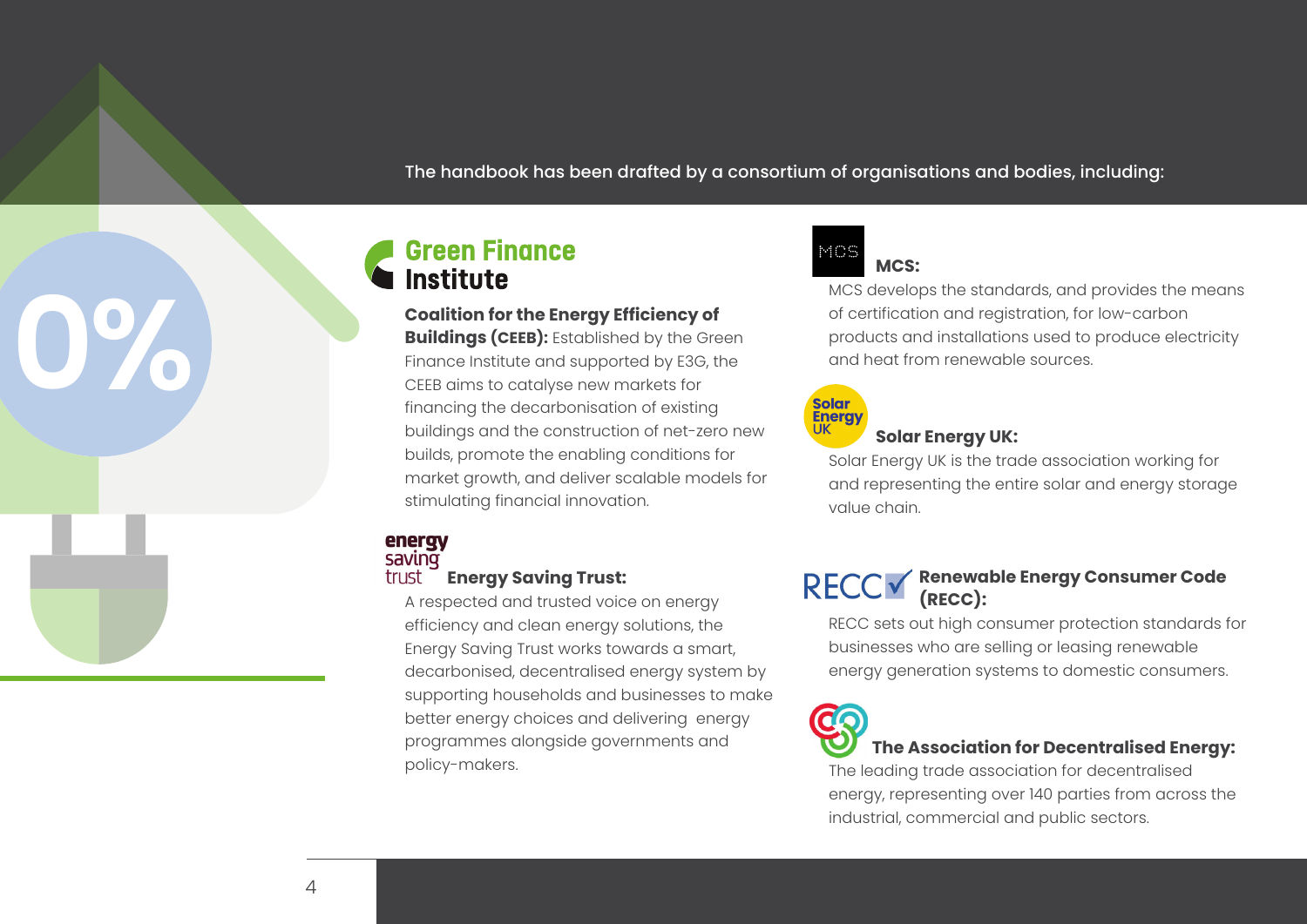The handbook has been drafted by a consortium of organisations and bodies, including:

**Green Finance Institute**

**Coalition for the Energy Efficiency of Buildings (CEEB):** Established by the Green Finance Institute and supported by E3G, the CEEB aims to catalyse new markets for financing the decarbonisation of existing buildings and the construction of net-zero new builds, promote the enabling conditions for market growth, and deliver scalable models for stimulating financial innovation.

**Energy Saving Trust:** A respected and trusted voice on energy efficiency and clean energy solutions, the Energy Saving Trust works towards a smart, decarbonised, decentralised energy system by supporting households and businesses to make better energy choices and delivering energy programmes alongside governments and policy-makers.

**MCS:** MCS develops the standards, and provides the means of certification and registration, for low-carbon products and installations used to produce electricity and heat from renewable sources.

**Solar Energy UK:** Solar Energy UK is the trade association working for and representing the entire solar and energy storage value chain.

**Renewable Energy Consumer Code (RECC):** RECC sets out high consumer protection standards for businesses who are selling or leasing renewable energy generation systems to domestic consumers.

**The Association for Decentralised Energy:** The leading trade association for decentralised energy, representing over 140 parties from across the industrial, commercial and public sectors.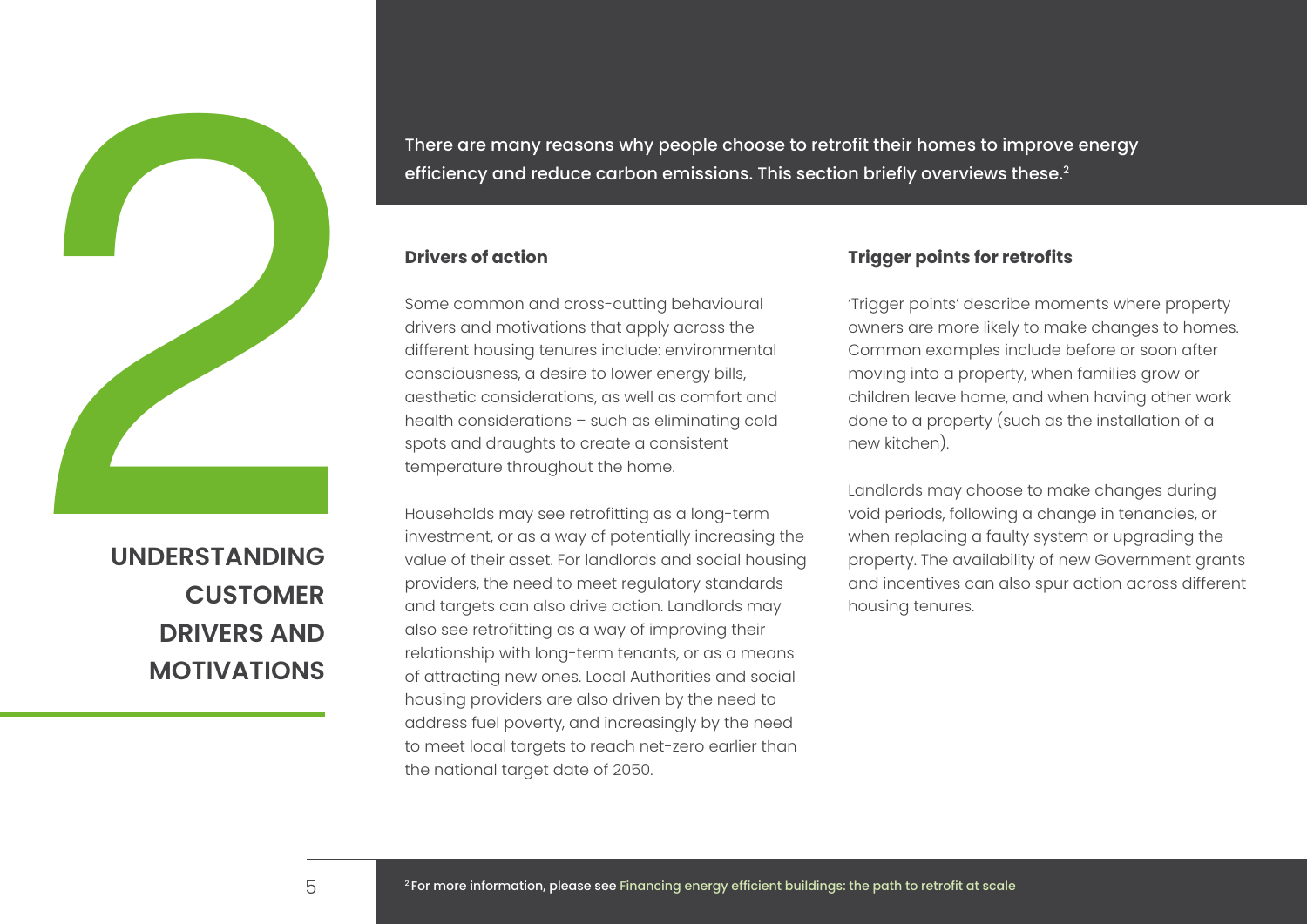# 2 UNDERSTANDING CUSTOMER DRIVERS AND MOTIVATIONS

There are many reasons why people choose to retrofit their homes to improve energy efficiency and reduce carbon emissions. This section briefly overviews these.[2]

### Drivers of action

Some common and cross-cutting behavioural drivers and motivations that apply across the different housing tenures include: environmental consciousness, a desire to lower energy bills, aesthetic considerations, as well as comfort and health considerations – such as eliminating cold spots and draughts to create a consistent temperature throughout the home.

Households may see retrofitting as a long-term investment, or as a way of potentially increasing the value of their asset. For landlords and social housing providers, the need to meet regulatory standards and targets can also drive action. Landlords may also see retrofitting as a way of improving their relationship with long-term tenants, or as a means of attracting new ones. Local Authorities and social housing providers are also driven by the need to address fuel poverty, and increasingly by the need to meet local targets to reach net-zero earlier than the national target date of 2050.

### Trigger points for retrofits

'Trigger points' describe moments where property owners are more likely to make changes to homes. Common examples include before or soon after moving into a property, when families grow or children leave home, and when having other work done to a property (such as the installation of a new kitchen).

Landlords may choose to make changes during void periods, following a change in tenancies, or when replacing a faulty system or upgrading the property. The availability of new Government grants and incentives can also spur action across different housing tenures.

[2] For more information, please see Financing energy efficient buildings: the path to retrofit at scale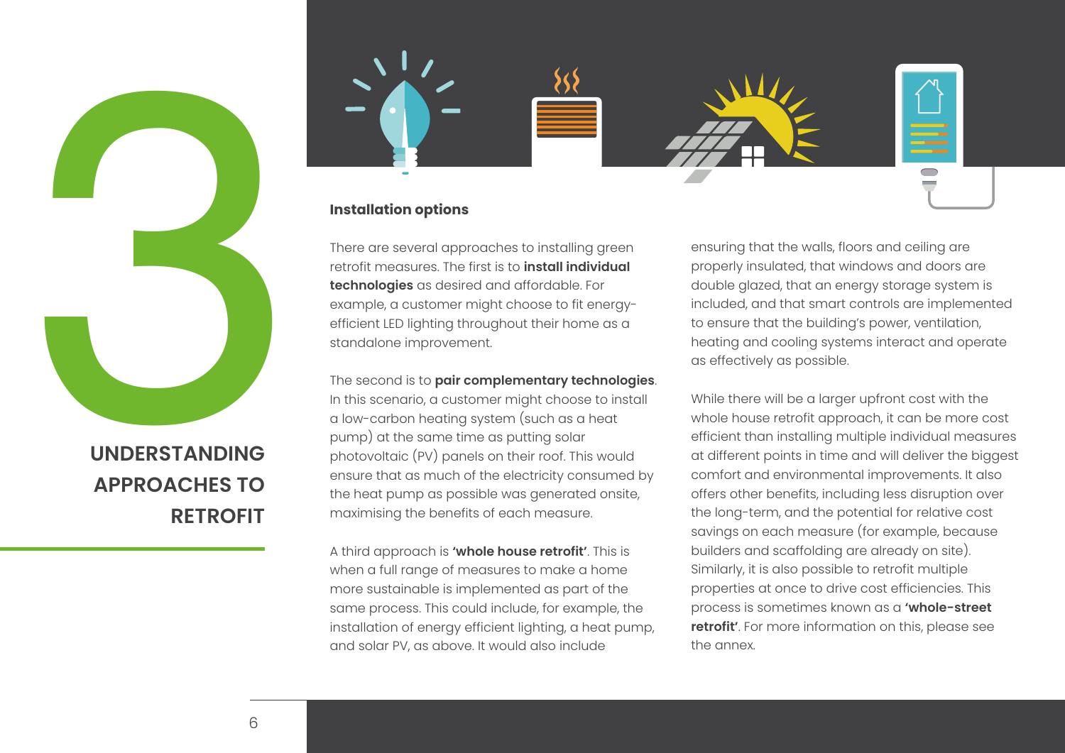# 3 UNDERSTANDING APPROACHES TO RETROFIT

### Installation options

There are several approaches to installing green retrofit measures. The first is to **install individual technologies** as desired and affordable. For example, a customer might choose to fit energy-efficient LED lighting throughout their home as a standalone improvement.

The second is to **pair complementary technologies**. In this scenario, a customer might choose to install a low-carbon heating system (such as a heat pump) at the same time as putting solar photovoltaic (PV) panels on their roof. This would ensure that as much of the electricity consumed by the heat pump as possible was generated onsite, maximising the benefits of each measure.

A third approach is **'whole house retrofit'**. This is when a full range of measures to make a home more sustainable is implemented as part of the same process. This could include, for example, the installation of energy efficient lighting, a heat pump, and solar PV, as above. It would also include ensuring that the walls, floors and ceiling are properly insulated, that windows and doors are double glazed, that an energy storage system is included, and that smart controls are implemented to ensure that the building's power, ventilation, heating and cooling systems interact and operate as effectively as possible.

While there will be a larger upfront cost with the whole house retrofit approach, it can be more cost efficient than installing multiple individual measures at different points in time and will deliver the biggest comfort and environmental improvements. It also offers other benefits, including less disruption over the long-term, and the potential for relative cost savings on each measure (for example, because builders and scaffolding are already on site). Similarly, it is also possible to retrofit multiple properties at once to drive cost efficiencies. This process is sometimes known as a **'whole-street retrofit'**. For more information on this, please see the annex.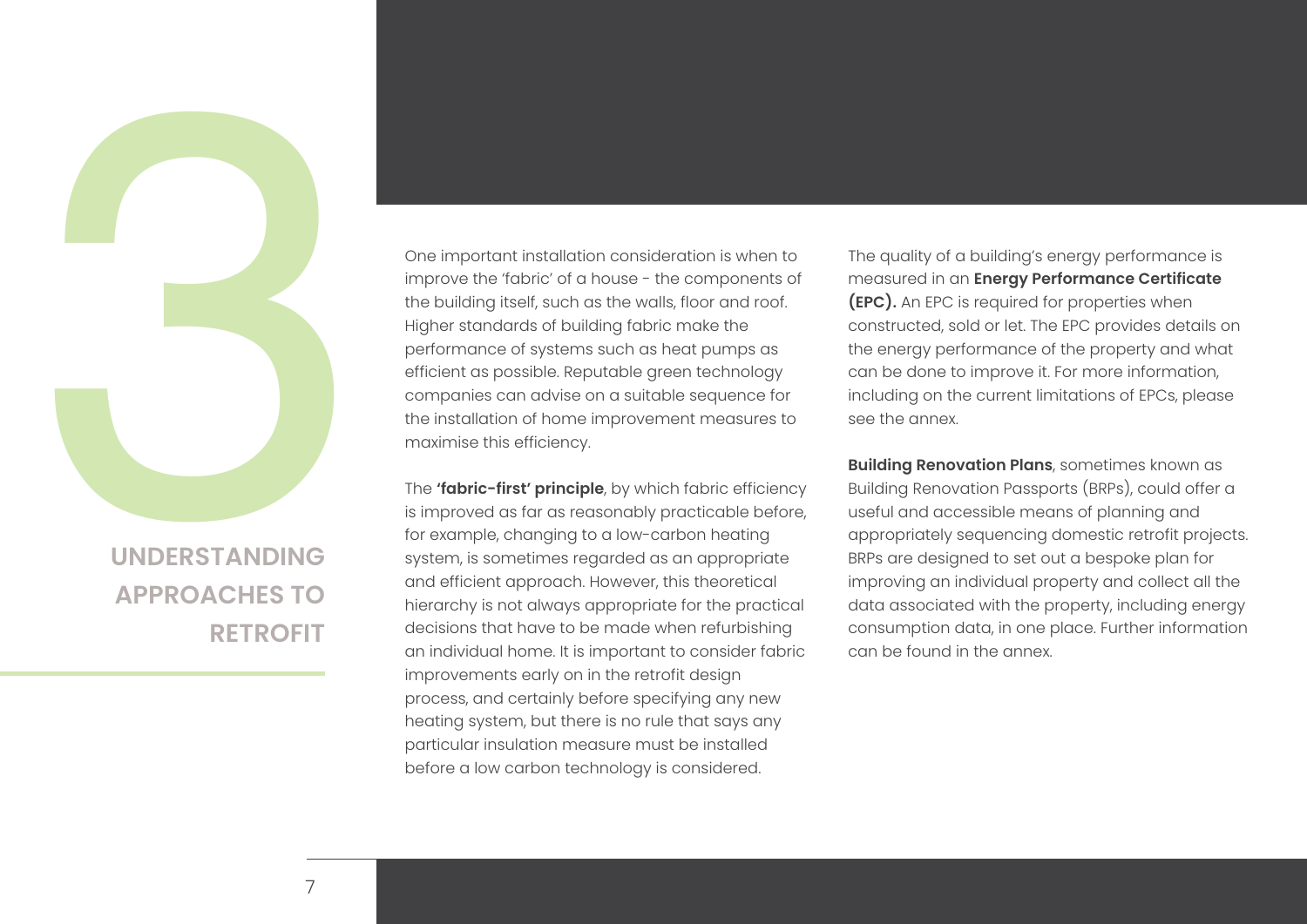# 3 UNDERSTANDING APPROACHES TO RETROFIT

One important installation consideration is when to improve the 'fabric' of a house - the components of the building itself, such as the walls, floor and roof. Higher standards of building fabric make the performance of systems such as heat pumps as efficient as possible. Reputable green technology companies can advise on a suitable sequence for the installation of home improvement measures to maximise this efficiency.

The **'fabric-first' principle**, by which fabric efficiency is improved as far as reasonably practicable before, for example, changing to a low-carbon heating system, is sometimes regarded as an appropriate and efficient approach. However, this theoretical hierarchy is not always appropriate for the practical decisions that have to be made when refurbishing an individual home. It is important to consider fabric improvements early on in the retrofit design process, and certainly before specifying any new heating system, but there is no rule that says any particular insulation measure must be installed before a low carbon technology is considered.

The quality of a building's energy performance is measured in an **Energy Performance Certificate (EPC).** An EPC is required for properties when constructed, sold or let. The EPC provides details on the energy performance of the property and what can be done to improve it. For more information, including on the current limitations of EPCs, please see the annex.

**Building Renovation Plans**, sometimes known as Building Renovation Passports (BRPs), could offer a useful and accessible means of planning and appropriately sequencing domestic retrofit projects. BRPs are designed to set out a bespoke plan for improving an individual property and collect all the data associated with the property, including energy consumption data, in one place. Further information can be found in the annex.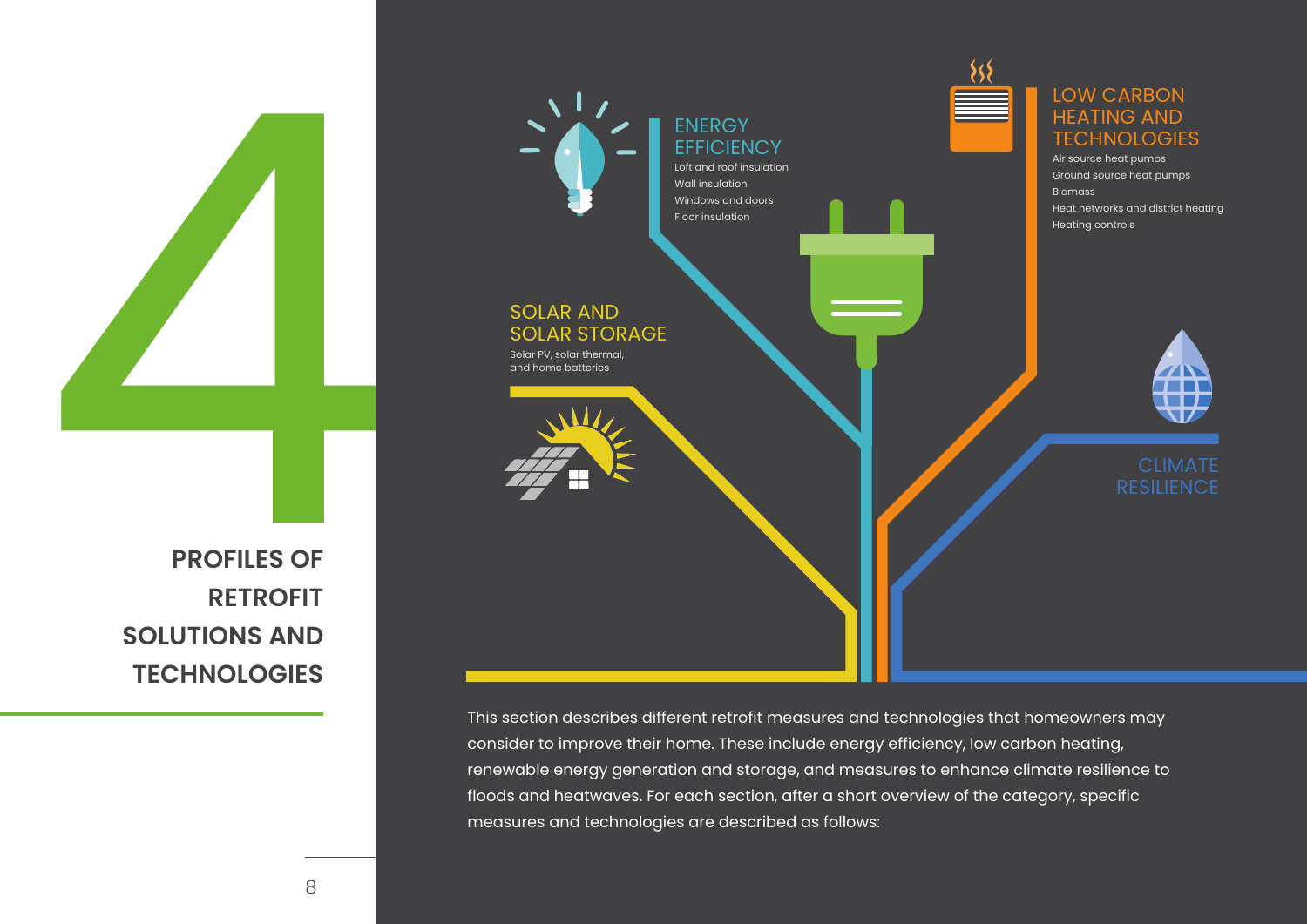# 4 PROFILES OF RETROFIT SOLUTIONS AND TECHNOLOGIES

ENERGY EFFICIENCY

Loft and roof insulation
Wall insulation
Windows and doors
Floor insulation

LOW CARBON HEATING AND TECHNOLOGIES

Air source heat pumps
Ground source heat pumps
Biomass
Heat networks and district heating
Heating controls

SOLAR AND SOLAR STORAGE

Solar PV, solar thermal, and home batteries

CLIMATE RESILIENCE

This section describes different retrofit measures and technologies that homeowners may consider to improve their home. These include energy efficiency, low carbon heating, renewable energy generation and storage, and measures to enhance climate resilience to floods and heatwaves. For each section, after a short overview of the category, specific measures and technologies are described as follows: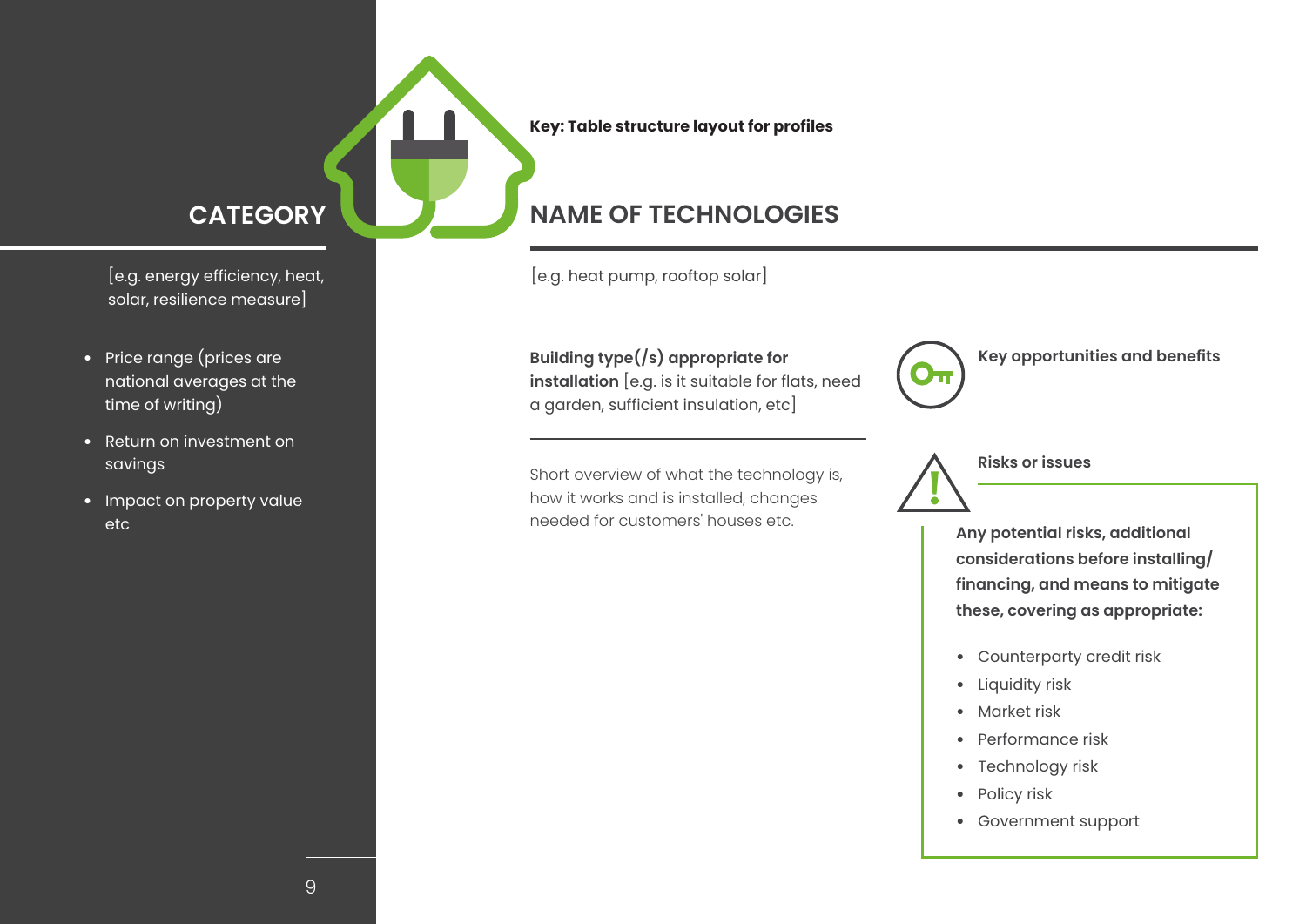Key: Table structure layout for profiles

## CATEGORY

[e.g. energy efficiency, heat, solar, resilience measure]

- Price range (prices are national averages at the time of writing)
- Return on investment on savings
- Impact on property value etc

## NAME OF TECHNOLOGIES

[e.g. heat pump, rooftop solar]

**Building type(/s) appropriate for installation** [e.g. is it suitable for flats, need a garden, sufficient insulation, etc]

Short overview of what the technology is, how it works and is installed, changes needed for customers' houses etc.

**Key opportunities and benefits**

**Risks or issues**

**Any potential risks, additional considerations before installing/ financing, and means to mitigate these, covering as appropriate:**

- Counterparty credit risk
- Liquidity risk
- Market risk
- Performance risk
- Technology risk
- Policy risk
- Government support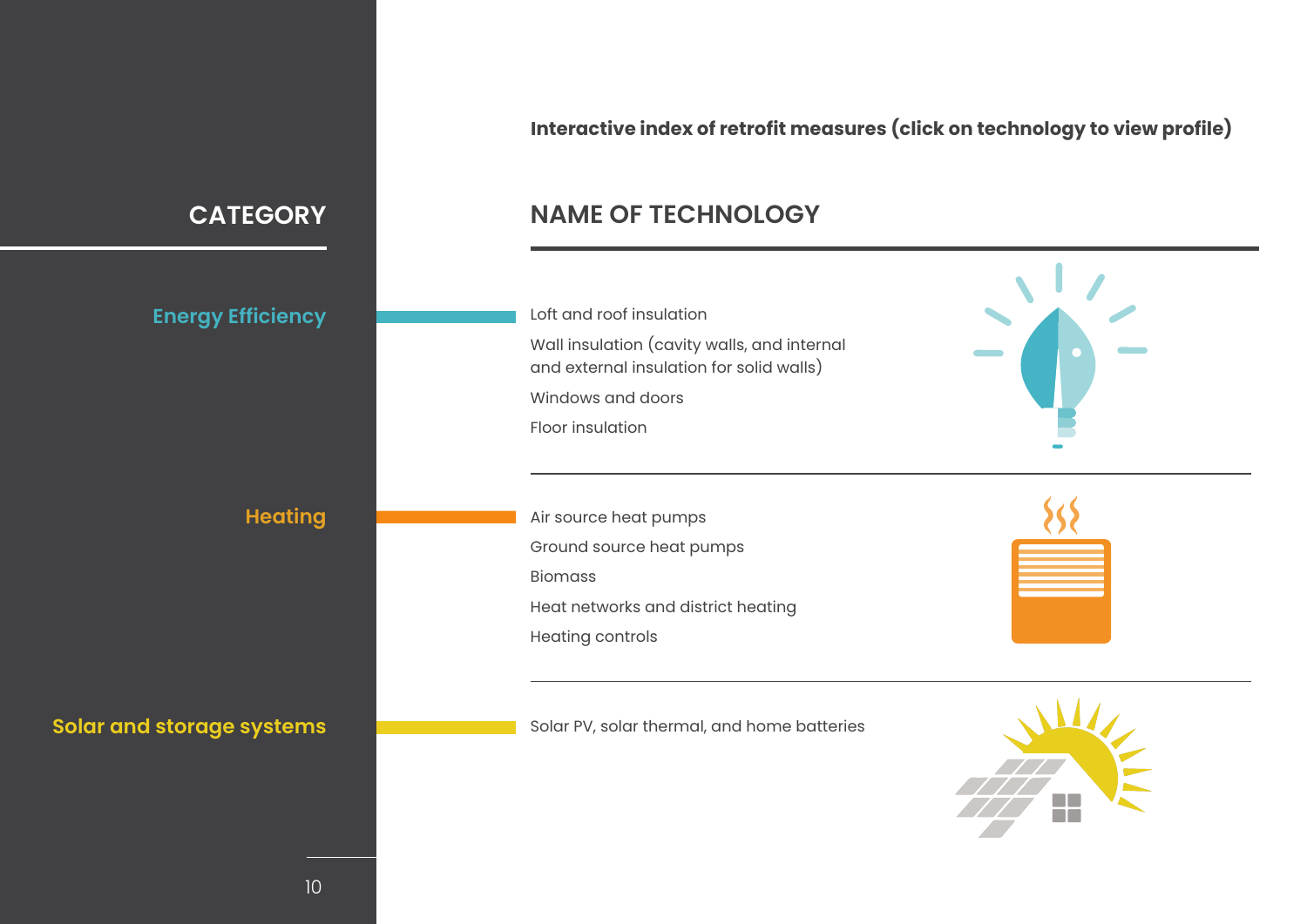**Interactive index of retrofit measures (click on technology to view profile)**

| CATEGORY | NAME OF TECHNOLOGY |
|---|---|
| Energy Efficiency | Loft and roof insulation<br>Wall insulation (cavity walls, and internal and external insulation for solid walls)<br>Windows and doors<br>Floor insulation |
| Heating | Air source heat pumps<br>Ground source heat pumps<br>Biomass<br>Heat networks and district heating<br>Heating controls |
| Solar and storage systems | Solar PV, solar thermal, and home batteries |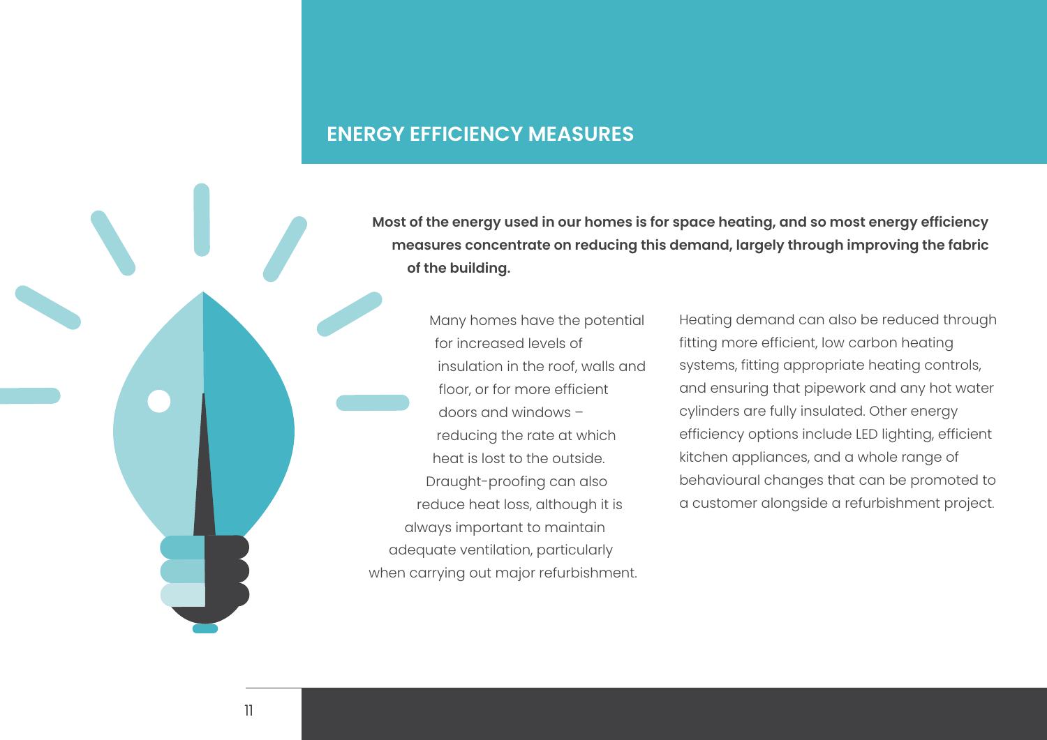## ENERGY EFFICIENCY MEASURES

**Most of the energy used in our homes is for space heating, and so most energy efficiency measures concentrate on reducing this demand, largely through improving the fabric of the building.**

Many homes have the potential for increased levels of insulation in the roof, walls and floor, or for more efficient doors and windows – reducing the rate at which heat is lost to the outside. Draught-proofing can also reduce heat loss, although it is always important to maintain adequate ventilation, particularly when carrying out major refurbishment.

Heating demand can also be reduced through fitting more efficient, low carbon heating systems, fitting appropriate heating controls, and ensuring that pipework and any hot water cylinders are fully insulated. Other energy efficiency options include LED lighting, efficient kitchen appliances, and a whole range of behavioural changes that can be promoted to a customer alongside a refurbishment project.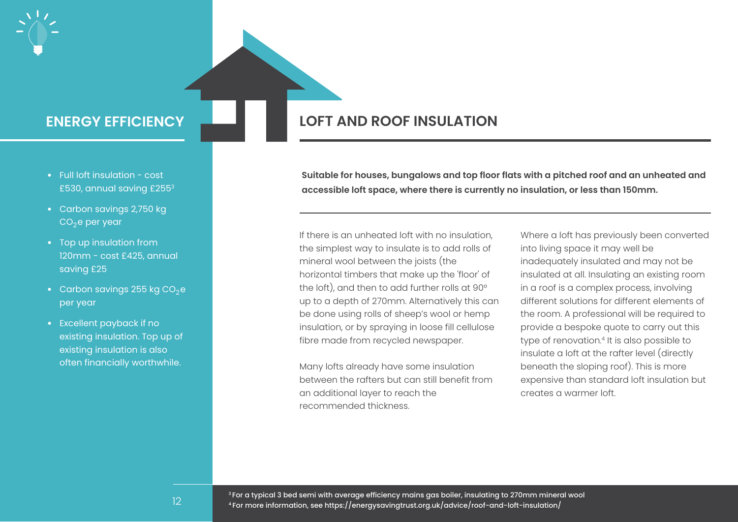## ENERGY EFFICIENCY

- Full loft insulation - cost £530, annual saving £255[3]
- Carbon savings 2,750 kg $CO_2$e per year
- Top up insulation from 120mm - cost £425, annual saving £25
- Carbon savings 255 kg $CO_2$e per year
- Excellent payback if no existing insulation. Top up of existing insulation is also often financially worthwhile.

# LOFT AND ROOF INSULATION

**Suitable for houses, bungalows and top floor flats with a pitched roof and an unheated and accessible loft space, where there is currently no insulation, or less than 150mm.**

If there is an unheated loft with no insulation, the simplest way to insulate is to add rolls of mineral wool between the joists (the horizontal timbers that make up the 'floor' of the loft), and then to add further rolls at 90° up to a depth of 270mm. Alternatively this can be done using rolls of sheep's wool or hemp insulation, or by spraying in loose fill cellulose fibre made from recycled newspaper.

Many lofts already have some insulation between the rafters but can still benefit from an additional layer to reach the recommended thickness.

Where a loft has previously been converted into living space it may well be inadequately insulated and may not be insulated at all. Insulating an existing room in a roof is a complex process, involving different solutions for different elements of the room. A professional will be required to provide a bespoke quote to carry out this type of renovation.[4] It is also possible to insulate a loft at the rafter level (directly beneath the sloping roof). This is more expensive than standard loft insulation but creates a warmer loft.

[3] For a typical 3 bed semi with average efficiency mains gas boiler, insulating to 270mm mineral wool

[4] For more information, see https://energysavingtrust.org.uk/advice/roof-and-loft-insulation/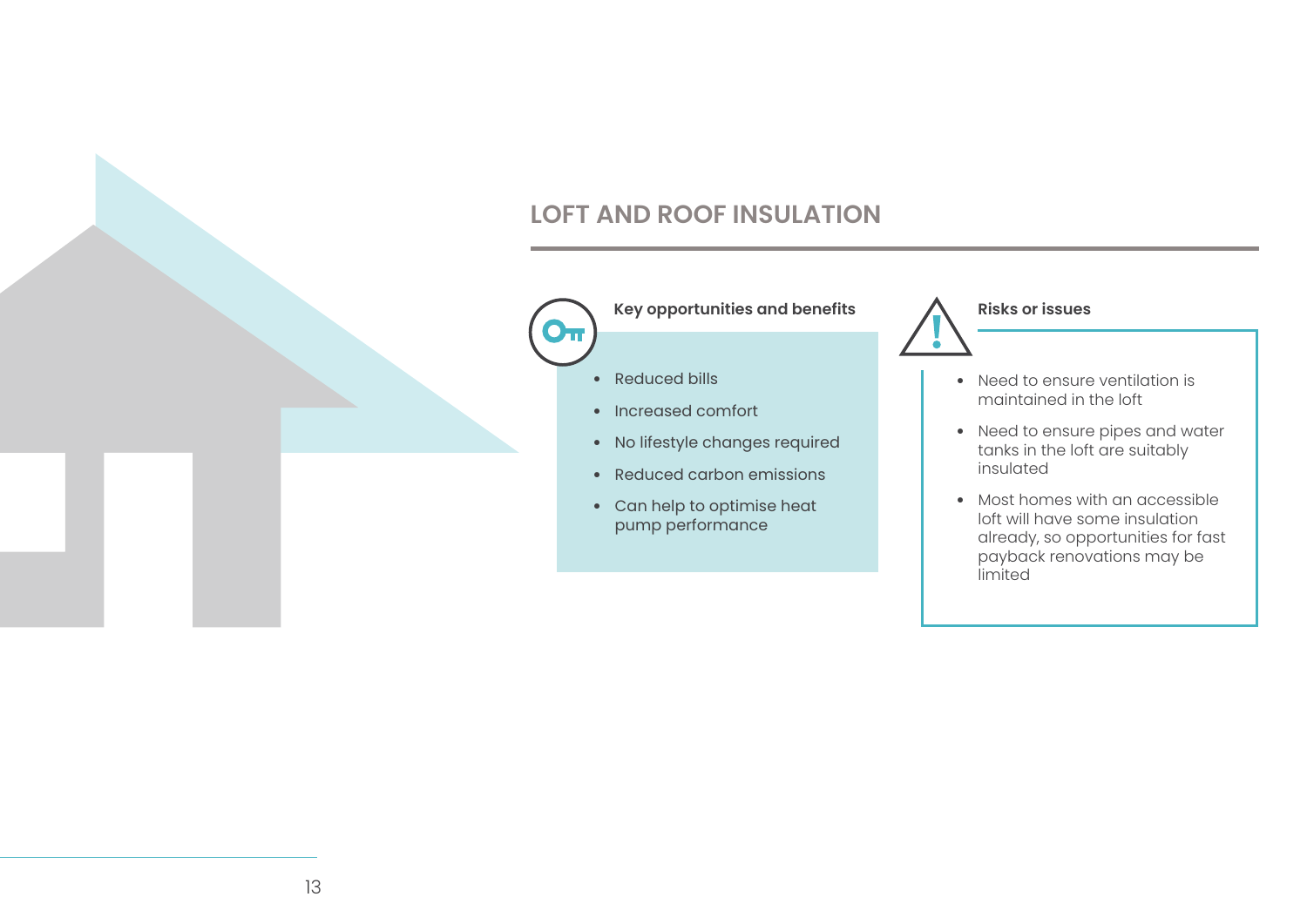## LOFT AND ROOF INSULATION

**Key opportunities and benefits**

- Reduced bills
- Increased comfort
- No lifestyle changes required
- Reduced carbon emissions
- Can help to optimise heat pump performance

**Risks or issues**

- Need to ensure ventilation is maintained in the loft
- Need to ensure pipes and water tanks in the loft are suitably insulated
- Most homes with an accessible loft will have some insulation already, so opportunities for fast payback renovations may be limited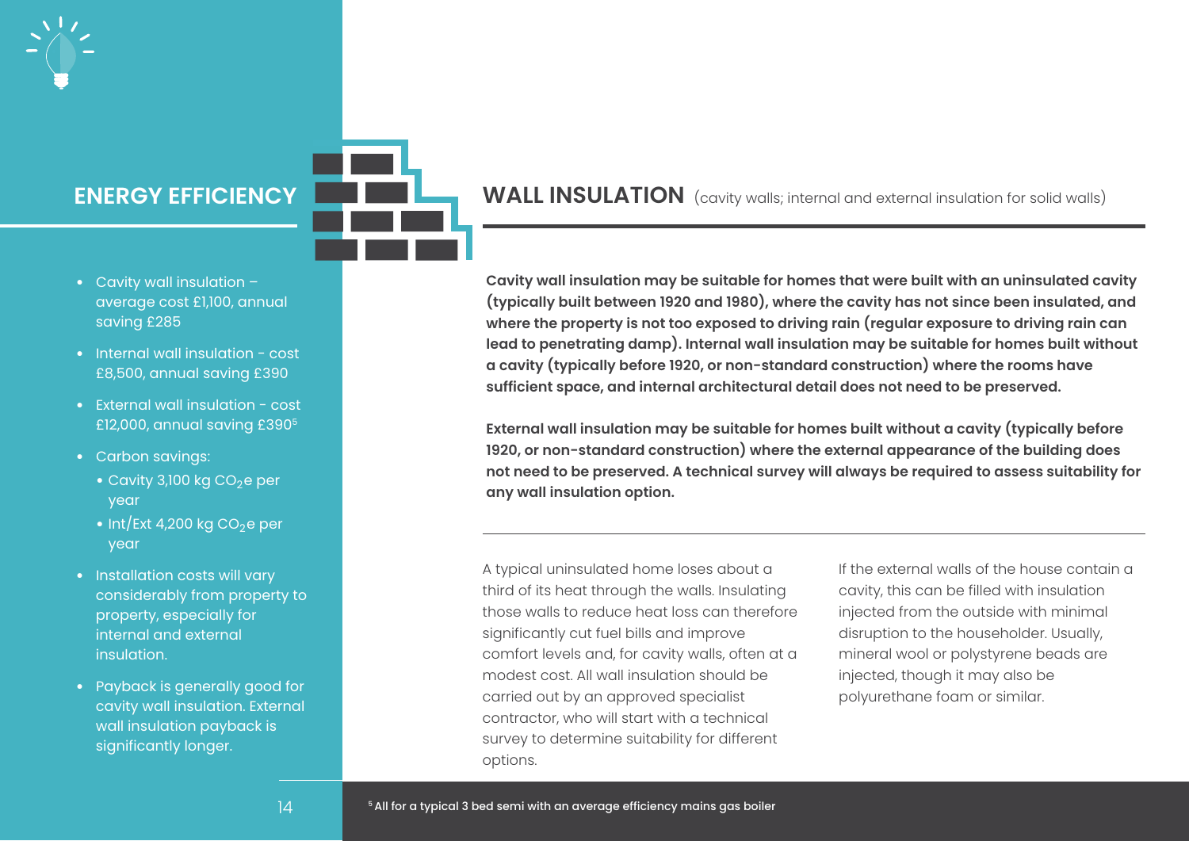## ENERGY EFFICIENCY

- Cavity wall insulation – average cost £1,100, annual saving £285
- Internal wall insulation - cost £8,500, annual saving £390
- External wall insulation - cost £12,000, annual saving £390[5]
- Carbon savings:
  - Cavity 3,100 kg $CO_2$e per year
  - Int/Ext 4,200 kg $CO_2$e per year
- Installation costs will vary considerably from property to property, especially for internal and external insulation.
- Payback is generally good for cavity wall insulation. External wall insulation payback is significantly longer.

## WALL INSULATION (cavity walls; internal and external insulation for solid walls)

**Cavity wall insulation may be suitable for homes that were built with an uninsulated cavity (typically built between 1920 and 1980), where the cavity has not since been insulated, and where the property is not too exposed to driving rain (regular exposure to driving rain can lead to penetrating damp). Internal wall insulation may be suitable for homes built without a cavity (typically before 1920, or non-standard construction) where the rooms have sufficient space, and internal architectural detail does not need to be preserved.**

**External wall insulation may be suitable for homes built without a cavity (typically before 1920, or non-standard construction) where the external appearance of the building does not need to be preserved. A technical survey will always be required to assess suitability for any wall insulation option.**

A typical uninsulated home loses about a third of its heat through the walls. Insulating those walls to reduce heat loss can therefore significantly cut fuel bills and improve comfort levels and, for cavity walls, often at a modest cost. All wall insulation should be carried out by an approved specialist contractor, who will start with a technical survey to determine suitability for different options.

If the external walls of the house contain a cavity, this can be filled with insulation injected from the outside with minimal disruption to the householder. Usually, mineral wool or polystyrene beads are injected, though it may also be polyurethane foam or similar.

[5] All for a typical 3 bed semi with an average efficiency mains gas boiler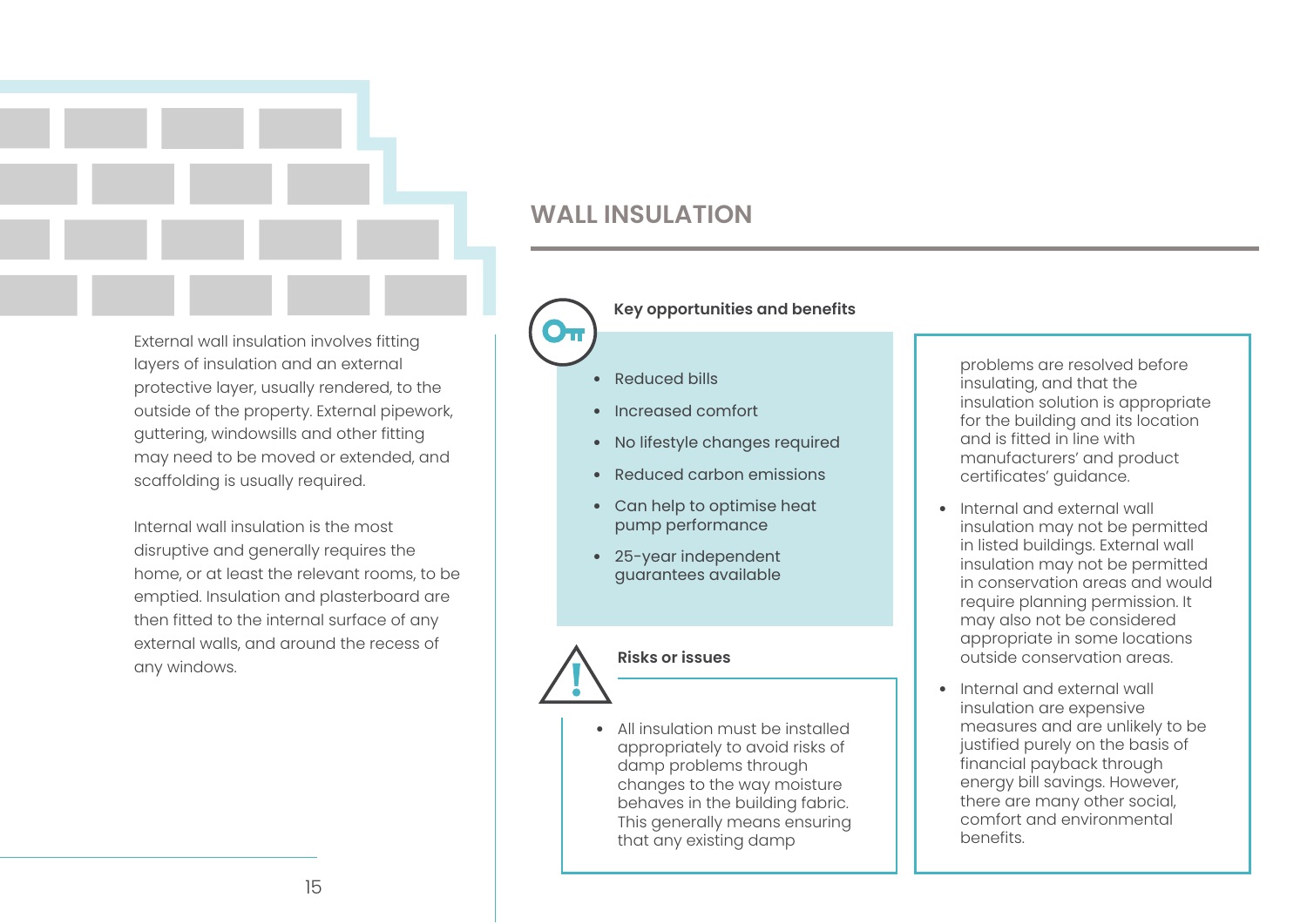## WALL INSULATION

External wall insulation involves fitting layers of insulation and an external protective layer, usually rendered, to the outside of the property. External pipework, guttering, windowsills and other fitting may need to be moved or extended, and scaffolding is usually required.

Internal wall insulation is the most disruptive and generally requires the home, or at least the relevant rooms, to be emptied. Insulation and plasterboard are then fitted to the internal surface of any external walls, and around the recess of any windows.

**Key opportunities and benefits**

- Reduced bills
- Increased comfort
- No lifestyle changes required
- Reduced carbon emissions
- Can help to optimise heat pump performance
- 25-year independent guarantees available

**Risks or issues**

- All insulation must be installed appropriately to avoid risks of damp problems through changes to the way moisture behaves in the building fabric. This generally means ensuring that any existing damp problems are resolved before insulating, and that the insulation solution is appropriate for the building and its location and is fitted in line with manufacturers' and product certificates' guidance.
- Internal and external wall insulation may not be permitted in listed buildings. External wall insulation may not be permitted in conservation areas and would require planning permission. It may also not be considered appropriate in some locations outside conservation areas.
- Internal and external wall insulation are expensive measures and are unlikely to be justified purely on the basis of financial payback through energy bill savings. However, there are many other social, comfort and environmental benefits.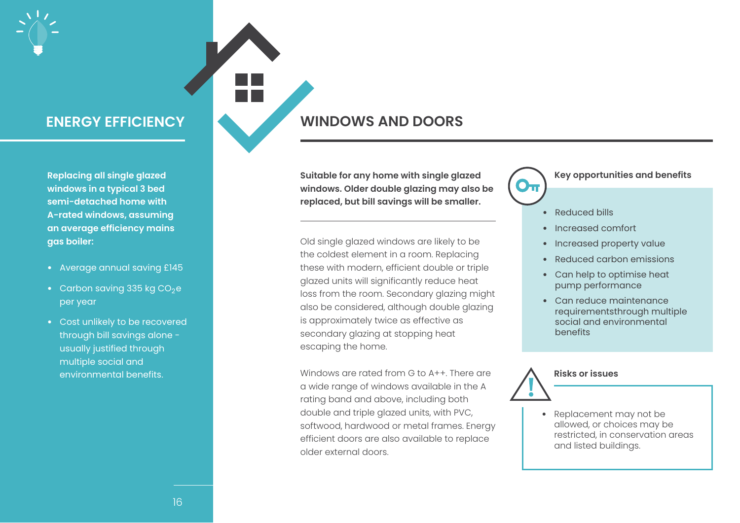## ENERGY EFFICIENCY

**Replacing all single glazed windows in a typical 3 bed semi-detached home with A-rated windows, assuming an average efficiency mains gas boiler:**

- Average annual saving £145
- Carbon saving 335 kg $CO_2$e per year
- Cost unlikely to be recovered through bill savings alone - usually justified through multiple social and environmental benefits.

## WINDOWS AND DOORS

**Suitable for any home with single glazed windows. Older double glazing may also be replaced, but bill savings will be smaller.**

Old single glazed windows are likely to be the coldest element in a room. Replacing these with modern, efficient double or triple glazed units will significantly reduce heat loss from the room. Secondary glazing might also be considered, although double glazing is approximately twice as effective as secondary glazing at stopping heat escaping the home.

Windows are rated from G to A++. There are a wide range of windows available in the A rating band and above, including both double and triple glazed units, with PVC, softwood, hardwood or metal frames. Energy efficient doors are also available to replace older external doors.

### Key opportunities and benefits

- Reduced bills
- Increased comfort
- Increased property value
- Reduced carbon emissions
- Can help to optimise heat pump performance
- Can reduce maintenance requirementsthrough multiple social and environmental benefits

### Risks or issues

- Replacement may not be allowed, or choices may be restricted, in conservation areas and listed buildings.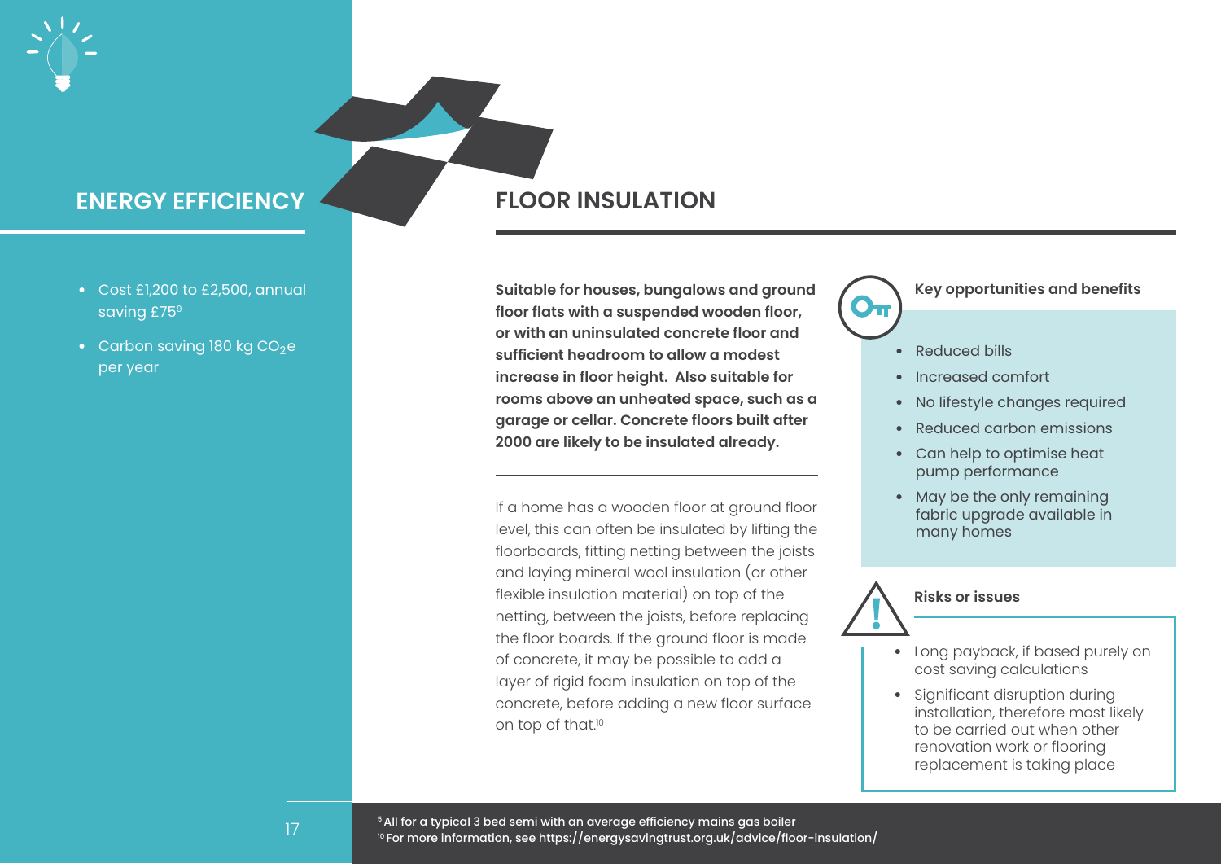## ENERGY EFFICIENCY

- Cost £1,200 to £2,500, annual saving £75[9]
- Carbon saving 180 kg $CO_2$e per year

## FLOOR INSULATION

**Suitable for houses, bungalows and ground floor flats with a suspended wooden floor, or with an uninsulated concrete floor and sufficient headroom to allow a modest increase in floor height. Also suitable for rooms above an unheated space, such as a garage or cellar. Concrete floors built after 2000 are likely to be insulated already.**

If a home has a wooden floor at ground floor level, this can often be insulated by lifting the floorboards, fitting netting between the joists and laying mineral wool insulation (or other flexible insulation material) on top of the netting, between the joists, before replacing the floor boards. If the ground floor is made of concrete, it may be possible to add a layer of rigid foam insulation on top of the concrete, before adding a new floor surface on top of that.[10]

### Key opportunities and benefits

- Reduced bills
- Increased comfort
- No lifestyle changes required
- Reduced carbon emissions
- Can help to optimise heat pump performance
- May be the only remaining fabric upgrade available in many homes

### Risks or issues

- Long payback, if based purely on cost saving calculations
- Significant disruption during installation, therefore most likely to be carried out when other renovation work or flooring replacement is taking place

[9] All for a typical 3 bed semi with an average efficiency mains gas boiler
[10] For more information, see https://energysavingtrust.org.uk/advice/floor-insulation/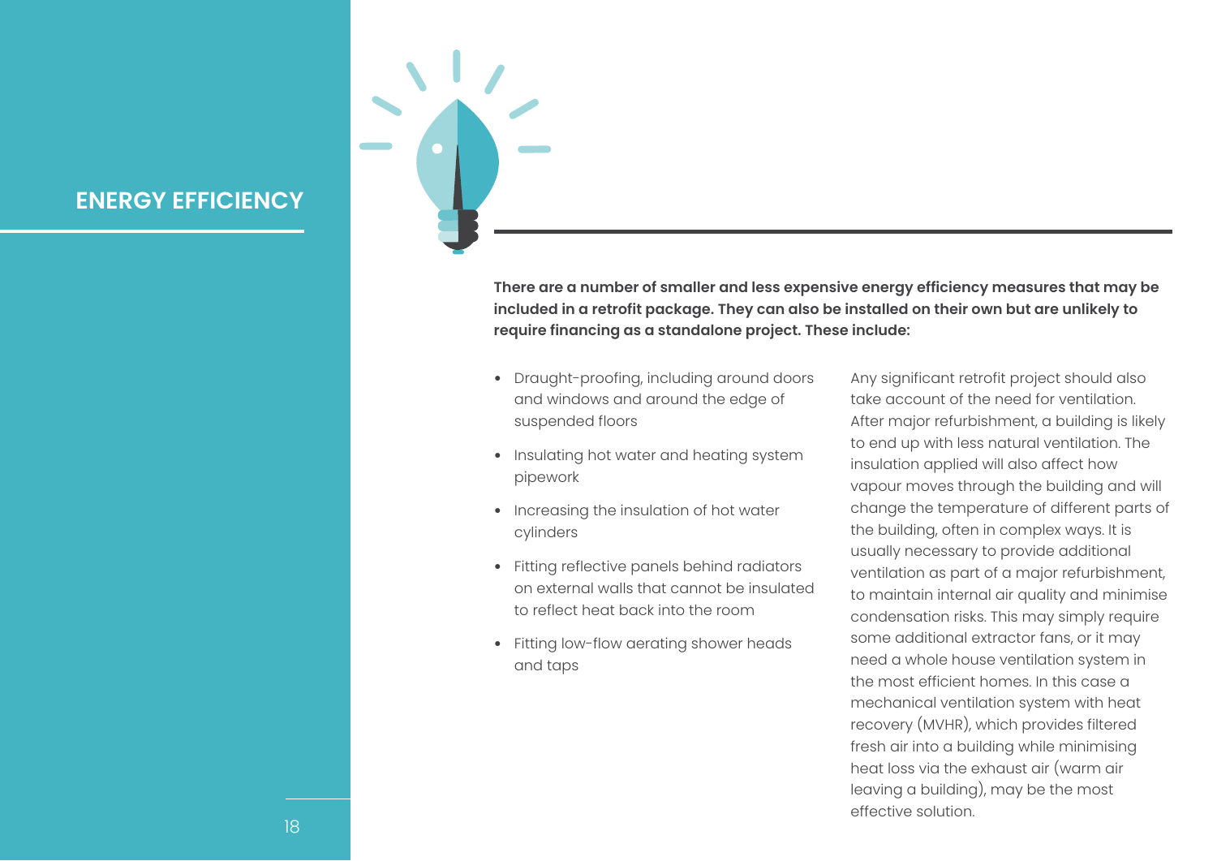## ENERGY EFFICIENCY

**There are a number of smaller and less expensive energy efficiency measures that may be included in a retrofit package. They can also be installed on their own but are unlikely to require financing as a standalone project. These include:**

- Draught-proofing, including around doors and windows and around the edge of suspended floors
- Insulating hot water and heating system pipework
- Increasing the insulation of hot water cylinders
- Fitting reflective panels behind radiators on external walls that cannot be insulated to reflect heat back into the room
- Fitting low-flow aerating shower heads and taps

Any significant retrofit project should also take account of the need for ventilation. After major refurbishment, a building is likely to end up with less natural ventilation. The insulation applied will also affect how vapour moves through the building and will change the temperature of different parts of the building, often in complex ways. It is usually necessary to provide additional ventilation as part of a major refurbishment, to maintain internal air quality and minimise condensation risks. This may simply require some additional extractor fans, or it may need a whole house ventilation system in the most efficient homes. In this case a mechanical ventilation system with heat recovery (MVHR), which provides filtered fresh air into a building while minimising heat loss via the exhaust air (warm air leaving a building), may be the most effective solution.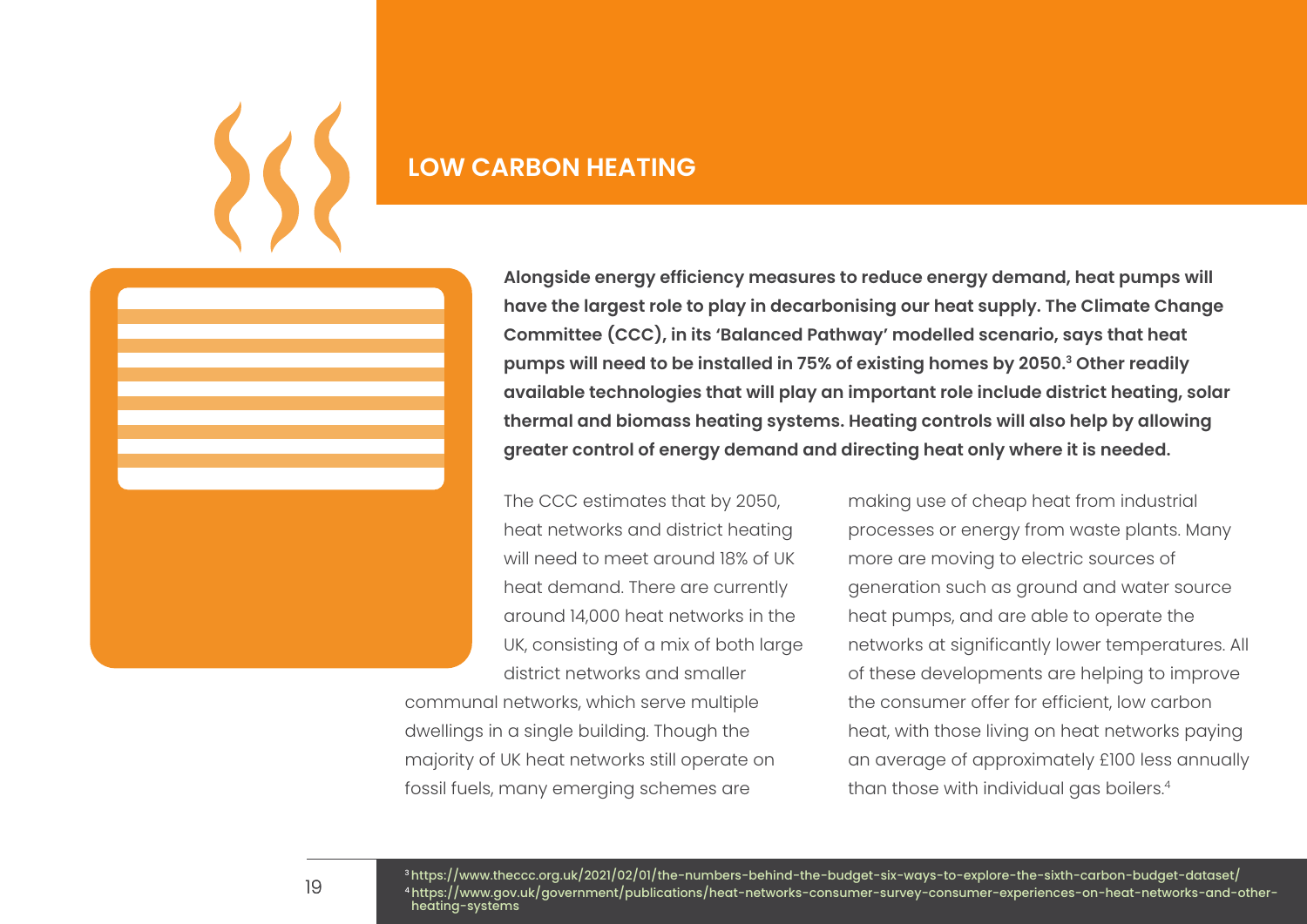## LOW CARBON HEATING

**Alongside energy efficiency measures to reduce energy demand, heat pumps will have the largest role to play in decarbonising our heat supply. The Climate Change Committee (CCC), in its 'Balanced Pathway' modelled scenario, says that heat pumps will need to be installed in 75% of existing homes by 2050.[3] Other readily available technologies that will play an important role include district heating, solar thermal and biomass heating systems. Heating controls will also help by allowing greater control of energy demand and directing heat only where it is needed.**

The CCC estimates that by 2050, heat networks and district heating will need to meet around 18% of UK heat demand. There are currently around 14,000 heat networks in the UK, consisting of a mix of both large district networks and smaller communal networks, which serve multiple dwellings in a single building. Though the majority of UK heat networks still operate on fossil fuels, many emerging schemes are making use of cheap heat from industrial processes or energy from waste plants. Many more are moving to electric sources of generation such as ground and water source heat pumps, and are able to operate the networks at significantly lower temperatures. All of these developments are helping to improve the consumer offer for efficient, low carbon heat, with those living on heat networks paying an average of approximately £100 less annually than those with individual gas boilers.[4]

[3] https://www.theccc.org.uk/2021/02/01/the-numbers-behind-the-budget-six-ways-to-explore-the-sixth-carbon-budget-dataset/

[4] https://www.gov.uk/government/publications/heat-networks-consumer-survey-consumer-experiences-on-heat-networks-and-other-heating-systems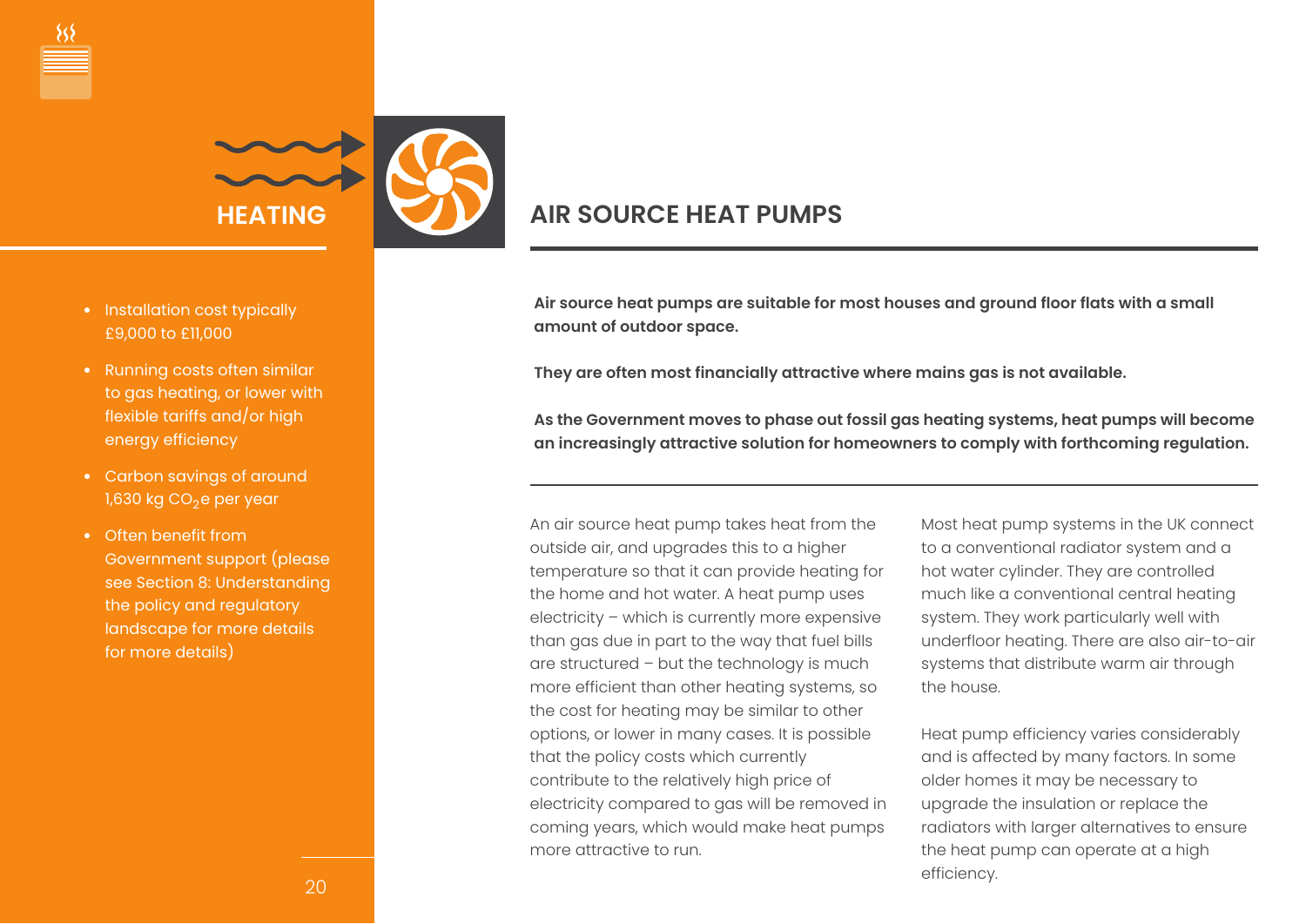## HEATING

- Installation cost typically £9,000 to £11,000
- Running costs often similar to gas heating, or lower with flexible tariffs and/or high energy efficiency
- Carbon savings of around 1,630 kg $CO_2$e per year
- Often benefit from Government support (please see Section 8: Understanding the policy and regulatory landscape for more details for more details)

# AIR SOURCE HEAT PUMPS

**Air source heat pumps are suitable for most houses and ground floor flats with a small amount of outdoor space.**

**They are often most financially attractive where mains gas is not available.**

**As the Government moves to phase out fossil gas heating systems, heat pumps will become an increasingly attractive solution for homeowners to comply with forthcoming regulation.**

An air source heat pump takes heat from the outside air, and upgrades this to a higher temperature so that it can provide heating for the home and hot water. A heat pump uses electricity – which is currently more expensive than gas due in part to the way that fuel bills are structured – but the technology is much more efficient than other heating systems, so the cost for heating may be similar to other options, or lower in many cases. It is possible that the policy costs which currently contribute to the relatively high price of electricity compared to gas will be removed in coming years, which would make heat pumps more attractive to run.

Most heat pump systems in the UK connect to a conventional radiator system and a hot water cylinder. They are controlled much like a conventional central heating system. They work particularly well with underfloor heating. There are also air-to-air systems that distribute warm air through the house.

Heat pump efficiency varies considerably and is affected by many factors. In some older homes it may be necessary to upgrade the insulation or replace the radiators with larger alternatives to ensure the heat pump can operate at a high efficiency.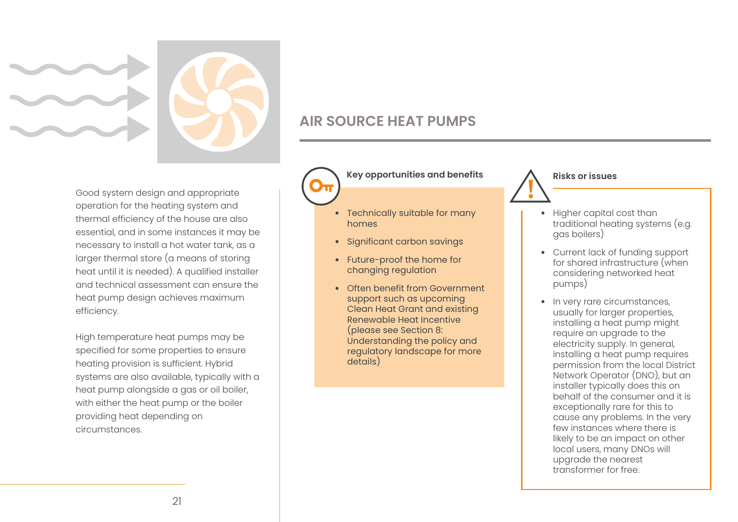## AIR SOURCE HEAT PUMPS

Good system design and appropriate operation for the heating system and thermal efficiency of the house are also essential, and in some instances it may be necessary to install a hot water tank, as a larger thermal store (a means of storing heat until it is needed). A qualified installer and technical assessment can ensure the heat pump design achieves maximum efficiency.

High temperature heat pumps may be specified for some properties to ensure heating provision is sufficient. Hybrid systems are also available, typically with a heat pump alongside a gas or oil boiler, with either the heat pump or the boiler providing heat depending on circumstances.

**Key opportunities and benefits**

- Technically suitable for many homes
- Significant carbon savings
- Future-proof the home for changing regulation
- Often benefit from Government support such as upcoming Clean Heat Grant and existing Renewable Heat Incentive (please see Section 8: Understanding the policy and regulatory landscape for more details)

**Risks or issues**

- Higher capital cost than traditional heating systems (e.g. gas boilers)
- Current lack of funding support for shared infrastructure (when considering networked heat pumps)
- In very rare circumstances, usually for larger properties, installing a heat pump might require an upgrade to the electricity supply. In general, installing a heat pump requires permission from the local District Network Operator (DNO), but an installer typically does this on behalf of the consumer and it is exceptionally rare for this to cause any problems. In the very few instances where there is likely to be an impact on other local users, many DNOs will upgrade the nearest transformer for free.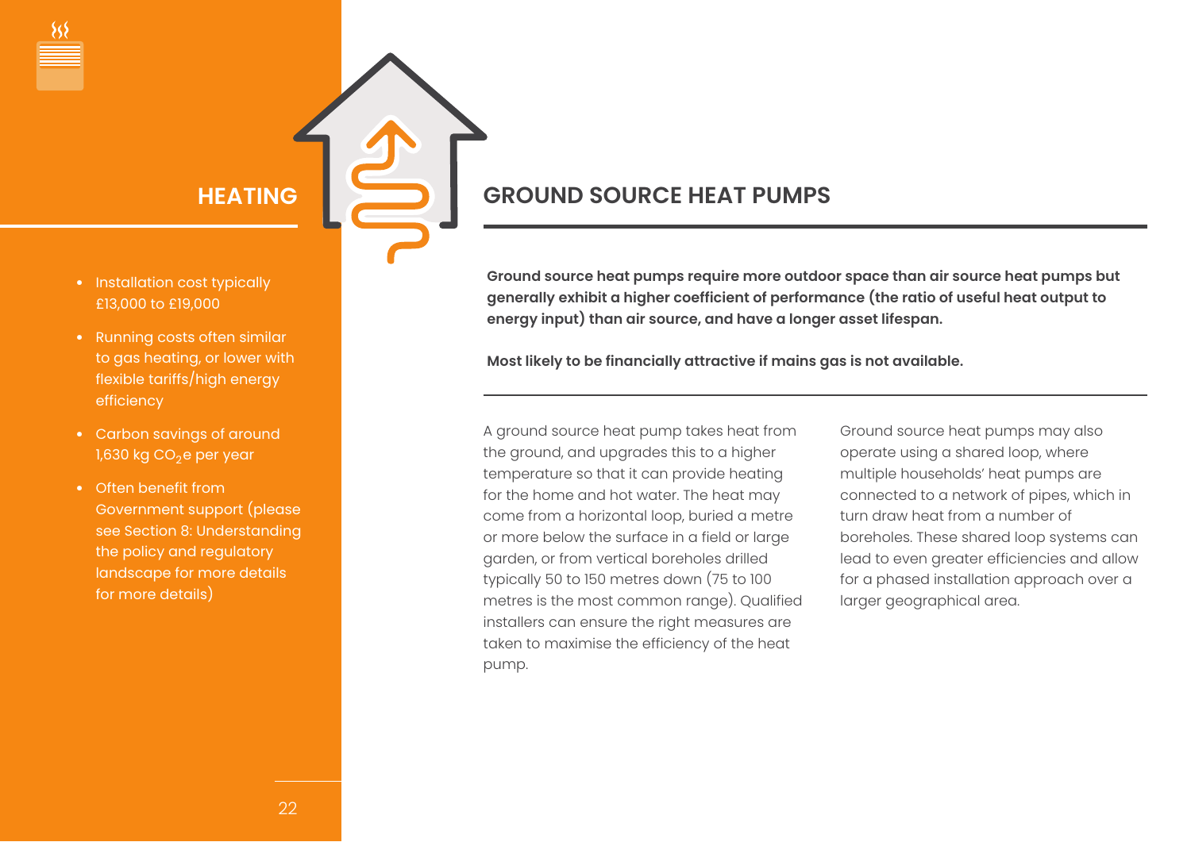## HEATING

- Installation cost typically £13,000 to £19,000
- Running costs often similar to gas heating, or lower with flexible tariffs/high energy efficiency
- Carbon savings of around 1,630 kg $CO_2$e per year
- Often benefit from Government support (please see Section 8: Understanding the policy and regulatory landscape for more details for more details)

## GROUND SOURCE HEAT PUMPS

**Ground source heat pumps require more outdoor space than air source heat pumps but generally exhibit a higher coefficient of performance (the ratio of useful heat output to energy input) than air source, and have a longer asset lifespan.**

**Most likely to be financially attractive if mains gas is not available.**

A ground source heat pump takes heat from the ground, and upgrades this to a higher temperature so that it can provide heating for the home and hot water. The heat may come from a horizontal loop, buried a metre or more below the surface in a field or large garden, or from vertical boreholes drilled typically 50 to 150 metres down (75 to 100 metres is the most common range). Qualified installers can ensure the right measures are taken to maximise the efficiency of the heat pump.

Ground source heat pumps may also operate using a shared loop, where multiple households' heat pumps are connected to a network of pipes, which in turn draw heat from a number of boreholes. These shared loop systems can lead to even greater efficiencies and allow for a phased installation approach over a larger geographical area.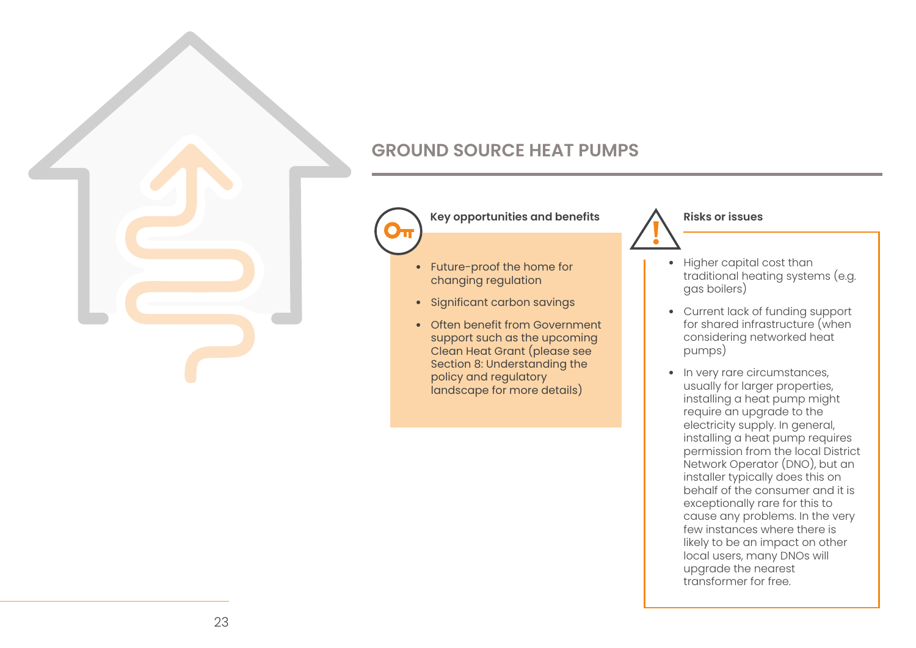## GROUND SOURCE HEAT PUMPS

**Key opportunities and benefits**

- Future-proof the home for changing regulation
- Significant carbon savings
- Often benefit from Government support such as the upcoming Clean Heat Grant (please see Section 8: Understanding the policy and regulatory landscape for more details)

**Risks or issues**

- Higher capital cost than traditional heating systems (e.g. gas boilers)
- Current lack of funding support for shared infrastructure (when considering networked heat pumps)
- In very rare circumstances, usually for larger properties, installing a heat pump might require an upgrade to the electricity supply. In general, installing a heat pump requires permission from the local District Network Operator (DNO), but an installer typically does this on behalf of the consumer and it is exceptionally rare for this to cause any problems. In the very few instances where there is likely to be an impact on other local users, many DNOs will upgrade the nearest transformer for free.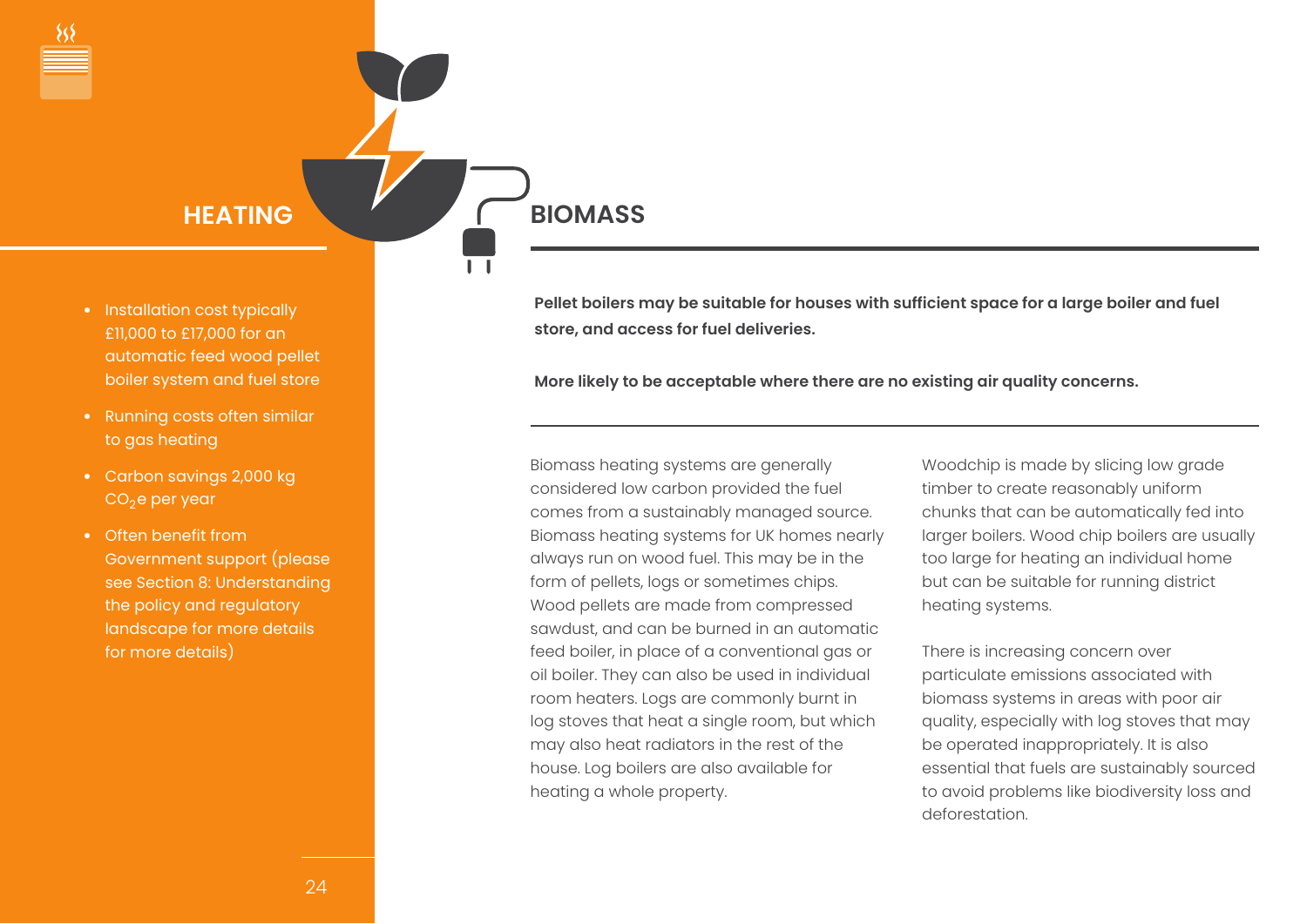## HEATING

- Installation cost typically £11,000 to £17,000 for an automatic feed wood pellet boiler system and fuel store
- Running costs often similar to gas heating
- Carbon savings 2,000 kg $CO_2e$ per year
- Often benefit from Government support (please see Section 8: Understanding the policy and regulatory landscape for more details for more details)

## BIOMASS

**Pellet boilers may be suitable for houses with sufficient space for a large boiler and fuel store, and access for fuel deliveries.**

**More likely to be acceptable where there are no existing air quality concerns.**

Biomass heating systems are generally considered low carbon provided the fuel comes from a sustainably managed source. Biomass heating systems for UK homes nearly always run on wood fuel. This may be in the form of pellets, logs or sometimes chips. Wood pellets are made from compressed sawdust, and can be burned in an automatic feed boiler, in place of a conventional gas or oil boiler. They can also be used in individual room heaters. Logs are commonly burnt in log stoves that heat a single room, but which may also heat radiators in the rest of the house. Log boilers are also available for heating a whole property.

Woodchip is made by slicing low grade timber to create reasonably uniform chunks that can be automatically fed into larger boilers. Wood chip boilers are usually too large for heating an individual home but can be suitable for running district heating systems.

There is increasing concern over particulate emissions associated with biomass systems in areas with poor air quality, especially with log stoves that may be operated inappropriately. It is also essential that fuels are sustainably sourced to avoid problems like biodiversity loss and deforestation.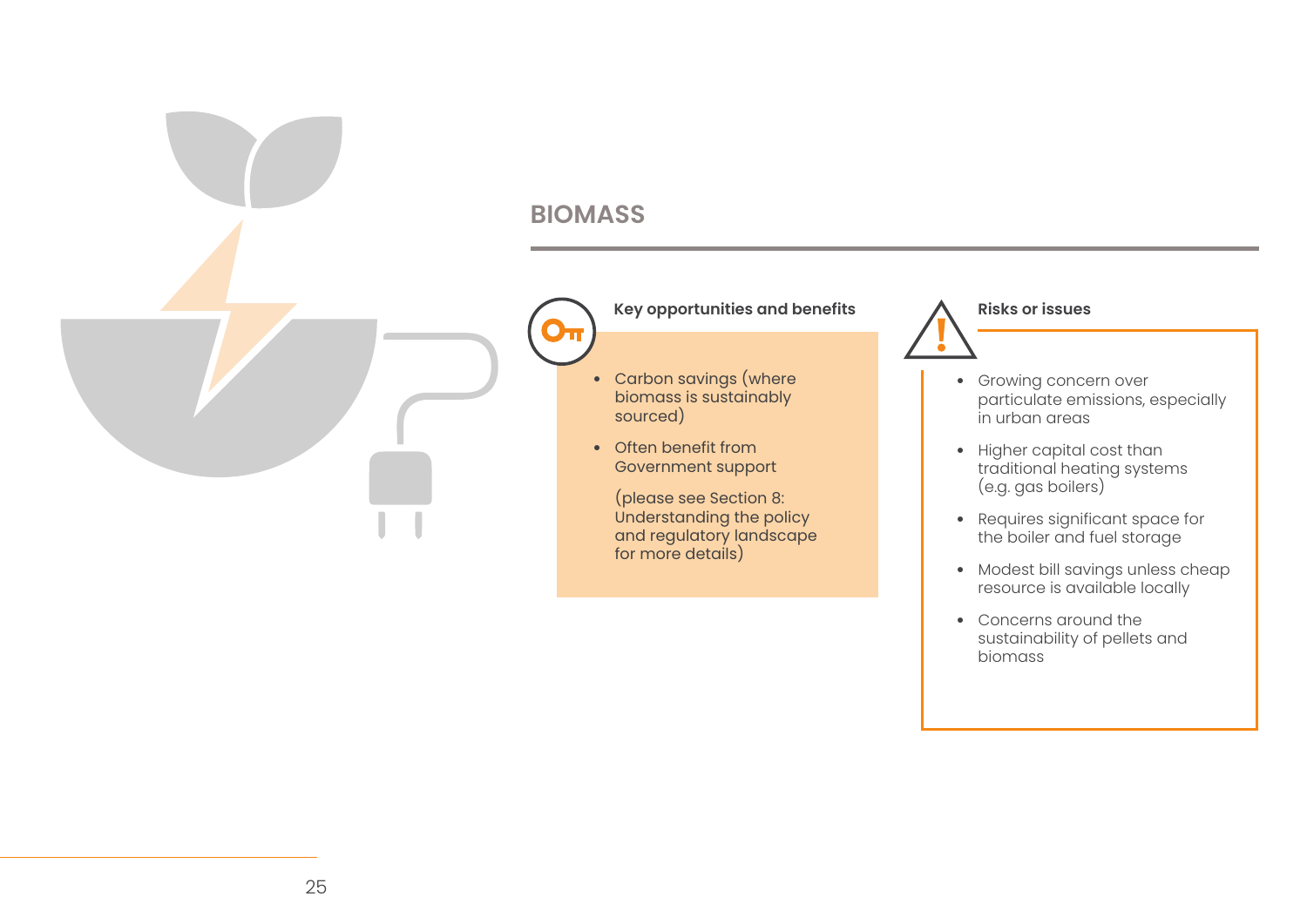## BIOMASS

**Key opportunities and benefits**

- Carbon savings (where biomass is sustainably sourced)
- Often benefit from Government support

  (please see Section 8: Understanding the policy and regulatory landscape for more details)

**Risks or issues**

- Growing concern over particulate emissions, especially in urban areas
- Higher capital cost than traditional heating systems (e.g. gas boilers)
- Requires significant space for the boiler and fuel storage
- Modest bill savings unless cheap resource is available locally
- Concerns around the sustainability of pellets and biomass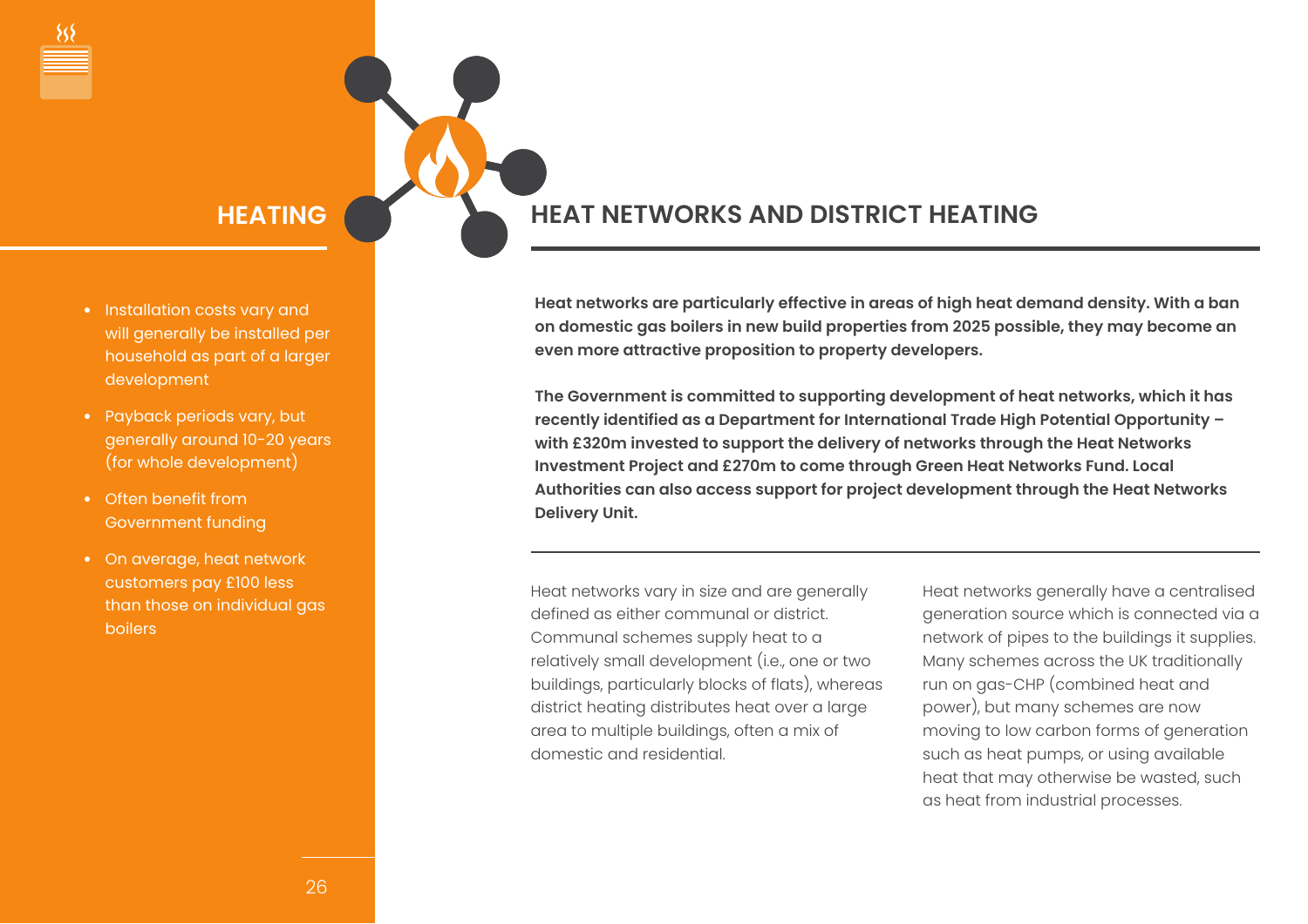## HEATING

- Installation costs vary and will generally be installed per household as part of a larger development
- Payback periods vary, but generally around 10-20 years (for whole development)
- Often benefit from Government funding
- On average, heat network customers pay £100 less than those on individual gas boilers

# HEAT NETWORKS AND DISTRICT HEATING

**Heat networks are particularly effective in areas of high heat demand density. With a ban on domestic gas boilers in new build properties from 2025 possible, they may become an even more attractive proposition to property developers.**

**The Government is committed to supporting development of heat networks, which it has recently identified as a Department for International Trade High Potential Opportunity – with £320m invested to support the delivery of networks through the Heat Networks Investment Project and £270m to come through Green Heat Networks Fund. Local Authorities can also access support for project development through the Heat Networks Delivery Unit.**

Heat networks vary in size and are generally defined as either communal or district. Communal schemes supply heat to a relatively small development (i.e., one or two buildings, particularly blocks of flats), whereas district heating distributes heat over a large area to multiple buildings, often a mix of domestic and residential.

Heat networks generally have a centralised generation source which is connected via a network of pipes to the buildings it supplies. Many schemes across the UK traditionally run on gas-CHP (combined heat and power), but many schemes are now moving to low carbon forms of generation such as heat pumps, or using available heat that may otherwise be wasted, such as heat from industrial processes.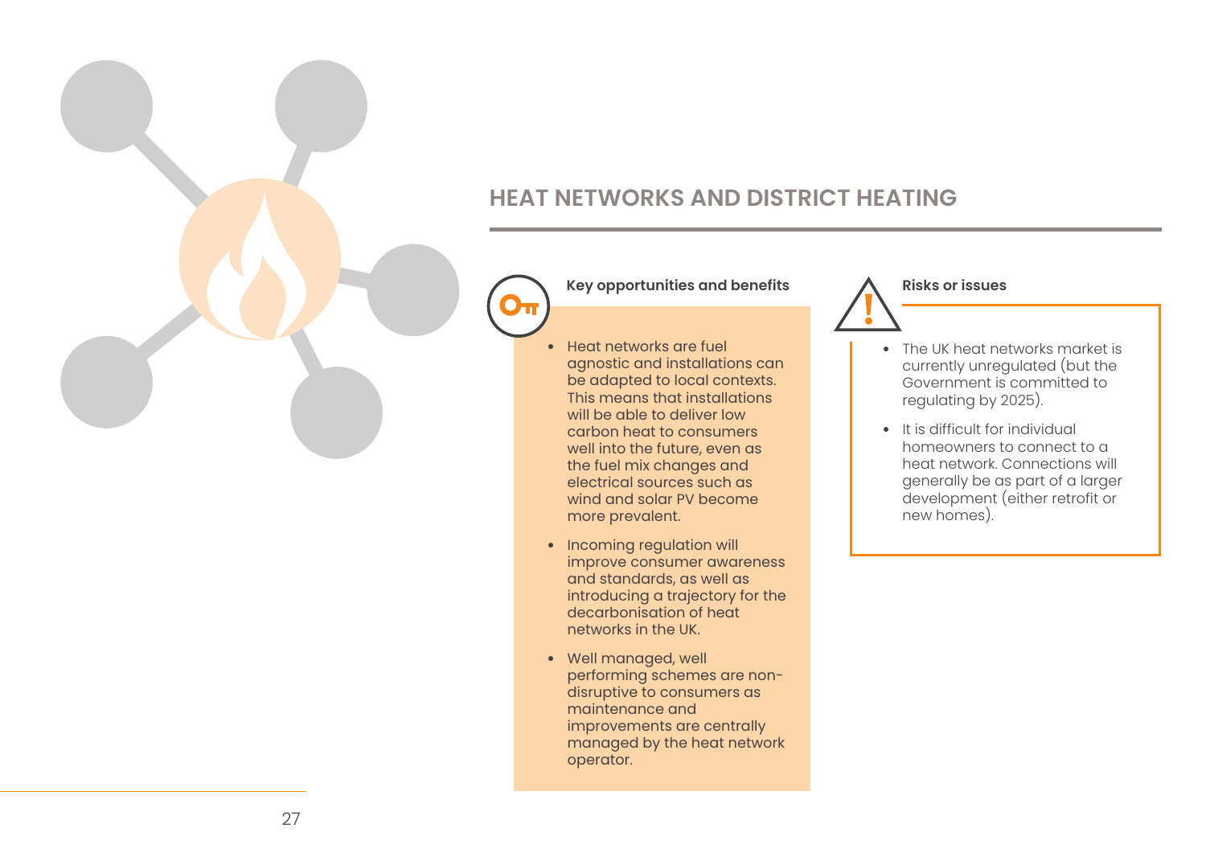## HEAT NETWORKS AND DISTRICT HEATING

**Key opportunities and benefits**

- Heat networks are fuel agnostic and installations can be adapted to local contexts. This means that installations will be able to deliver low carbon heat to consumers well into the future, even as the fuel mix changes and electrical sources such as wind and solar PV become more prevalent.
- Incoming regulation will improve consumer awareness and standards, as well as introducing a trajectory for the decarbonisation of heat networks in the UK.
- Well managed, well performing schemes are non-disruptive to consumers as maintenance and improvements are centrally managed by the heat network operator.

**Risks or issues**

- The UK heat networks market is currently unregulated (but the Government is committed to regulating by 2025).
- It is difficult for individual homeowners to connect to a heat network. Connections will generally be as part of a larger development (either retrofit or new homes).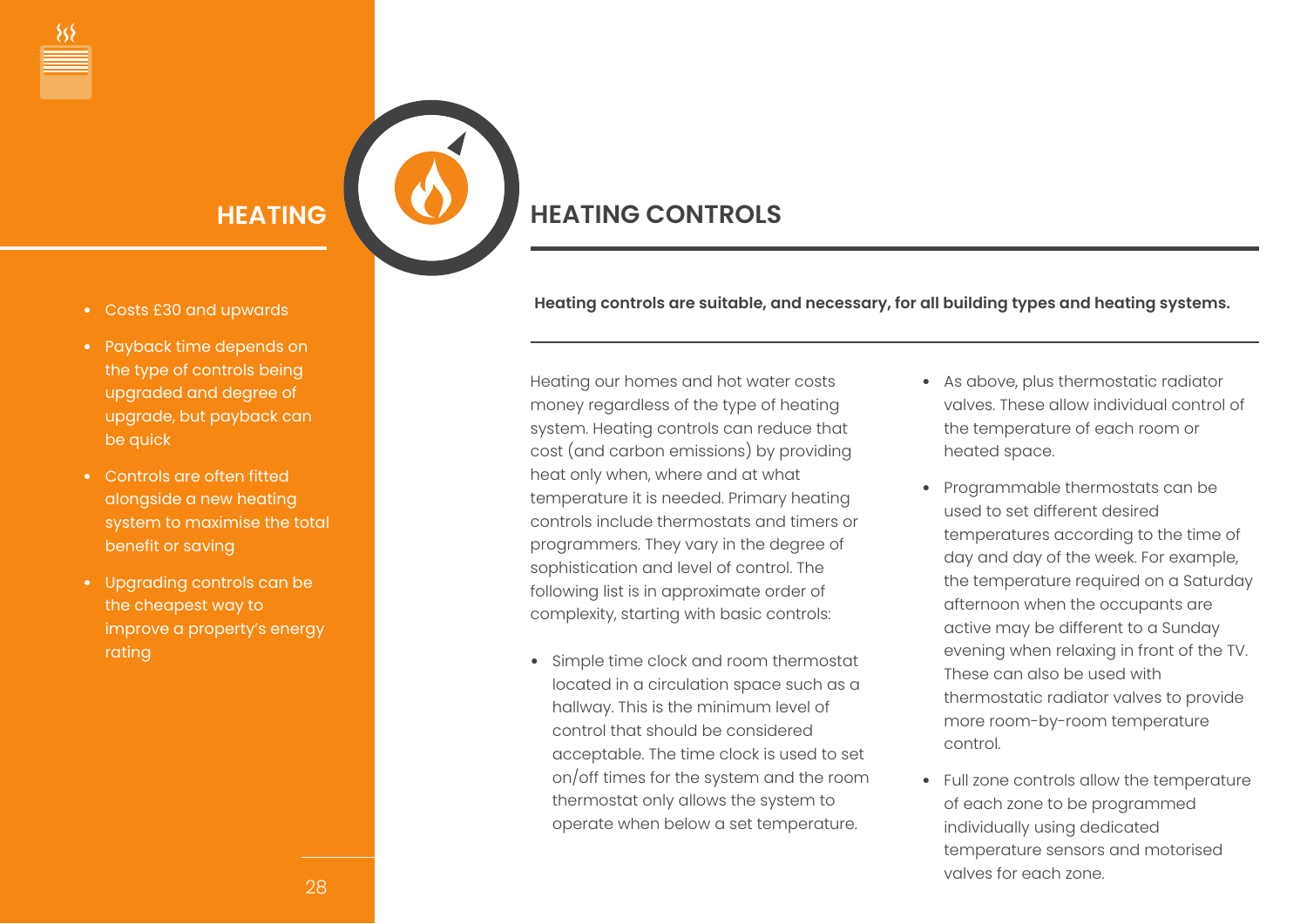## HEATING

- Costs £30 and upwards
- Payback time depends on the type of controls being upgraded and degree of upgrade, but payback can be quick
- Controls are often fitted alongside a new heating system to maximise the total benefit or saving
- Upgrading controls can be the cheapest way to improve a property's energy rating

# HEATING CONTROLS

**Heating controls are suitable, and necessary, for all building types and heating systems.**

Heating our homes and hot water costs money regardless of the type of heating system. Heating controls can reduce that cost (and carbon emissions) by providing heat only when, where and at what temperature it is needed. Primary heating controls include thermostats and timers or programmers. They vary in the degree of sophistication and level of control. The following list is in approximate order of complexity, starting with basic controls:

- Simple time clock and room thermostat located in a circulation space such as a hallway. This is the minimum level of control that should be considered acceptable. The time clock is used to set on/off times for the system and the room thermostat only allows the system to operate when below a set temperature.
- As above, plus thermostatic radiator valves. These allow individual control of the temperature of each room or heated space.
- Programmable thermostats can be used to set different desired temperatures according to the time of day and day of the week. For example, the temperature required on a Saturday afternoon when the occupants are active may be different to a Sunday evening when relaxing in front of the TV. These can also be used with thermostatic radiator valves to provide more room-by-room temperature control.
- Full zone controls allow the temperature of each zone to be programmed individually using dedicated temperature sensors and motorised valves for each zone.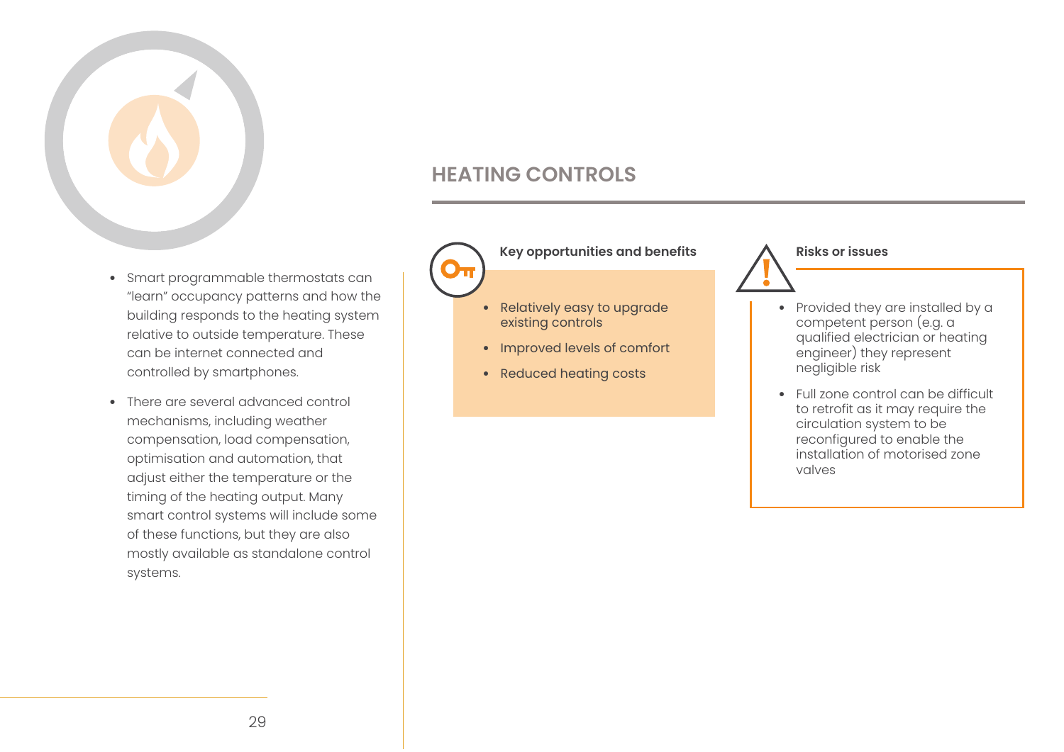## HEATING CONTROLS

- Smart programmable thermostats can "learn" occupancy patterns and how the building responds to the heating system relative to outside temperature. These can be internet connected and controlled by smartphones.
- There are several advanced control mechanisms, including weather compensation, load compensation, optimisation and automation, that adjust either the temperature or the timing of the heating output. Many smart control systems will include some of these functions, but they are also mostly available as standalone control systems.

### Key opportunities and benefits

- Relatively easy to upgrade existing controls
- Improved levels of comfort
- Reduced heating costs

### Risks or issues

- Provided they are installed by a competent person (e.g. a qualified electrician or heating engineer) they represent negligible risk
- Full zone control can be difficult to retrofit as it may require the circulation system to be reconfigured to enable the installation of motorised zone valves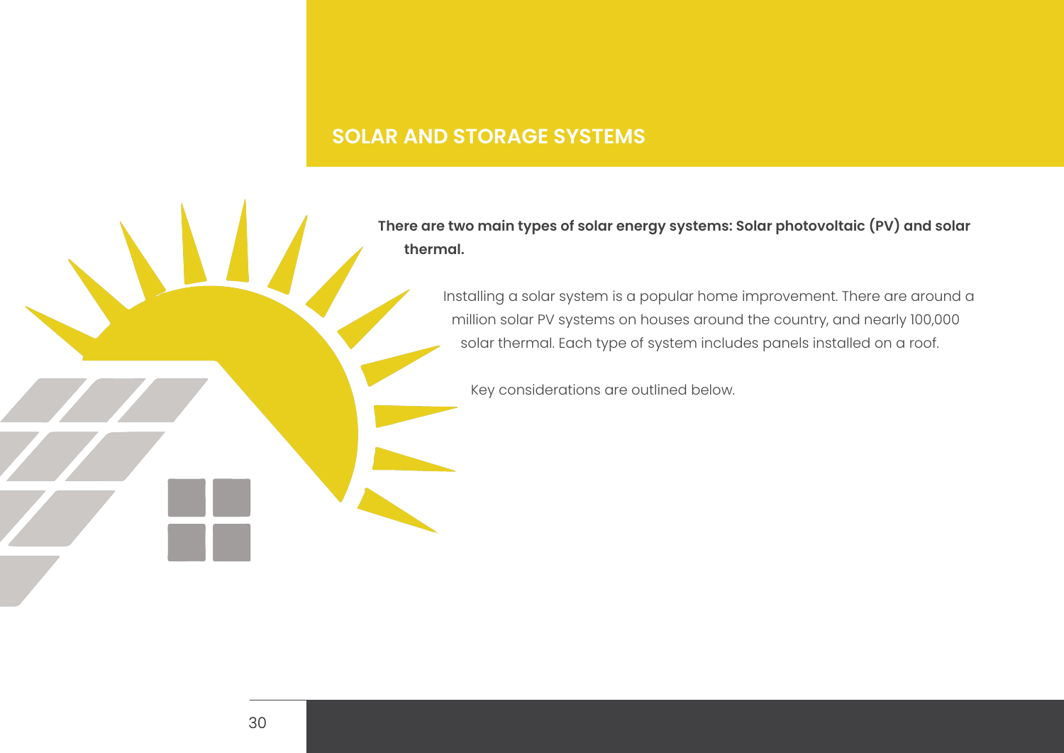# SOLAR AND STORAGE SYSTEMS

**There are two main types of solar energy systems: Solar photovoltaic (PV) and solar thermal.**

Installing a solar system is a popular home improvement. There are around a million solar PV systems on houses around the country, and nearly 100,000 solar thermal. Each type of system includes panels installed on a roof.

Key considerations are outlined below.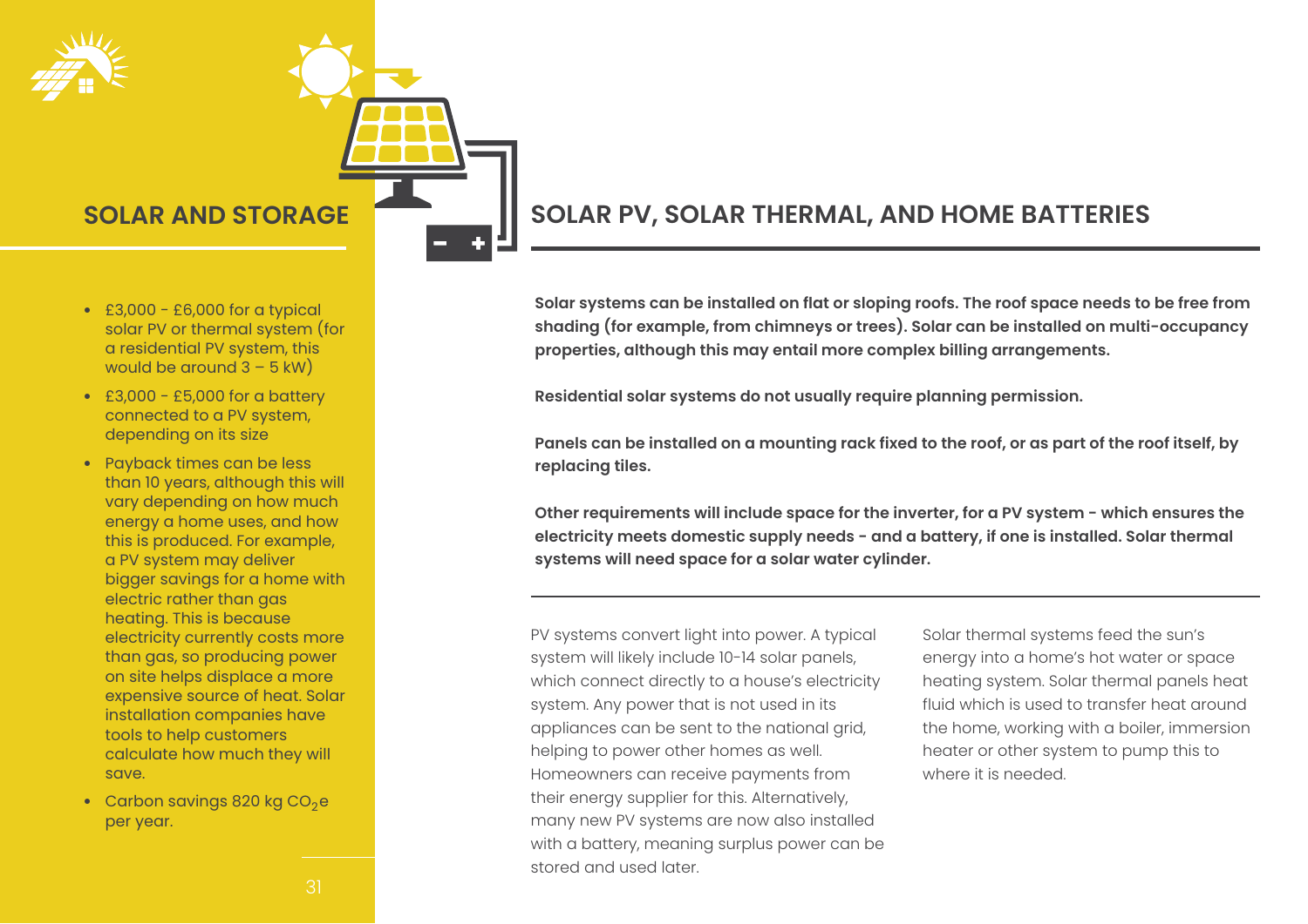## SOLAR AND STORAGE

- £3,000 - £6,000 for a typical solar PV or thermal system (for a residential PV system, this would be around 3 – 5 kW)
- £3,000 - £5,000 for a battery connected to a PV system, depending on its size
- Payback times can be less than 10 years, although this will vary depending on how much energy a home uses, and how this is produced. For example, a PV system may deliver bigger savings for a home with electric rather than gas heating. This is because electricity currently costs more than gas, so producing power on site helps displace a more expensive source of heat. Solar installation companies have tools to help customers calculate how much they will save.
- Carbon savings 820 kg $CO_2$e per year.

## SOLAR PV, SOLAR THERMAL, AND HOME BATTERIES

**Solar systems can be installed on flat or sloping roofs. The roof space needs to be free from shading (for example, from chimneys or trees). Solar can be installed on multi-occupancy properties, although this may entail more complex billing arrangements.**

**Residential solar systems do not usually require planning permission.**

**Panels can be installed on a mounting rack fixed to the roof, or as part of the roof itself, by replacing tiles.**

**Other requirements will include space for the inverter, for a PV system - which ensures the electricity meets domestic supply needs - and a battery, if one is installed. Solar thermal systems will need space for a solar water cylinder.**

PV systems convert light into power. A typical system will likely include 10-14 solar panels, which connect directly to a house's electricity system. Any power that is not used in its appliances can be sent to the national grid, helping to power other homes as well. Homeowners can receive payments from their energy supplier for this. Alternatively, many new PV systems are now also installed with a battery, meaning surplus power can be stored and used later.

Solar thermal systems feed the sun's energy into a home's hot water or space heating system. Solar thermal panels heat fluid which is used to transfer heat around the home, working with a boiler, immersion heater or other system to pump this to where it is needed.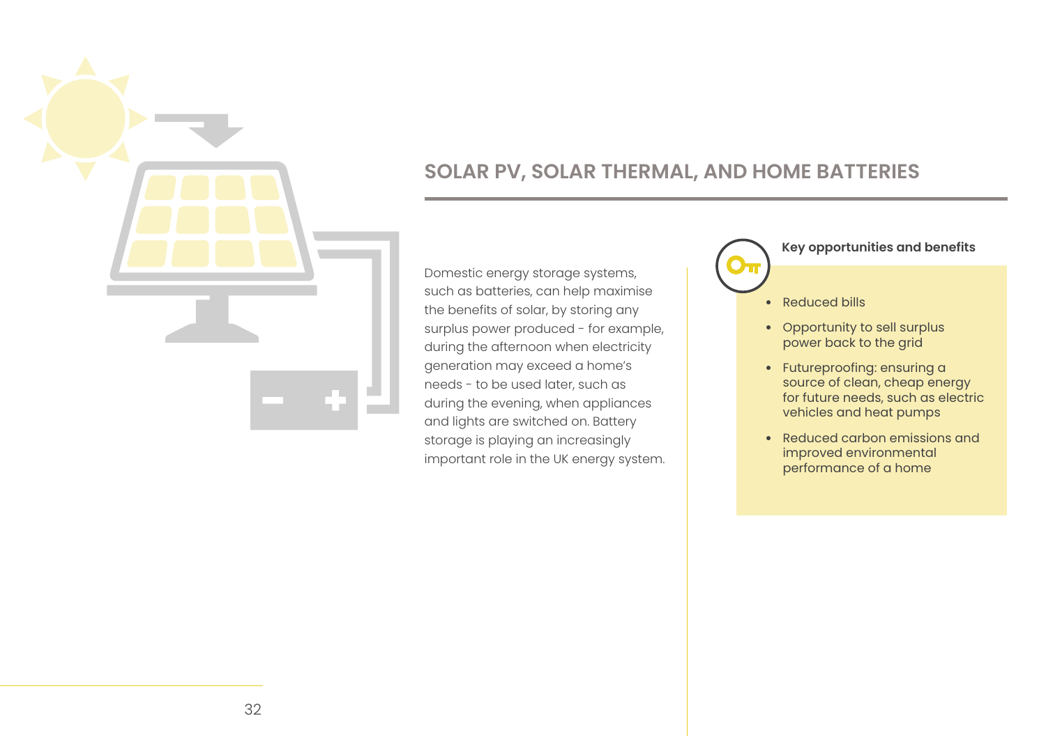## SOLAR PV, SOLAR THERMAL, AND HOME BATTERIES

Domestic energy storage systems, such as batteries, can help maximise the benefits of solar, by storing any surplus power produced - for example, during the afternoon when electricity generation may exceed a home's needs - to be used later, such as during the evening, when appliances and lights are switched on. Battery storage is playing an increasingly important role in the UK energy system.

**Key opportunities and benefits**

- Reduced bills
- Opportunity to sell surplus power back to the grid
- Futureproofing: ensuring a source of clean, cheap energy for future needs, such as electric vehicles and heat pumps
- Reduced carbon emissions and improved environmental performance of a home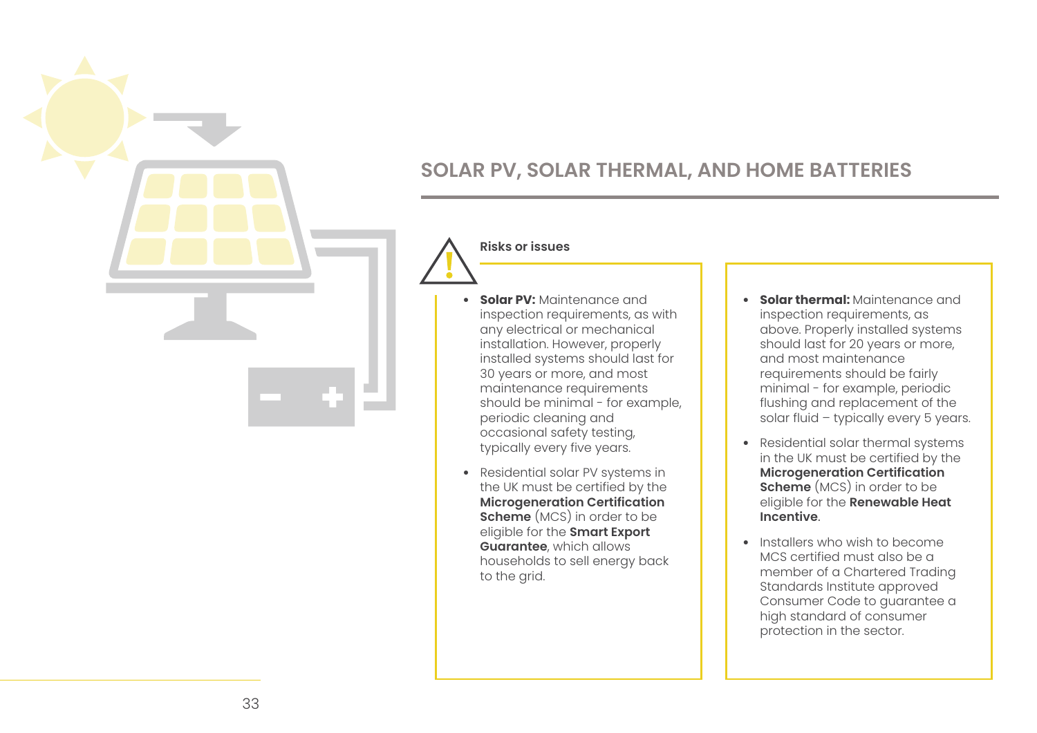## SOLAR PV, SOLAR THERMAL, AND HOME BATTERIES

**Risks or issues**

- **Solar PV:** Maintenance and inspection requirements, as with any electrical or mechanical installation. However, properly installed systems should last for 30 years or more, and most maintenance requirements should be minimal - for example, periodic cleaning and occasional safety testing, typically every five years.
- Residential solar PV systems in the UK must be certified by the **Microgeneration Certification Scheme** (MCS) in order to be eligible for the **Smart Export Guarantee**, which allows households to sell energy back to the grid.

- **Solar thermal:** Maintenance and inspection requirements, as above. Properly installed systems should last for 20 years or more, and most maintenance requirements should be fairly minimal - for example, periodic flushing and replacement of the solar fluid – typically every 5 years.
- Residential solar thermal systems in the UK must be certified by the **Microgeneration Certification Scheme** (MCS) in order to be eligible for the **Renewable Heat Incentive**.
- Installers who wish to become MCS certified must also be a member of a Chartered Trading Standards Institute approved Consumer Code to guarantee a high standard of consumer protection in the sector.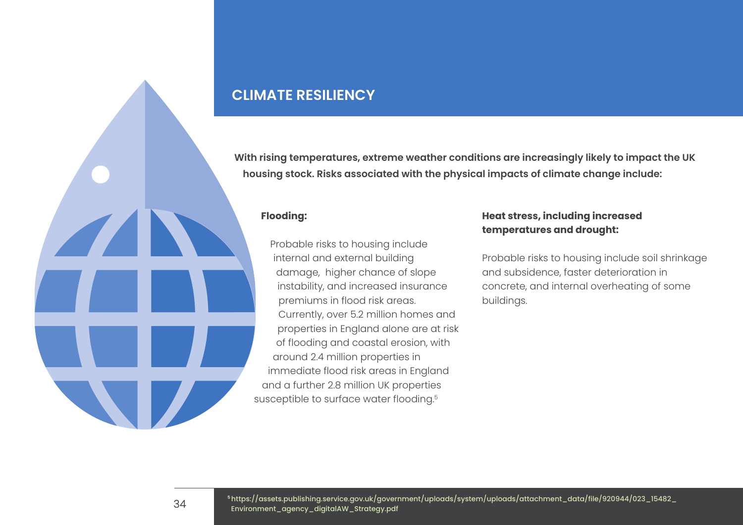## CLIMATE RESILIENCY

**With rising temperatures, extreme weather conditions are increasingly likely to impact the UK housing stock. Risks associated with the physical impacts of climate change include:**

**Flooding:**

Probable risks to housing include internal and external building damage, higher chance of slope instability, and increased insurance premiums in flood risk areas. Currently, over 5.2 million homes and properties in England alone are at risk of flooding and coastal erosion, with around 2.4 million properties in immediate flood risk areas in England and a further 2.8 million UK properties susceptible to surface water flooding.[5]

**Heat stress, including increased temperatures and drought:**

Probable risks to housing include soil shrinkage and subsidence, faster deterioration in concrete, and internal overheating of some buildings.

[5] https://assets.publishing.service.gov.uk/government/uploads/system/uploads/attachment_data/file/920944/023_15482_Environment_agency_digitalAW_Strategy.pdf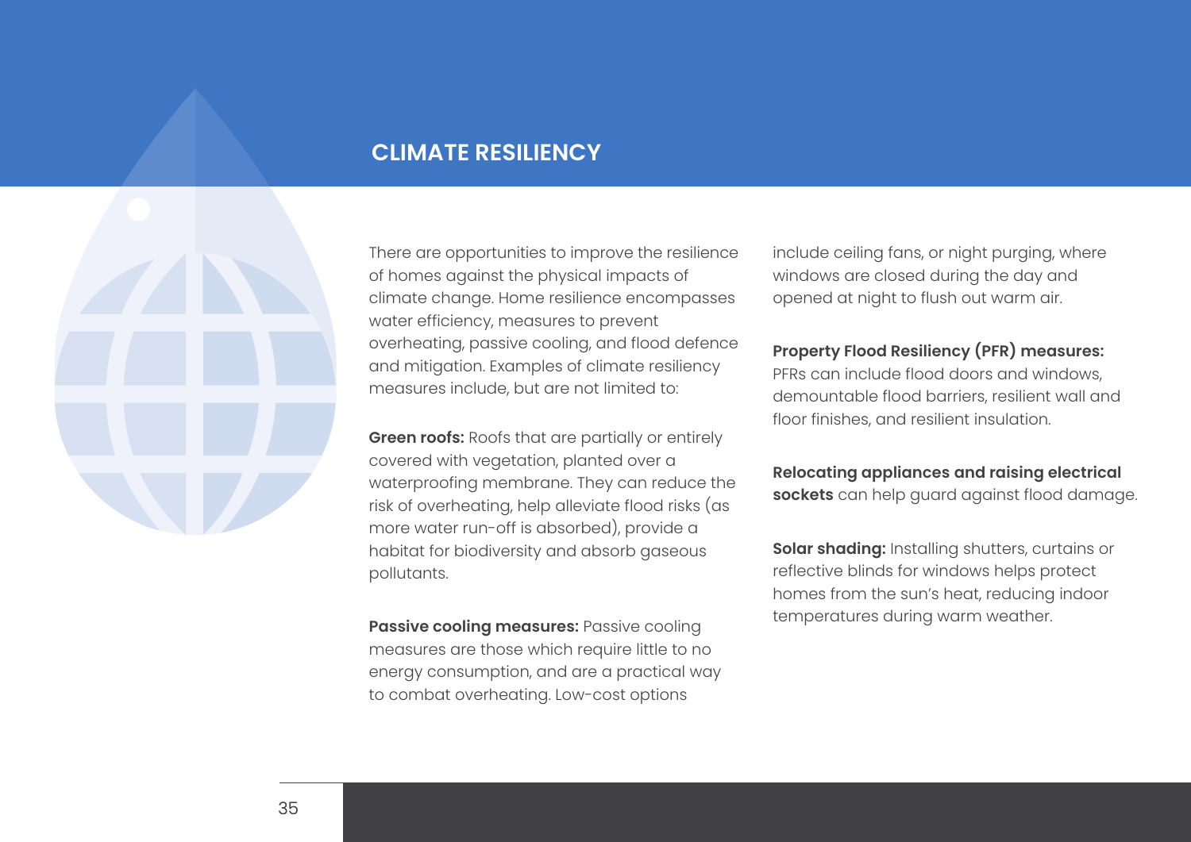## CLIMATE RESILIENCY

There are opportunities to improve the resilience of homes against the physical impacts of climate change. Home resilience encompasses water efficiency, measures to prevent overheating, passive cooling, and flood defence and mitigation. Examples of climate resiliency measures include, but are not limited to:

**Green roofs:** Roofs that are partially or entirely covered with vegetation, planted over a waterproofing membrane. They can reduce the risk of overheating, help alleviate flood risks (as more water run-off is absorbed), provide a habitat for biodiversity and absorb gaseous pollutants.

**Passive cooling measures:** Passive cooling measures are those which require little to no energy consumption, and are a practical way to combat overheating. Low-cost options include ceiling fans, or night purging, where windows are closed during the day and opened at night to flush out warm air.

**Property Flood Resiliency (PFR) measures:** PFRs can include flood doors and windows, demountable flood barriers, resilient wall and floor finishes, and resilient insulation.

**Relocating appliances and raising electrical sockets** can help guard against flood damage.

**Solar shading:** Installing shutters, curtains or reflective blinds for windows helps protect homes from the sun's heat, reducing indoor temperatures during warm weather.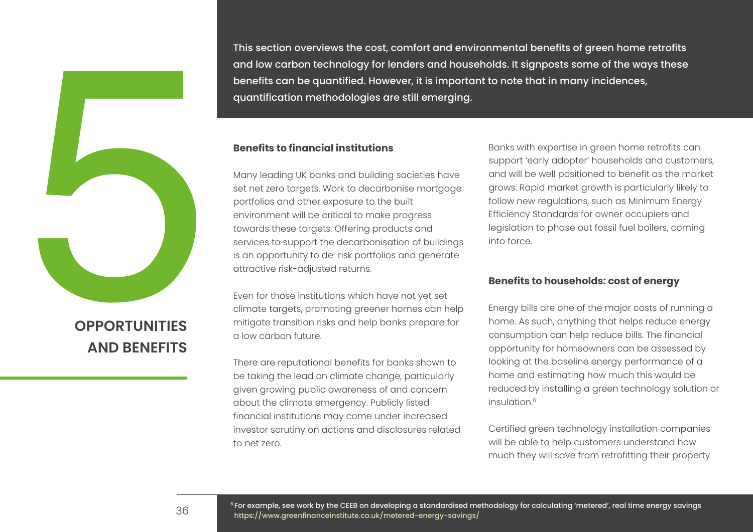# 5 OPPORTUNITIES AND BENEFITS

This section overviews the cost, comfort and environmental benefits of green home retrofits and low carbon technology for lenders and households. It signposts some of the ways these benefits can be quantified. However, it is important to note that in many incidences, quantification methodologies are still emerging.

### Benefits to financial institutions

Many leading UK banks and building societies have set net zero targets. Work to decarbonise mortgage portfolios and other exposure to the built environment will be critical to make progress towards these targets. Offering products and services to support the decarbonisation of buildings is an opportunity to de-risk portfolios and generate attractive risk-adjusted returns.

Even for those institutions which have not yet set climate targets, promoting greener homes can help mitigate transition risks and help banks prepare for a low carbon future.

There are reputational benefits for banks shown to be taking the lead on climate change, particularly given growing public awareness of and concern about the climate emergency. Publicly listed financial institutions may come under increased investor scrutiny on actions and disclosures related to net zero.

Banks with expertise in green home retrofits can support 'early adopter' households and customers, and will be well positioned to benefit as the market grows. Rapid market growth is particularly likely to follow new regulations, such as Minimum Energy Efficiency Standards for owner occupiers and legislation to phase out fossil fuel boilers, coming into force.

### Benefits to households: cost of energy

Energy bills are one of the major costs of running a home. As such, anything that helps reduce energy consumption can help reduce bills. The financial opportunity for homeowners can be assessed by looking at the baseline energy performance of a home and estimating how much this would be reduced by installing a green technology solution or insulation.[6]

Certified green technology installation companies will be able to help customers understand how much they will save from retrofitting their property.

[6] For example, see work by the CEEB on developing a standardised methodology for calculating 'metered', real time energy savings https://www.greenfinanceinstitute.co.uk/metered-energy-savings/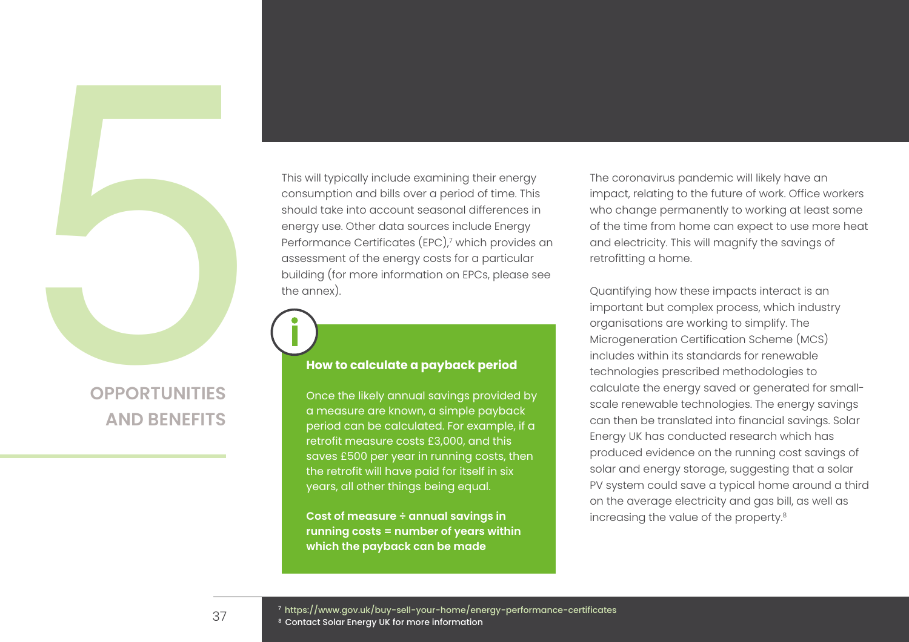# 5 OPPORTUNITIES AND BENEFITS

This will typically include examining their energy consumption and bills over a period of time. This should take into account seasonal differences in energy use. Other data sources include Energy Performance Certificates (EPC),[7] which provides an assessment of the energy costs for a particular building (for more information on EPCs, please see the annex).

### How to calculate a payback period

Once the likely annual savings provided by a measure are known, a simple payback period can be calculated. For example, if a retrofit measure costs £3,000, and this saves £500 per year in running costs, then the retrofit will have paid for itself in six years, all other things being equal.

**Cost of measure ÷ annual savings in running costs = number of years within which the payback can be made**

The coronavirus pandemic will likely have an impact, relating to the future of work. Office workers who change permanently to working at least some of the time from home can expect to use more heat and electricity. This will magnify the savings of retrofitting a home.

Quantifying how these impacts interact is an important but complex process, which industry organisations are working to simplify. The Microgeneration Certification Scheme (MCS) includes within its standards for renewable technologies prescribed methodologies to calculate the energy saved or generated for small-scale renewable technologies. The energy savings can then be translated into financial savings. Solar Energy UK has conducted research which has produced evidence on the running cost savings of solar and energy storage, suggesting that a solar PV system could save a typical home around a third on the average electricity and gas bill, as well as increasing the value of the property.[8]

[7] https://www.gov.uk/buy-sell-your-home/energy-performance-certificates

[8] Contact Solar Energy UK for more information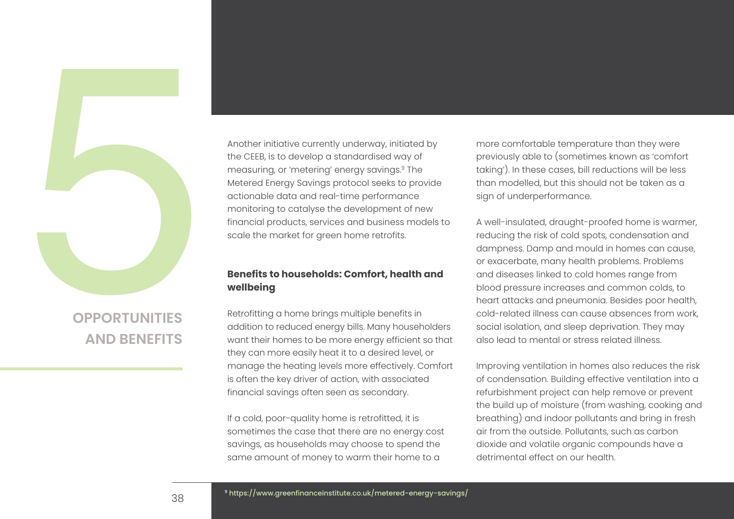# 5

## OPPORTUNITIES AND BENEFITS

Another initiative currently underway, initiated by the CEEB, is to develop a standardised way of measuring, or 'metering' energy savings.[9] The Metered Energy Savings protocol seeks to provide actionable data and real-time performance monitoring to catalyse the development of new financial products, services and business models to scale the market for green home retrofits.

**Benefits to households: Comfort, health and wellbeing**

Retrofitting a home brings multiple benefits in addition to reduced energy bills. Many householders want their homes to be more energy efficient so that they can more easily heat it to a desired level, or manage the heating levels more effectively. Comfort is often the key driver of action, with associated financial savings often seen as secondary.

If a cold, poor-quality home is retrofitted, it is sometimes the case that there are no energy cost savings, as households may choose to spend the same amount of money to warm their home to a more comfortable temperature than they were previously able to (sometimes known as 'comfort taking'). In these cases, bill reductions will be less than modelled, but this should not be taken as a sign of underperformance.

A well-insulated, draught-proofed home is warmer, reducing the risk of cold spots, condensation and dampness. Damp and mould in homes can cause, or exacerbate, many health problems. Problems and diseases linked to cold homes range from blood pressure increases and common colds, to heart attacks and pneumonia. Besides poor health, cold-related illness can cause absences from work, social isolation, and sleep deprivation. They may also lead to mental or stress related illness.

Improving ventilation in homes also reduces the risk of condensation. Building effective ventilation into a refurbishment project can help remove or prevent the build up of moisture (from washing, cooking and breathing) and indoor pollutants and bring in fresh air from the outside. Pollutants, such as carbon dioxide and volatile organic compounds have a detrimental effect on our health.

[9] https://www.greenfinanceinstitute.co.uk/metered-energy-savings/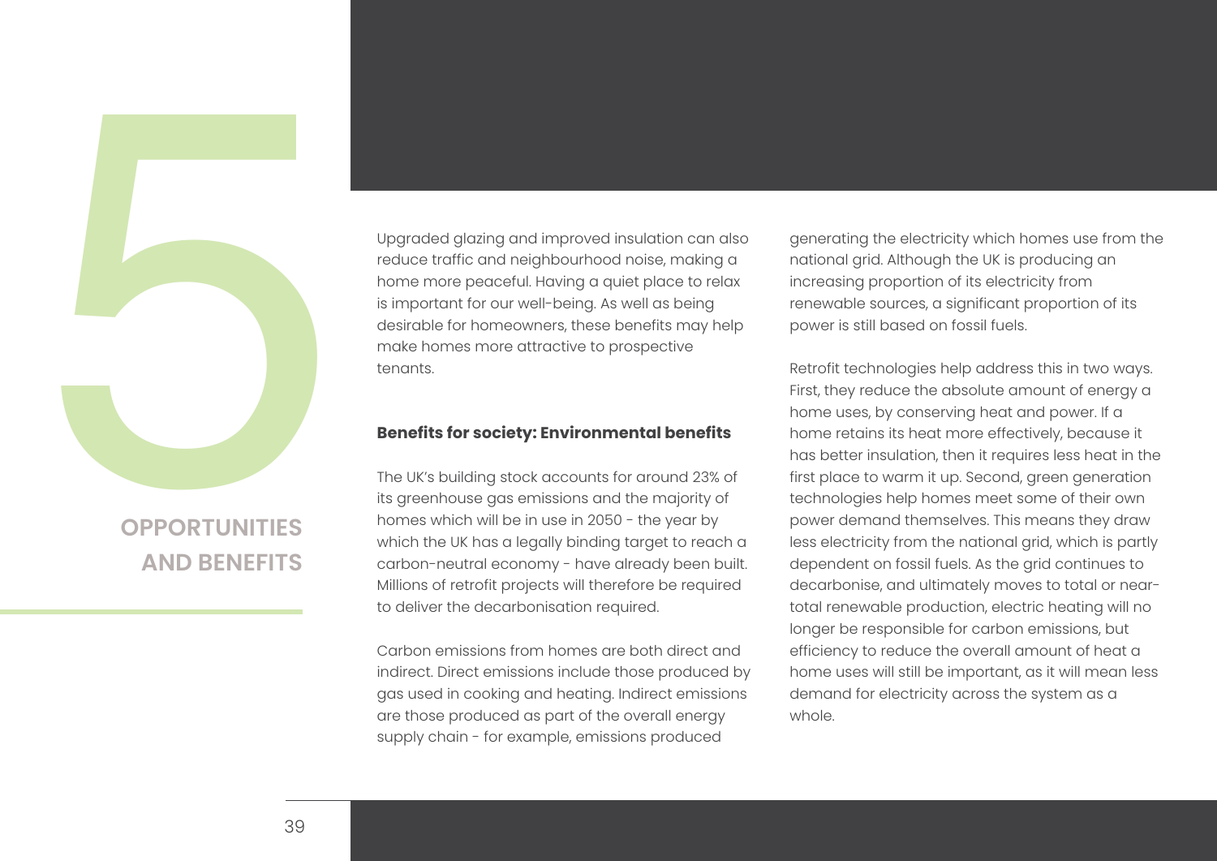# 5 OPPORTUNITIES AND BENEFITS

Upgraded glazing and improved insulation can also reduce traffic and neighbourhood noise, making a home more peaceful. Having a quiet place to relax is important for our well-being. As well as being desirable for homeowners, these benefits may help make homes more attractive to prospective tenants.

**Benefits for society: Environmental benefits**

The UK's building stock accounts for around 23% of its greenhouse gas emissions and the majority of homes which will be in use in 2050 - the year by which the UK has a legally binding target to reach a carbon-neutral economy - have already been built. Millions of retrofit projects will therefore be required to deliver the decarbonisation required.

Carbon emissions from homes are both direct and indirect. Direct emissions include those produced by gas used in cooking and heating. Indirect emissions are those produced as part of the overall energy supply chain - for example, emissions produced generating the electricity which homes use from the national grid. Although the UK is producing an increasing proportion of its electricity from renewable sources, a significant proportion of its power is still based on fossil fuels.

Retrofit technologies help address this in two ways. First, they reduce the absolute amount of energy a home uses, by conserving heat and power. If a home retains its heat more effectively, because it has better insulation, then it requires less heat in the first place to warm it up. Second, green generation technologies help homes meet some of their own power demand themselves. This means they draw less electricity from the national grid, which is partly dependent on fossil fuels. As the grid continues to decarbonise, and ultimately moves to total or near-total renewable production, electric heating will no longer be responsible for carbon emissions, but efficiency to reduce the overall amount of heat a home uses will still be important, as it will mean less demand for electricity across the system as a whole.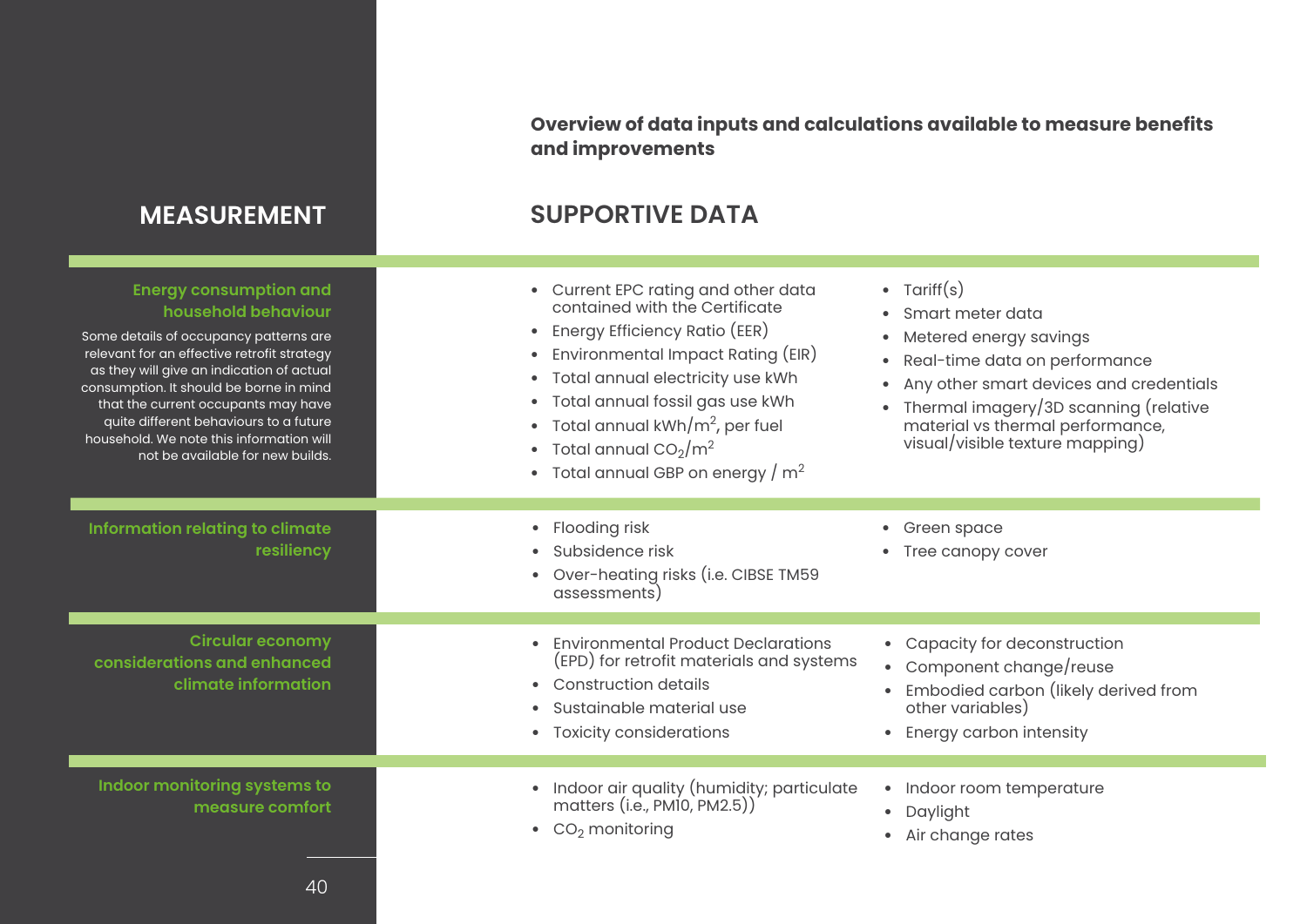**Overview of data inputs and calculations available to measure benefits and improvements**

| MEASUREMENT | SUPPORTIVE DATA | |
|---|---|---|
| **Energy consumption and household behaviour**<br><br>Some details of occupancy patterns are relevant for an effective retrofit strategy as they will give an indication of actual consumption. It should be borne in mind that the current occupants may have quite different behaviours to a future household. We note this information will not be available for new builds. | • Current EPC rating and other data contained with the Certificate<br>• Energy Efficiency Ratio (EER)<br>• Environmental Impact Rating (EIR)<br>• Total annual electricity use kWh<br>• Total annual fossil gas use kWh<br>• Total annual kWh/$m^2$, per fuel<br>• Total annual $CO_2/m^2$<br>• Total annual GBP on energy / $m^2$ | • Tariff(s)<br>• Smart meter data<br>• Metered energy savings<br>• Real-time data on performance<br>• Any other smart devices and credentials<br>• Thermal imagery/3D scanning (relative material vs thermal performance, visual/visible texture mapping) |
| **Information relating to climate resiliency** | • Flooding risk<br>• Subsidence risk<br>• Over-heating risks (i.e. CIBSE TM59 assessments) | • Green space<br>• Tree canopy cover |
| **Circular economy considerations and enhanced climate information** | • Environmental Product Declarations (EPD) for retrofit materials and systems<br>• Construction details<br>• Sustainable material use<br>• Toxicity considerations | • Capacity for deconstruction<br>• Component change/reuse<br>• Embodied carbon (likely derived from other variables)<br>• Energy carbon intensity |
| **Indoor monitoring systems to measure comfort** | • Indoor air quality (humidity; particulate matters (i.e., PM10, PM2.5))<br>• $CO_2$ monitoring | • Indoor room temperature<br>• Daylight<br>• Air change rates |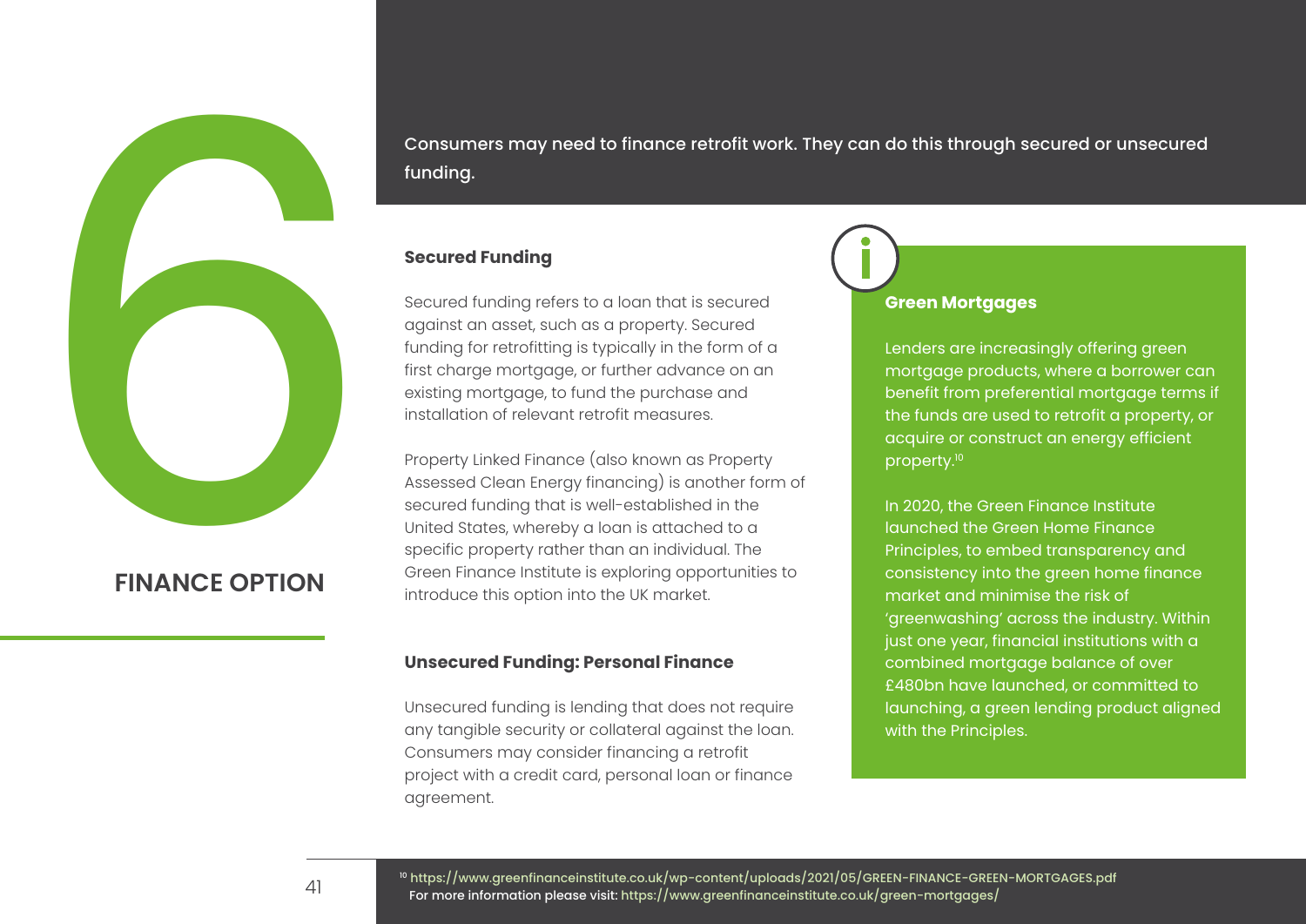# 6 FINANCE OPTION

Consumers may need to finance retrofit work. They can do this through secured or unsecured funding.

## Secured Funding

Secured funding refers to a loan that is secured against an asset, such as a property. Secured funding for retrofitting is typically in the form of a first charge mortgage, or further advance on an existing mortgage, to fund the purchase and installation of relevant retrofit measures.

Property Linked Finance (also known as Property Assessed Clean Energy financing) is another form of secured funding that is well-established in the United States, whereby a loan is attached to a specific property rather than an individual. The Green Finance Institute is exploring opportunities to introduce this option into the UK market.

## Unsecured Funding: Personal Finance

Unsecured funding is lending that does not require any tangible security or collateral against the loan. Consumers may consider financing a retrofit project with a credit card, personal loan or finance agreement.

### Green Mortgages

Lenders are increasingly offering green mortgage products, where a borrower can benefit from preferential mortgage terms if the funds are used to retrofit a property, or acquire or construct an energy efficient property.[10]

In 2020, the Green Finance Institute launched the Green Home Finance Principles, to embed transparency and consistency into the green home finance market and minimise the risk of 'greenwashing' across the industry. Within just one year, financial institutions with a combined mortgage balance of over £480bn have launched, or committed to launching, a green lending product aligned with the Principles.

[10] https://www.greenfinanceinstitute.co.uk/wp-content/uploads/2021/05/GREEN-FINANCE-GREEN-MORTGAGES.pdf
For more information please visit: https://www.greenfinanceinstitute.co.uk/green-mortgages/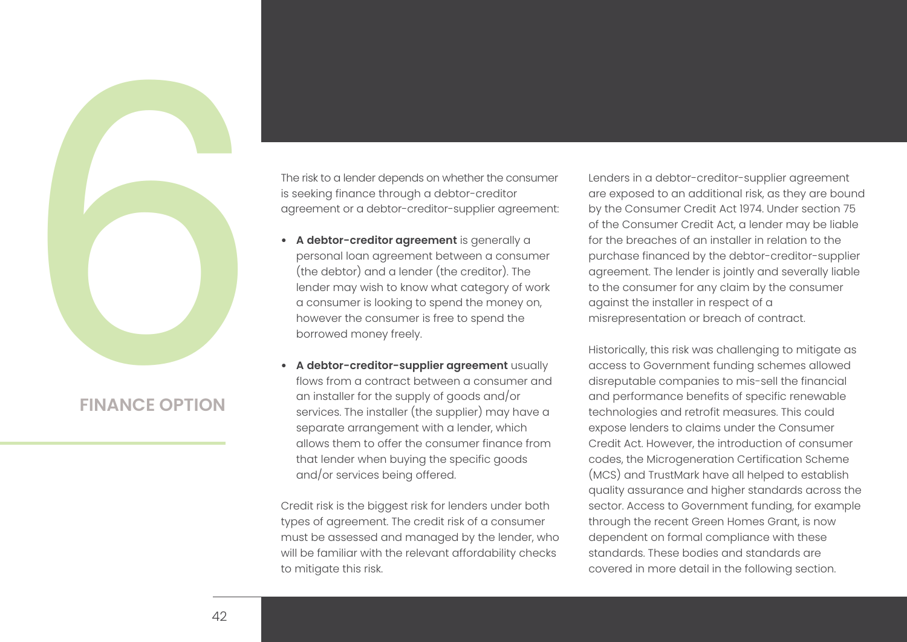# 6 FINANCE OPTION

The risk to a lender depends on whether the consumer is seeking finance through a debtor-creditor agreement or a debtor-creditor-supplier agreement:

- **A debtor-creditor agreement** is generally a personal loan agreement between a consumer (the debtor) and a lender (the creditor). The lender may wish to know what category of work a consumer is looking to spend the money on, however the consumer is free to spend the borrowed money freely.
- **A debtor-creditor-supplier agreement** usually flows from a contract between a consumer and an installer for the supply of goods and/or services. The installer (the supplier) may have a separate arrangement with a lender, which allows them to offer the consumer finance from that lender when buying the specific goods and/or services being offered.

Credit risk is the biggest risk for lenders under both types of agreement. The credit risk of a consumer must be assessed and managed by the lender, who will be familiar with the relevant affordability checks to mitigate this risk.

Lenders in a debtor-creditor-supplier agreement are exposed to an additional risk, as they are bound by the Consumer Credit Act 1974. Under section 75 of the Consumer Credit Act, a lender may be liable for the breaches of an installer in relation to the purchase financed by the debtor-creditor-supplier agreement. The lender is jointly and severally liable to the consumer for any claim by the consumer against the installer in respect of a misrepresentation or breach of contract.

Historically, this risk was challenging to mitigate as access to Government funding schemes allowed disreputable companies to mis-sell the financial and performance benefits of specific renewable technologies and retrofit measures. This could expose lenders to claims under the Consumer Credit Act. However, the introduction of consumer codes, the Microgeneration Certification Scheme (MCS) and TrustMark have all helped to establish quality assurance and higher standards across the sector. Access to Government funding, for example through the recent Green Homes Grant, is now dependent on formal compliance with these standards. These bodies and standards are covered in more detail in the following section.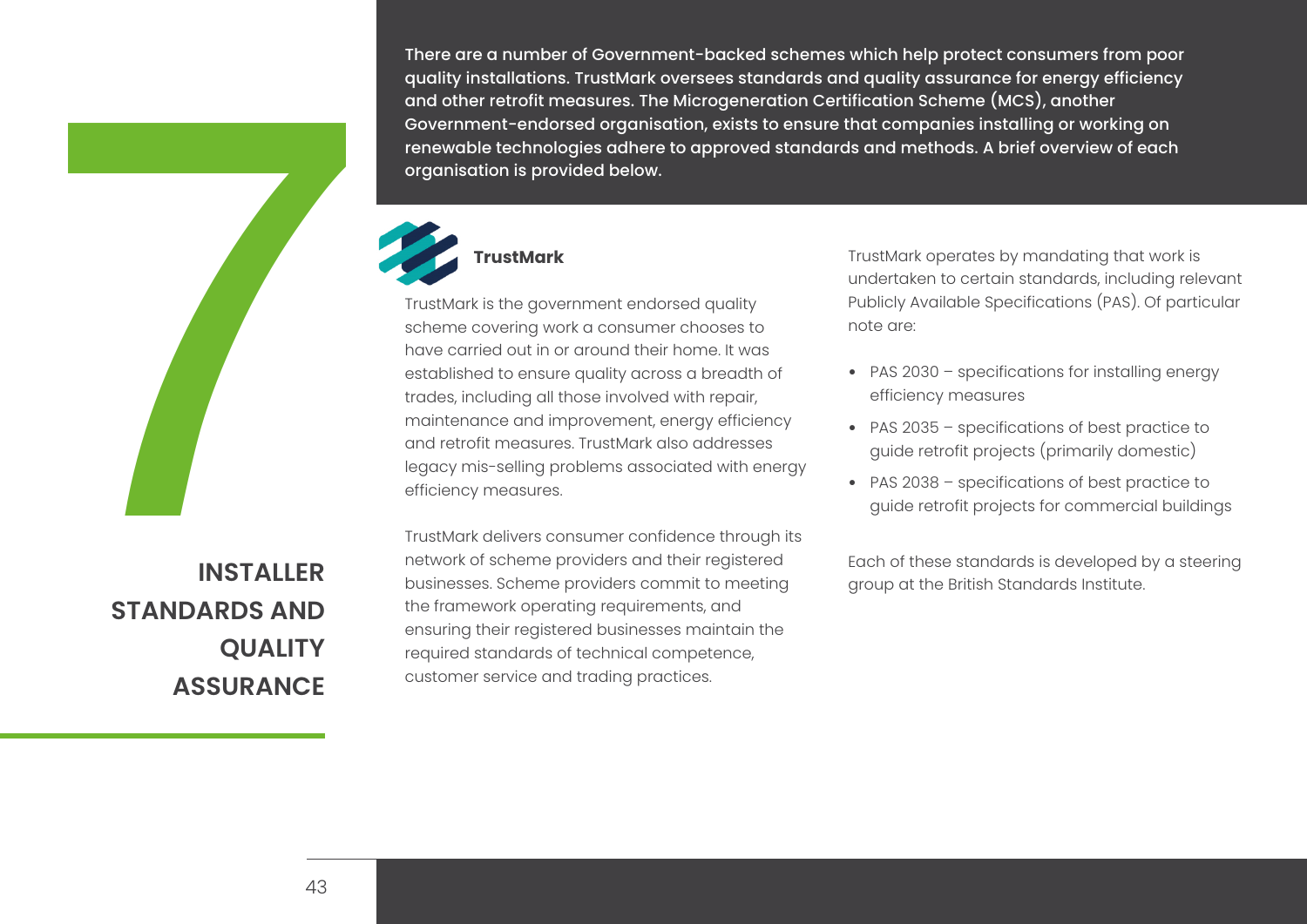# 7 INSTALLER STANDARDS AND QUALITY ASSURANCE

**There are a number of Government-backed schemes which help protect consumers from poor quality installations. TrustMark oversees standards and quality assurance for energy efficiency and other retrofit measures. The Microgeneration Certification Scheme (MCS), another Government-endorsed organisation, exists to ensure that companies installing or working on renewable technologies adhere to approved standards and methods. A brief overview of each organisation is provided below.**

## TrustMark

TrustMark is the government endorsed quality scheme covering work a consumer chooses to have carried out in or around their home. It was established to ensure quality across a breadth of trades, including all those involved with repair, maintenance and improvement, energy efficiency and retrofit measures. TrustMark also addresses legacy mis-selling problems associated with energy efficiency measures.

TrustMark delivers consumer confidence through its network of scheme providers and their registered businesses. Scheme providers commit to meeting the framework operating requirements, and ensuring their registered businesses maintain the required standards of technical competence, customer service and trading practices.

TrustMark operates by mandating that work is undertaken to certain standards, including relevant Publicly Available Specifications (PAS). Of particular note are:

- PAS 2030 – specifications for installing energy efficiency measures
- PAS 2035 – specifications of best practice to guide retrofit projects (primarily domestic)
- PAS 2038 – specifications of best practice to guide retrofit projects for commercial buildings

Each of these standards is developed by a steering group at the British Standards Institute.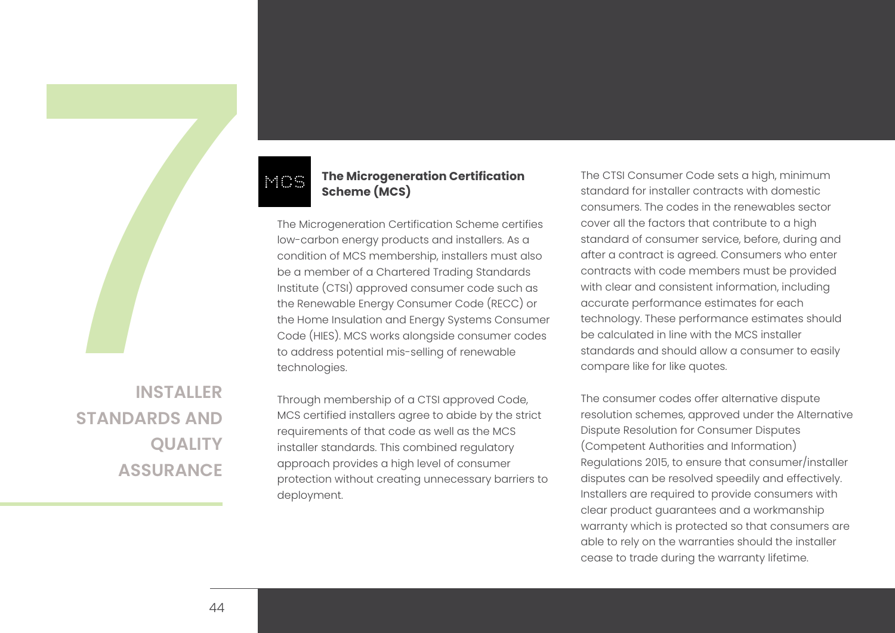# 7 INSTALLER STANDARDS AND QUALITY ASSURANCE

## The Microgeneration Certification Scheme (MCS)

The Microgeneration Certification Scheme certifies low-carbon energy products and installers. As a condition of MCS membership, installers must also be a member of a Chartered Trading Standards Institute (CTSI) approved consumer code such as the Renewable Energy Consumer Code (RECC) or the Home Insulation and Energy Systems Consumer Code (HIES). MCS works alongside consumer codes to address potential mis-selling of renewable technologies.

Through membership of a CTSI approved Code, MCS certified installers agree to abide by the strict requirements of that code as well as the MCS installer standards. This combined regulatory approach provides a high level of consumer protection without creating unnecessary barriers to deployment.

The CTSI Consumer Code sets a high, minimum standard for installer contracts with domestic consumers. The codes in the renewables sector cover all the factors that contribute to a high standard of consumer service, before, during and after a contract is agreed. Consumers who enter contracts with code members must be provided with clear and consistent information, including accurate performance estimates for each technology. These performance estimates should be calculated in line with the MCS installer standards and should allow a consumer to easily compare like for like quotes.

The consumer codes offer alternative dispute resolution schemes, approved under the Alternative Dispute Resolution for Consumer Disputes (Competent Authorities and Information) Regulations 2015, to ensure that consumer/installer disputes can be resolved speedily and effectively. Installers are required to provide consumers with clear product guarantees and a workmanship warranty which is protected so that consumers are able to rely on the warranties should the installer cease to trade during the warranty lifetime.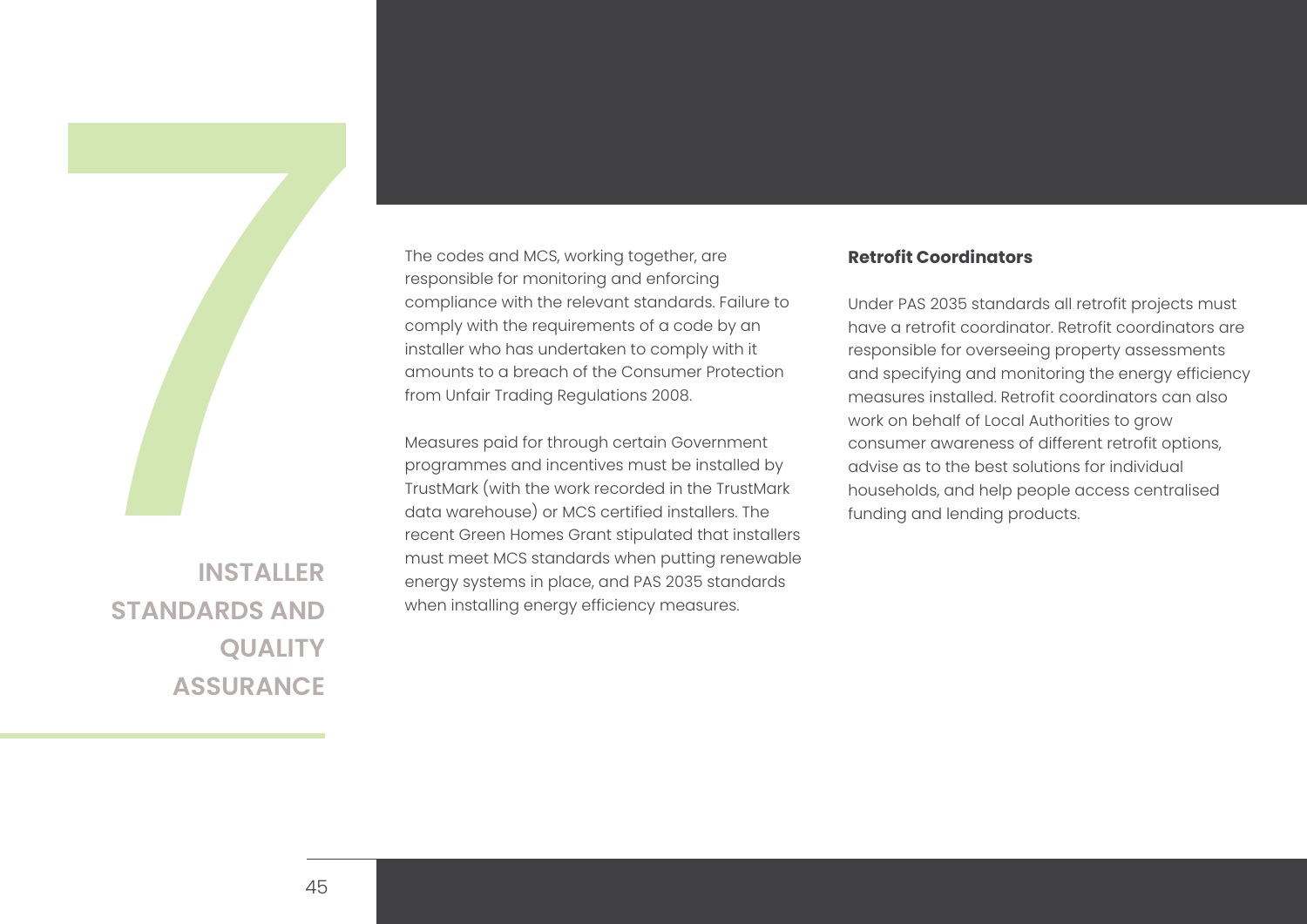# 7 INSTALLER STANDARDS AND QUALITY ASSURANCE

The codes and MCS, working together, are responsible for monitoring and enforcing compliance with the relevant standards. Failure to comply with the requirements of a code by an installer who has undertaken to comply with it amounts to a breach of the Consumer Protection from Unfair Trading Regulations 2008.

Measures paid for through certain Government programmes and incentives must be installed by TrustMark (with the work recorded in the TrustMark data warehouse) or MCS certified installers. The recent Green Homes Grant stipulated that installers must meet MCS standards when putting renewable energy systems in place, and PAS 2035 standards when installing energy efficiency measures.

### Retrofit Coordinators

Under PAS 2035 standards all retrofit projects must have a retrofit coordinator. Retrofit coordinators are responsible for overseeing property assessments and specifying and monitoring the energy efficiency measures installed. Retrofit coordinators can also work on behalf of Local Authorities to grow consumer awareness of different retrofit options, advise as to the best solutions for individual households, and help people access centralised funding and lending products.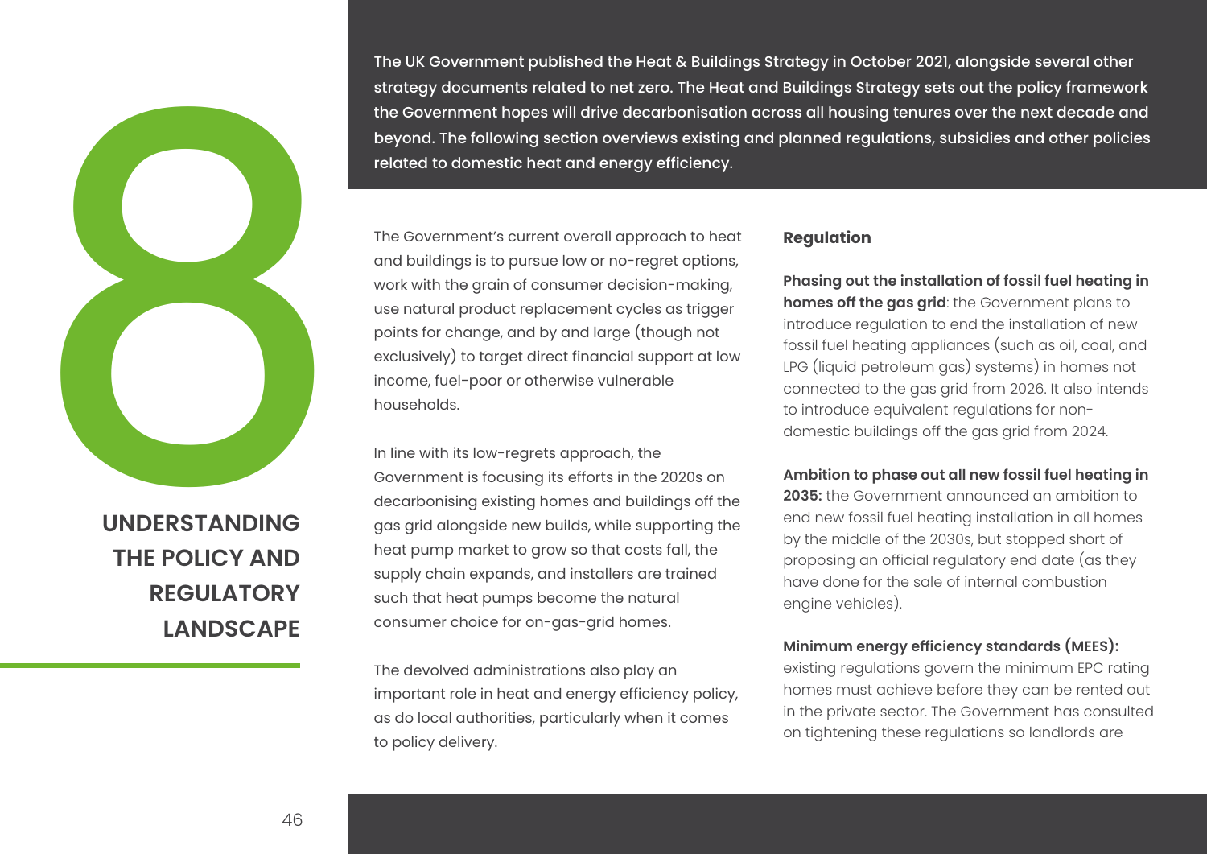# 8 UNDERSTANDING THE POLICY AND REGULATORY LANDSCAPE

**The UK Government published the Heat & Buildings Strategy in October 2021, alongside several other strategy documents related to net zero. The Heat and Buildings Strategy sets out the policy framework the Government hopes will drive decarbonisation across all housing tenures over the next decade and beyond. The following section overviews existing and planned regulations, subsidies and other policies related to domestic heat and energy efficiency.**

The Government's current overall approach to heat and buildings is to pursue low or no-regret options, work with the grain of consumer decision-making, use natural product replacement cycles as trigger points for change, and by and large (though not exclusively) to target direct financial support at low income, fuel-poor or otherwise vulnerable households.

In line with its low-regrets approach, the Government is focusing its efforts in the 2020s on decarbonising existing homes and buildings off the gas grid alongside new builds, while supporting the heat pump market to grow so that costs fall, the supply chain expands, and installers are trained such that heat pumps become the natural consumer choice for on-gas-grid homes.

The devolved administrations also play an important role in heat and energy efficiency policy, as do local authorities, particularly when it comes to policy delivery.

### Regulation

**Phasing out the installation of fossil fuel heating in homes off the gas grid**: the Government plans to introduce regulation to end the installation of new fossil fuel heating appliances (such as oil, coal, and LPG (liquid petroleum gas) systems) in homes not connected to the gas grid from 2026. It also intends to introduce equivalent regulations for non-domestic buildings off the gas grid from 2024.

**Ambition to phase out all new fossil fuel heating in 2035:** the Government announced an ambition to end new fossil fuel heating installation in all homes by the middle of the 2030s, but stopped short of proposing an official regulatory end date (as they have done for the sale of internal combustion engine vehicles).

**Minimum energy efficiency standards (MEES):** existing regulations govern the minimum EPC rating homes must achieve before they can be rented out in the private sector. The Government has consulted on tightening these regulations so landlords are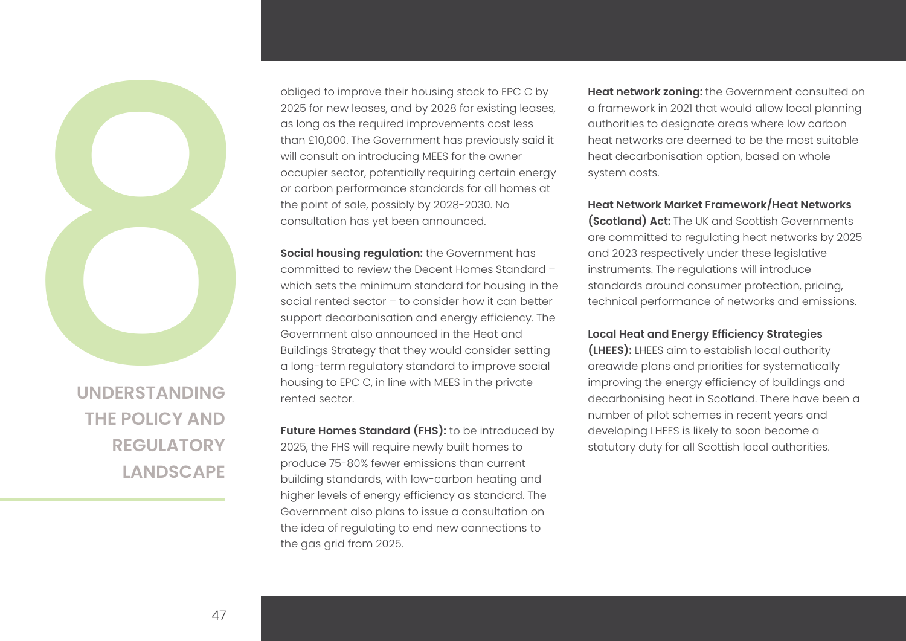# 8 UNDERSTANDING THE POLICY AND REGULATORY LANDSCAPE

obliged to improve their housing stock to EPC C by 2025 for new leases, and by 2028 for existing leases, as long as the required improvements cost less than £10,000. The Government has previously said it will consult on introducing MEES for the owner occupier sector, potentially requiring certain energy or carbon performance standards for all homes at the point of sale, possibly by 2028-2030. No consultation has yet been announced.

**Social housing regulation:** the Government has committed to review the Decent Homes Standard – which sets the minimum standard for housing in the social rented sector – to consider how it can better support decarbonisation and energy efficiency. The Government also announced in the Heat and Buildings Strategy that they would consider setting a long-term regulatory standard to improve social housing to EPC C, in line with MEES in the private rented sector.

**Future Homes Standard (FHS):** to be introduced by 2025, the FHS will require newly built homes to produce 75-80% fewer emissions than current building standards, with low-carbon heating and higher levels of energy efficiency as standard. The Government also plans to issue a consultation on the idea of regulating to end new connections to the gas grid from 2025.

**Heat network zoning:** the Government consulted on a framework in 2021 that would allow local planning authorities to designate areas where low carbon heat networks are deemed to be the most suitable heat decarbonisation option, based on whole system costs.

**Heat Network Market Framework/Heat Networks (Scotland) Act:** The UK and Scottish Governments are committed to regulating heat networks by 2025 and 2023 respectively under these legislative instruments. The regulations will introduce standards around consumer protection, pricing, technical performance of networks and emissions.

**Local Heat and Energy Efficiency Strategies (LHEES):** LHEES aim to establish local authority areawide plans and priorities for systematically improving the energy efficiency of buildings and decarbonising heat in Scotland. There have been a number of pilot schemes in recent years and developing LHEES is likely to soon become a statutory duty for all Scottish local authorities.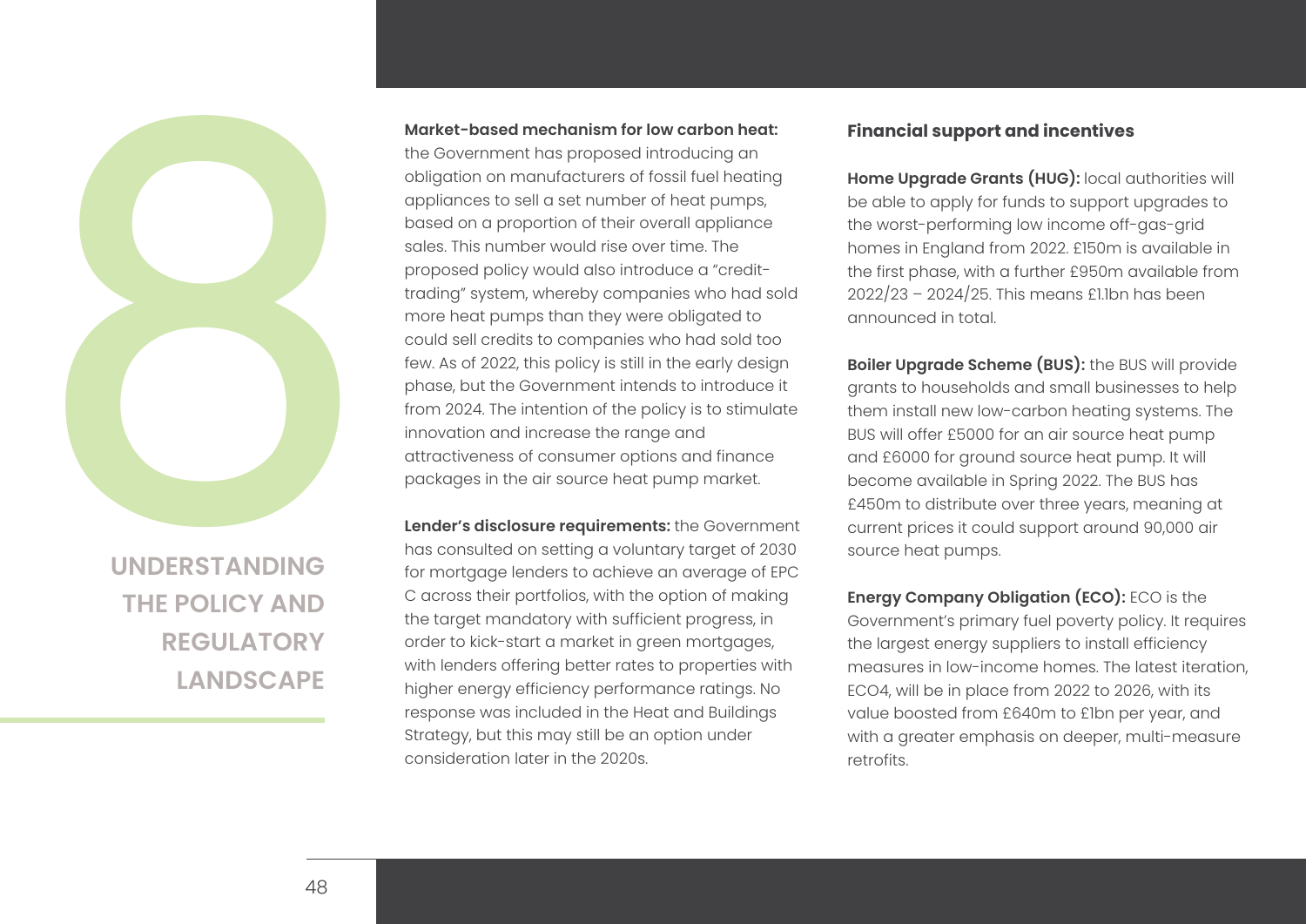# 8 UNDERSTANDING THE POLICY AND REGULATORY LANDSCAPE

**Market-based mechanism for low carbon heat:** the Government has proposed introducing an obligation on manufacturers of fossil fuel heating appliances to sell a set number of heat pumps, based on a proportion of their overall appliance sales. This number would rise over time. The proposed policy would also introduce a "credit-trading" system, whereby companies who had sold more heat pumps than they were obligated to could sell credits to companies who had sold too few. As of 2022, this policy is still in the early design phase, but the Government intends to introduce it from 2024. The intention of the policy is to stimulate innovation and increase the range and attractiveness of consumer options and finance packages in the air source heat pump market.

**Lender's disclosure requirements:** the Government has consulted on setting a voluntary target of 2030 for mortgage lenders to achieve an average of EPC C across their portfolios, with the option of making the target mandatory with sufficient progress, in order to kick-start a market in green mortgages, with lenders offering better rates to properties with higher energy efficiency performance ratings. No response was included in the Heat and Buildings Strategy, but this may still be an option under consideration later in the 2020s.

## Financial support and incentives

**Home Upgrade Grants (HUG):** local authorities will be able to apply for funds to support upgrades to the worst-performing low income off-gas-grid homes in England from 2022. £150m is available in the first phase, with a further £950m available from 2022/23 – 2024/25. This means £1.1bn has been announced in total.

**Boiler Upgrade Scheme (BUS):** the BUS will provide grants to households and small businesses to help them install new low-carbon heating systems. The BUS will offer £5000 for an air source heat pump and £6000 for ground source heat pump. It will become available in Spring 2022. The BUS has £450m to distribute over three years, meaning at current prices it could support around 90,000 air source heat pumps.

**Energy Company Obligation (ECO):** ECO is the Government's primary fuel poverty policy. It requires the largest energy suppliers to install efficiency measures in low-income homes. The latest iteration, ECO4, will be in place from 2022 to 2026, with its value boosted from £640m to £1bn per year, and with a greater emphasis on deeper, multi-measure retrofits.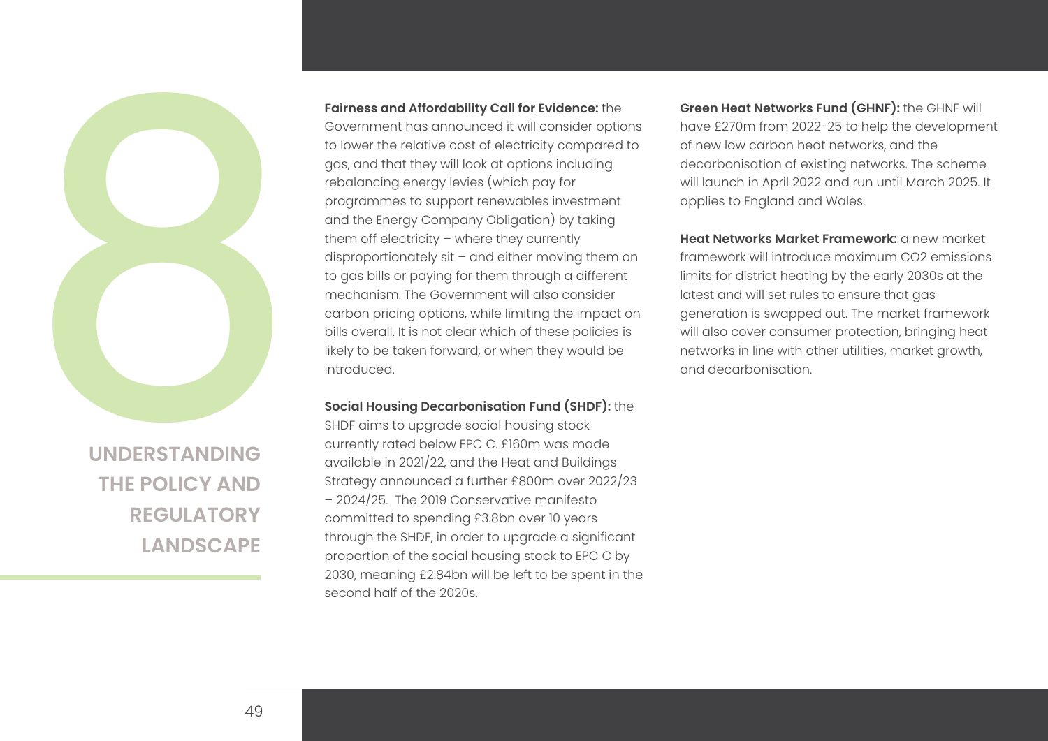# 8 UNDERSTANDING THE POLICY AND REGULATORY LANDSCAPE

**Fairness and Affordability Call for Evidence:** the Government has announced it will consider options to lower the relative cost of electricity compared to gas, and that they will look at options including rebalancing energy levies (which pay for programmes to support renewables investment and the Energy Company Obligation) by taking them off electricity – where they currently disproportionately sit – and either moving them on to gas bills or paying for them through a different mechanism. The Government will also consider carbon pricing options, while limiting the impact on bills overall. It is not clear which of these policies is likely to be taken forward, or when they would be introduced.

**Social Housing Decarbonisation Fund (SHDF):** the SHDF aims to upgrade social housing stock currently rated below EPC C. £160m was made available in 2021/22, and the Heat and Buildings Strategy announced a further £800m over 2022/23 – 2024/25. The 2019 Conservative manifesto committed to spending £3.8bn over 10 years through the SHDF, in order to upgrade a significant proportion of the social housing stock to EPC C by 2030, meaning £2.84bn will be left to be spent in the second half of the 2020s.

**Green Heat Networks Fund (GHNF):** the GHNF will have £270m from 2022-25 to help the development of new low carbon heat networks, and the decarbonisation of existing networks. The scheme will launch in April 2022 and run until March 2025. It applies to England and Wales.

**Heat Networks Market Framework:** a new market framework will introduce maximum $CO_2$ emissions limits for district heating by the early 2030s at the latest and will set rules to ensure that gas generation is swapped out. The market framework will also cover consumer protection, bringing heat networks in line with other utilities, market growth, and decarbonisation.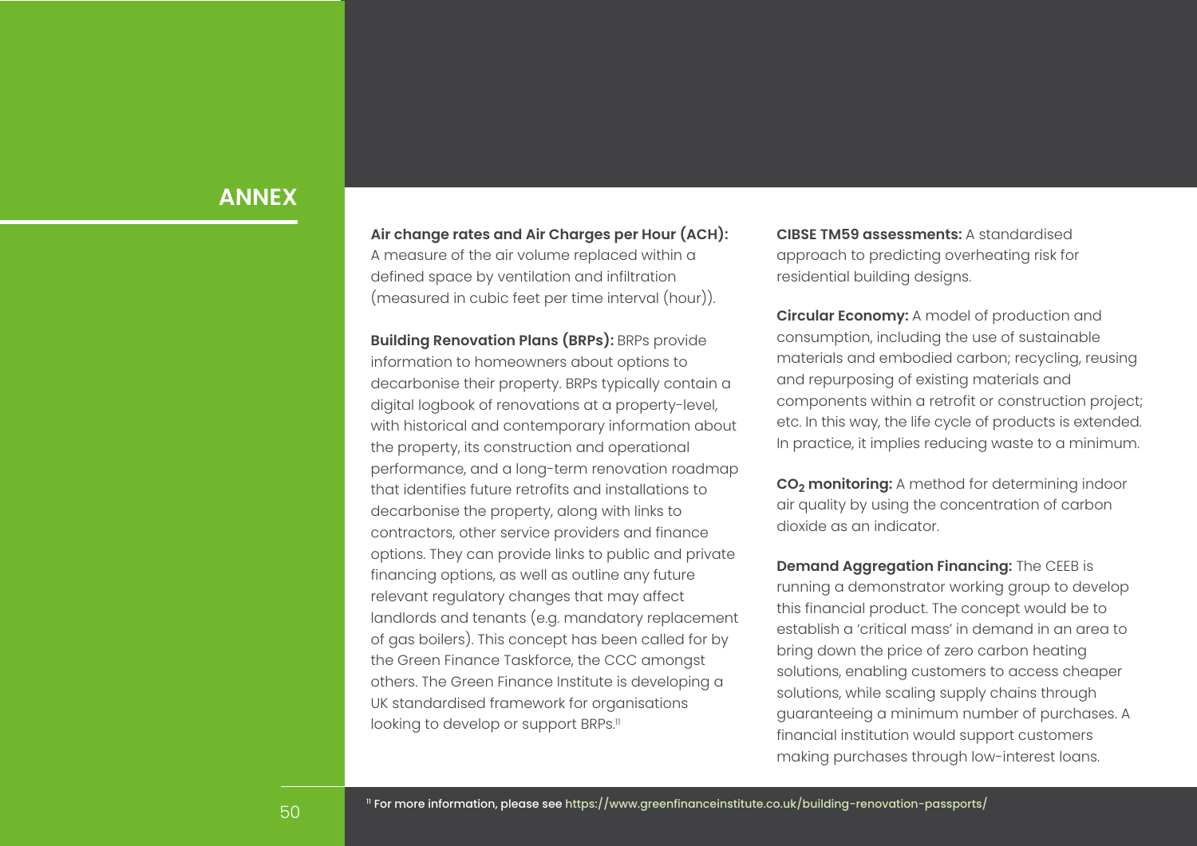## ANNEX

**Air change rates and Air Charges per Hour (ACH):** A measure of the air volume replaced within a defined space by ventilation and infiltration (measured in cubic feet per time interval (hour)).

**Building Renovation Plans (BRPs):** BRPs provide information to homeowners about options to decarbonise their property. BRPs typically contain a digital logbook of renovations at a property-level, with historical and contemporary information about the property, its construction and operational performance, and a long-term renovation roadmap that identifies future retrofits and installations to decarbonise the property, along with links to contractors, other service providers and finance options. They can provide links to public and private financing options, as well as outline any future relevant regulatory changes that may affect landlords and tenants (e.g. mandatory replacement of gas boilers). This concept has been called for by the Green Finance Taskforce, the CCC amongst others. The Green Finance Institute is developing a UK standardised framework for organisations looking to develop or support BRPs.[11]

**CIBSE TM59 assessments:** A standardised approach to predicting overheating risk for residential building designs.

**Circular Economy:** A model of production and consumption, including the use of sustainable materials and embodied carbon; recycling, reusing and repurposing of existing materials and components within a retrofit or construction project; etc. In this way, the life cycle of products is extended. In practice, it implies reducing waste to a minimum.

**$CO_2$ monitoring:** A method for determining indoor air quality by using the concentration of carbon dioxide as an indicator.

**Demand Aggregation Financing:** The CEEB is running a demonstrator working group to develop this financial product. The concept would be to establish a 'critical mass' in demand in an area to bring down the price of zero carbon heating solutions, enabling customers to access cheaper solutions, while scaling supply chains through guaranteeing a minimum number of purchases. A financial institution would support customers making purchases through low-interest loans.

[11] For more information, please see https://www.greenfinanceinstitute.co.uk/building-renovation-passports/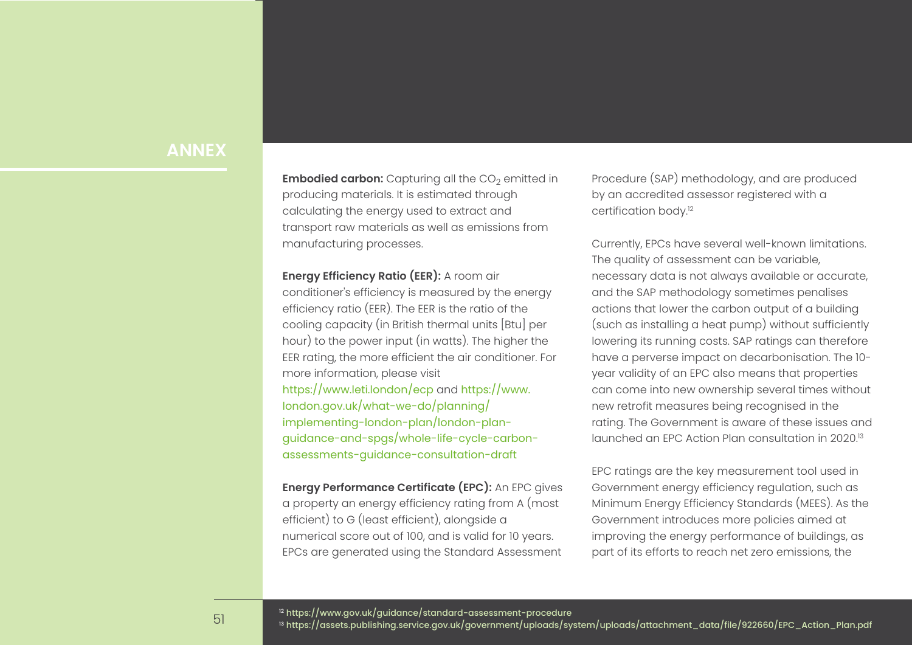# ANNEX

**Embodied carbon:** Capturing all the $CO_2$ emitted in producing materials. It is estimated through calculating the energy used to extract and transport raw materials as well as emissions from manufacturing processes.

**Energy Efficiency Ratio (EER):** A room air conditioner's efficiency is measured by the energy efficiency ratio (EER). The EER is the ratio of the cooling capacity (in British thermal units [Btu] per hour) to the power input (in watts). The higher the EER rating, the more efficient the air conditioner. For more information, please visit https://www.leti.london/ecp and https://www.london.gov.uk/what-we-do/planning/implementing-london-plan/london-plan-guidance-and-spgs/whole-life-cycle-carbon-assessments-guidance-consultation-draft

**Energy Performance Certificate (EPC):** An EPC gives a property an energy efficiency rating from A (most efficient) to G (least efficient), alongside a numerical score out of 100, and is valid for 10 years. EPCs are generated using the Standard Assessment Procedure (SAP) methodology, and are produced by an accredited assessor registered with a certification body.[12]

Currently, EPCs have several well-known limitations. The quality of assessment can be variable, necessary data is not always available or accurate, and the SAP methodology sometimes penalises actions that lower the carbon output of a building (such as installing a heat pump) without sufficiently lowering its running costs. SAP ratings can therefore have a perverse impact on decarbonisation. The 10-year validity of an EPC also means that properties can come into new ownership several times without new retrofit measures being recognised in the rating. The Government is aware of these issues and launched an EPC Action Plan consultation in 2020.[13]

EPC ratings are the key measurement tool used in Government energy efficiency regulation, such as Minimum Energy Efficiency Standards (MEES). As the Government introduces more policies aimed at improving the energy performance of buildings, as part of its efforts to reach net zero emissions, the

[12] https://www.gov.uk/guidance/standard-assessment-procedure

[13] https://assets.publishing.service.gov.uk/government/uploads/system/uploads/attachment_data/file/922660/EPC_Action_Plan.pdf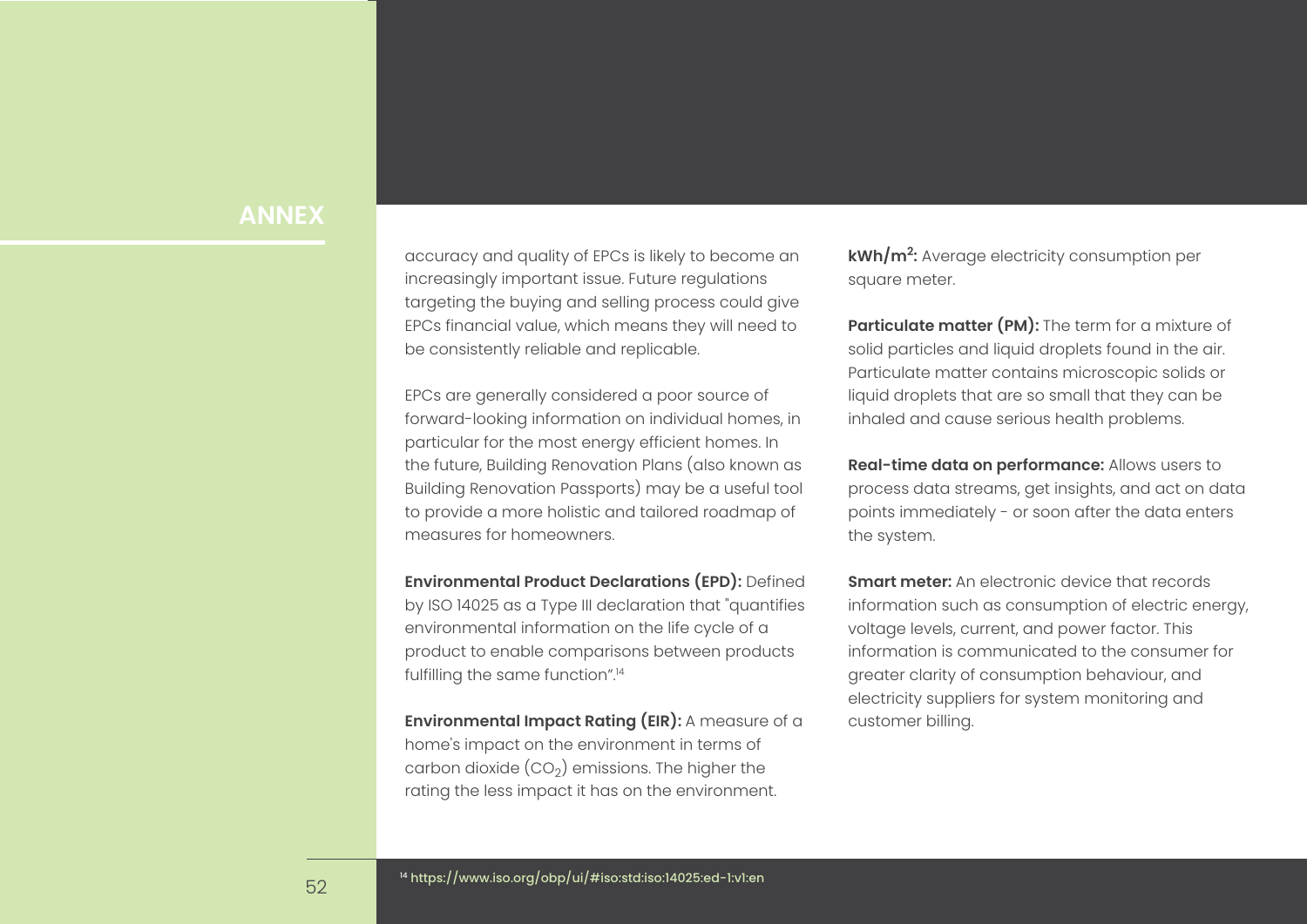## ANNEX

accuracy and quality of EPCs is likely to become an increasingly important issue. Future regulations targeting the buying and selling process could give EPCs financial value, which means they will need to be consistently reliable and replicable.

EPCs are generally considered a poor source of forward-looking information on individual homes, in particular for the most energy efficient homes. In the future, Building Renovation Plans (also known as Building Renovation Passports) may be a useful tool to provide a more holistic and tailored roadmap of measures for homeowners.

**Environmental Product Declarations (EPD):** Defined by ISO 14025 as a Type III declaration that "quantifies environmental information on the life cycle of a product to enable comparisons between products fulfilling the same function".[14]

**Environmental Impact Rating (EIR):** A measure of a home's impact on the environment in terms of carbon dioxide ($CO_2$) emissions. The higher the rating the less impact it has on the environment.

**$kWh/m^2$:** Average electricity consumption per square meter.

**Particulate matter (PM):** The term for a mixture of solid particles and liquid droplets found in the air. Particulate matter contains microscopic solids or liquid droplets that are so small that they can be inhaled and cause serious health problems.

**Real-time data on performance:** Allows users to process data streams, get insights, and act on data points immediately - or soon after the data enters the system.

**Smart meter:** An electronic device that records information such as consumption of electric energy, voltage levels, current, and power factor. This information is communicated to the consumer for greater clarity of consumption behaviour, and electricity suppliers for system monitoring and customer billing.

[14] https://www.iso.org/obp/ui/#iso:std:iso:14025:ed-1:v1:en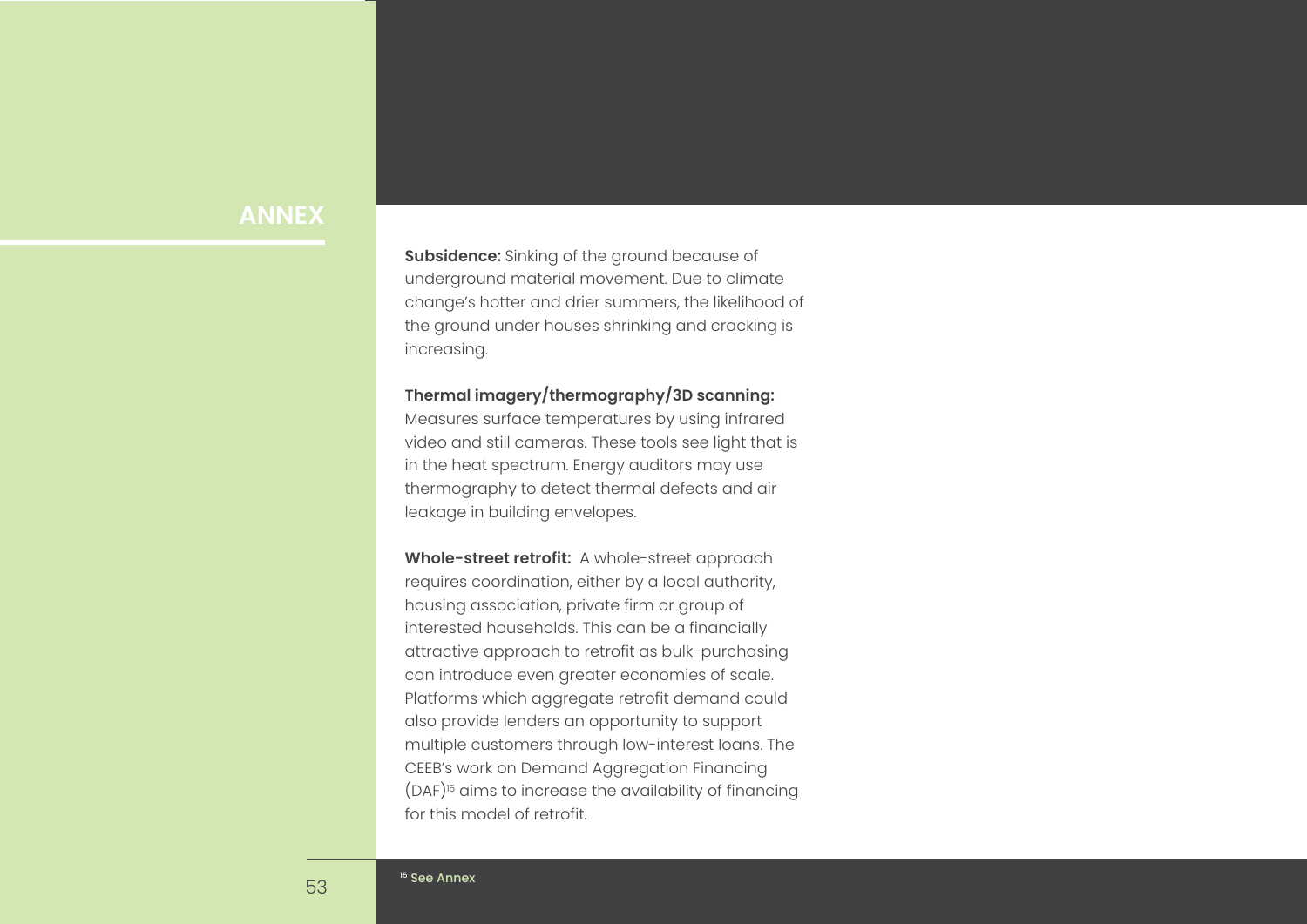# ANNEX

**Subsidence:** Sinking of the ground because of underground material movement. Due to climate change's hotter and drier summers, the likelihood of the ground under houses shrinking and cracking is increasing.

**Thermal imagery/thermography/3D scanning:** Measures surface temperatures by using infrared video and still cameras. These tools see light that is in the heat spectrum. Energy auditors may use thermography to detect thermal defects and air leakage in building envelopes.

**Whole-street retrofit:** A whole-street approach requires coordination, either by a local authority, housing association, private firm or group of interested households. This can be a financially attractive approach to retrofit as bulk-purchasing can introduce even greater economies of scale. Platforms which aggregate retrofit demand could also provide lenders an opportunity to support multiple customers through low-interest loans. The CEEB's work on Demand Aggregation Financing (DAF)[15] aims to increase the availability of financing for this model of retrofit.

[15] See Annex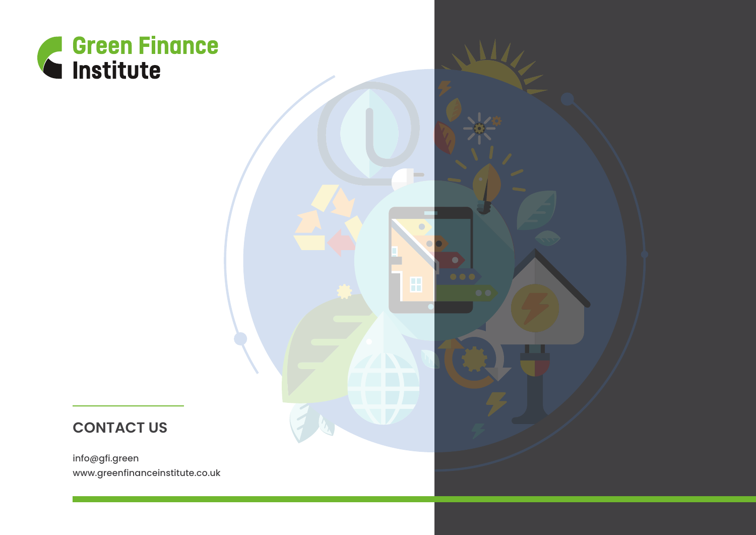Green Finance Institute

## CONTACT US

info@gfi.green
www.greenfinanceinstitute.co.uk